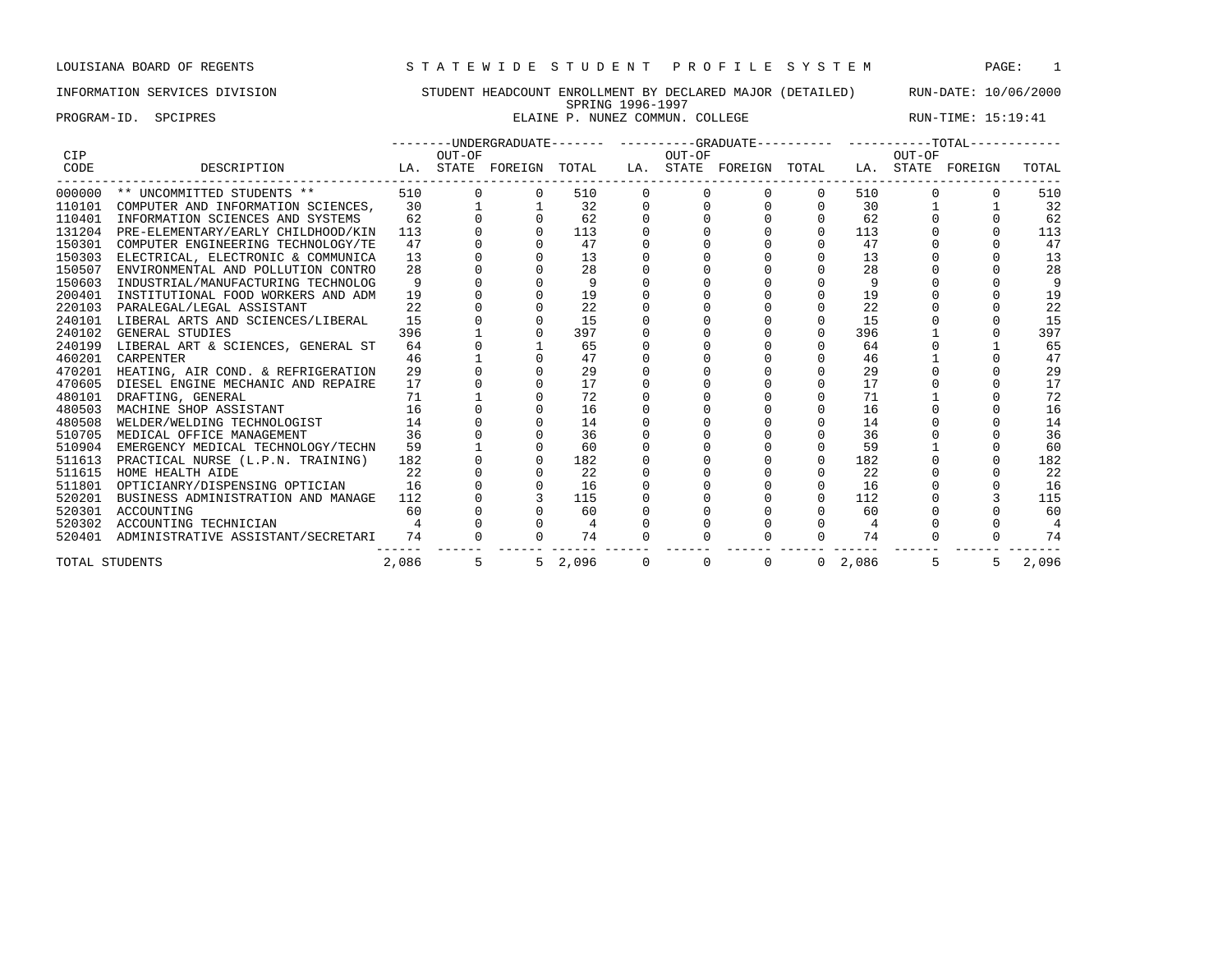LOUISIANA BOARD OF REGENTS — STATEWIDE STUDENT PROFILE SYSTEM

INFORMATION SERVICES DIVISION — STUDENT HEADCOUNT ENROLLMENT BY DECLARED MAJOR (DETAILED) — RUN-DATE: 10/06/2000

SPRING 1996-1997

PROGRAM-ID. SPCIPRES — ELAINE P. NUNEZ COMMUN. COLLEGE — RUN-TIME: 15:19:41

| CIP CODE | DESCRIPTION | UNDERGRADUATE LA. | OUT-OF STATE | FOREIGN | TOTAL | GRADUATE LA. | OUT-OF STATE | FOREIGN | TOTAL | TOTAL LA. | OUT-OF STATE | FOREIGN | TOTAL |
|---|---|---|---|---|---|---|---|---|---|---|---|---|---|
| 000000 | ** UNCOMMITTED STUDENTS ** | 510 | 0 | 0 | 510 | 0 | 0 | 0 | 0 | 510 | 0 | 0 | 510 |
| 110101 | COMPUTER AND INFORMATION SCIENCES, | 30 | 1 | 1 | 32 | 0 | 0 | 0 | 0 | 30 | 1 | 1 | 32 |
| 110401 | INFORMATION SCIENCES AND SYSTEMS | 62 | 0 | 0 | 62 | 0 | 0 | 0 | 0 | 62 | 0 | 0 | 62 |
| 131204 | PRE-ELEMENTARY/EARLY CHILDHOOD/KIN | 113 | 0 | 0 | 113 | 0 | 0 | 0 | 0 | 113 | 0 | 0 | 113 |
| 150301 | COMPUTER ENGINEERING TECHNOLOGY/TE | 47 | 0 | 0 | 47 | 0 | 0 | 0 | 0 | 47 | 0 | 0 | 47 |
| 150303 | ELECTRICAL, ELECTRONIC & COMMUNICA | 13 | 0 | 0 | 13 | 0 | 0 | 0 | 0 | 13 | 0 | 0 | 13 |
| 150507 | ENVIRONMENTAL AND POLLUTION CONTRO | 28 | 0 | 0 | 28 | 0 | 0 | 0 | 0 | 28 | 0 | 0 | 28 |
| 150603 | INDUSTRIAL/MANUFACTURING TECHNOLOG | 9 | 0 | 0 | 9 | 0 | 0 | 0 | 0 | 9 | 0 | 0 | 9 |
| 200401 | INSTITUTIONAL FOOD WORKERS AND ADM | 19 | 0 | 0 | 19 | 0 | 0 | 0 | 0 | 19 | 0 | 0 | 19 |
| 220103 | PARALEGAL/LEGAL ASSISTANT | 22 | 0 | 0 | 22 | 0 | 0 | 0 | 0 | 22 | 0 | 0 | 22 |
| 240101 | LIBERAL ARTS AND SCIENCES/LIBERAL | 15 | 0 | 0 | 15 | 0 | 0 | 0 | 0 | 15 | 0 | 0 | 15 |
| 240102 | GENERAL STUDIES | 396 | 1 | 0 | 397 | 0 | 0 | 0 | 0 | 396 | 1 | 0 | 397 |
| 240199 | LIBERAL ART & SCIENCES, GENERAL ST | 64 | 0 | 1 | 65 | 0 | 0 | 0 | 0 | 64 | 0 | 1 | 65 |
| 460201 | CARPENTER | 46 | 1 | 0 | 47 | 0 | 0 | 0 | 0 | 46 | 1 | 0 | 47 |
| 470201 | HEATING, AIR COND. & REFRIGERATION | 29 | 0 | 0 | 29 | 0 | 0 | 0 | 0 | 29 | 0 | 0 | 29 |
| 470605 | DIESEL ENGINE MECHANIC AND REPAIRE | 17 | 0 | 0 | 17 | 0 | 0 | 0 | 0 | 17 | 0 | 0 | 17 |
| 480101 | DRAFTING, GENERAL | 71 | 1 | 0 | 72 | 0 | 0 | 0 | 0 | 71 | 1 | 0 | 72 |
| 480503 | MACHINE SHOP ASSISTANT | 16 | 0 | 0 | 16 | 0 | 0 | 0 | 0 | 16 | 0 | 0 | 16 |
| 480508 | WELDER/WELDING TECHNOLOGIST | 14 | 0 | 0 | 14 | 0 | 0 | 0 | 0 | 14 | 0 | 0 | 14 |
| 510705 | MEDICAL OFFICE MANAGEMENT | 36 | 0 | 0 | 36 | 0 | 0 | 0 | 0 | 36 | 0 | 0 | 36 |
| 510904 | EMERGENCY MEDICAL TECHNOLOGY/TECHN | 59 | 1 | 0 | 60 | 0 | 0 | 0 | 0 | 59 | 1 | 0 | 60 |
| 511613 | PRACTICAL NURSE (L.P.N. TRAINING) | 182 | 0 | 0 | 182 | 0 | 0 | 0 | 0 | 182 | 0 | 0 | 182 |
| 511615 | HOME HEALTH AIDE | 22 | 0 | 0 | 22 | 0 | 0 | 0 | 0 | 22 | 0 | 0 | 22 |
| 511801 | OPTICIANRY/DISPENSING OPTICIAN | 16 | 0 | 0 | 16 | 0 | 0 | 0 | 0 | 16 | 0 | 0 | 16 |
| 520201 | BUSINESS ADMINISTRATION AND MANAGE | 112 | 0 | 3 | 115 | 0 | 0 | 0 | 0 | 112 | 0 | 3 | 115 |
| 520301 | ACCOUNTING | 60 | 0 | 0 | 60 | 0 | 0 | 0 | 0 | 60 | 0 | 0 | 60 |
| 520302 | ACCOUNTING TECHNICIAN | 4 | 0 | 0 | 4 | 0 | 0 | 0 | 0 | 4 | 0 | 0 | 4 |
| 520401 | ADMINISTRATIVE ASSISTANT/SECRETARI | 74 | 0 | 0 | 74 | 0 | 0 | 0 | 0 | 74 | 0 | 0 | 74 |
| TOTAL STUDENTS | | 2,086 | 5 | 5 | 2,096 | 0 | 0 | 0 | 0 | 2,086 | 5 | 5 | 2,096 |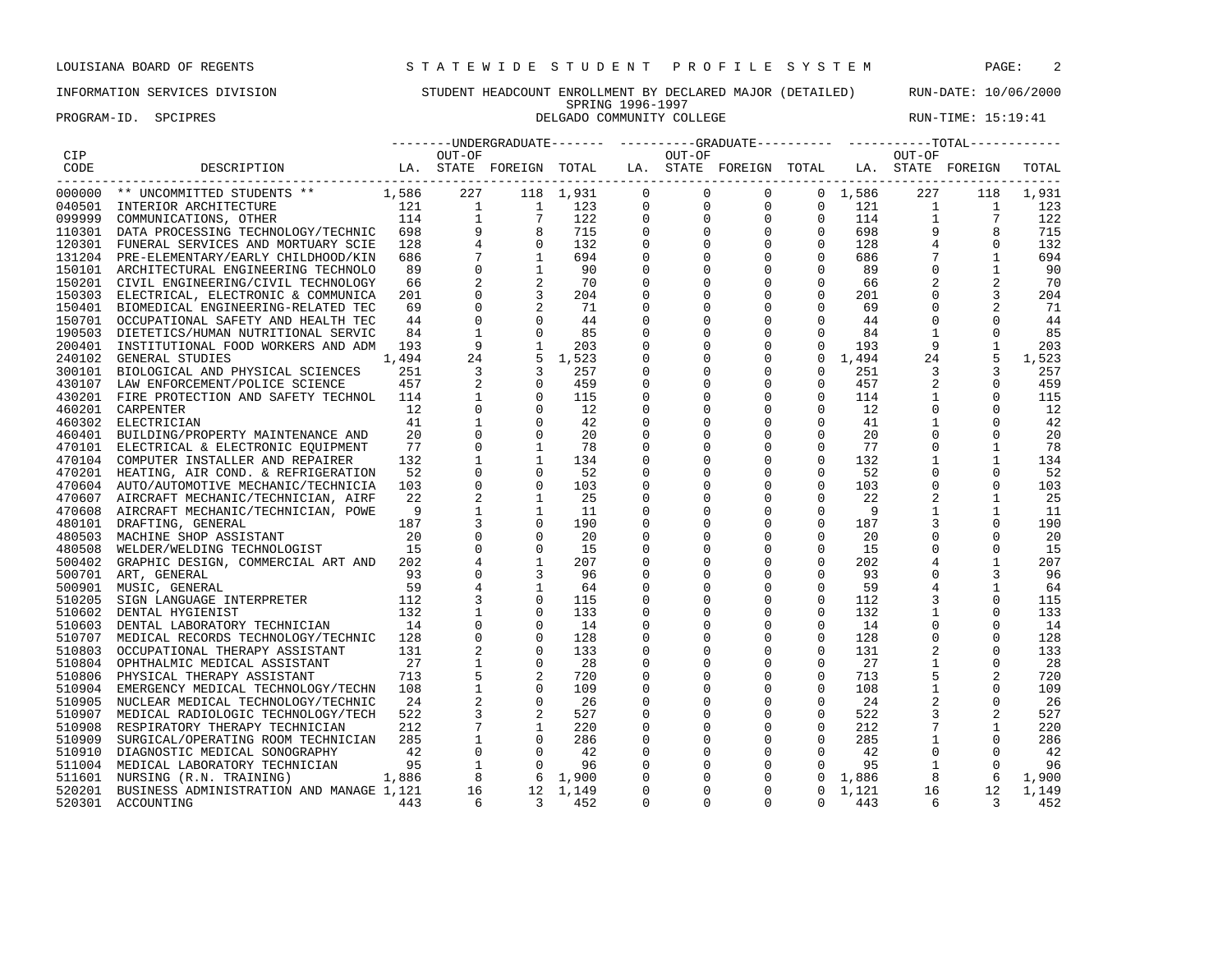LOUISIANA BOARD OF REGENTS — STATEWIDE STUDENT PROFILE SYSTEM

INFORMATION SERVICES DIVISION — STUDENT HEADCOUNT ENROLLMENT BY DECLARED MAJOR (DETAILED) — RUN-DATE: 10/06/2000

SPRING 1996-1997

PROGRAM-ID. SPCIPRES — DELGADO COMMUNITY COLLEGE — RUN-TIME: 15:19:41

| CIP CODE | DESCRIPTION | UNDERGRADUATE LA. | UNDERGRADUATE OUT-OF STATE | UNDERGRADUATE FOREIGN | UNDERGRADUATE TOTAL | GRADUATE LA. | GRADUATE OUT-OF STATE | GRADUATE FOREIGN | GRADUATE TOTAL | TOTAL LA. | TOTAL OUT-OF STATE | TOTAL FOREIGN | TOTAL |
|---|---|---|---|---|---|---|---|---|---|---|---|---|---|
| 000000 | ** UNCOMMITTED STUDENTS ** | 1,586 | 227 | 118 | 1,931 | 0 | 0 | 0 | 0 | 1,586 | 227 | 118 | 1,931 |
| 040501 | INTERIOR ARCHITECTURE | 121 | 1 | 1 | 123 | 0 | 0 | 0 | 0 | 121 | 1 | 1 | 123 |
| 099999 | COMMUNICATIONS, OTHER | 114 | 1 | 7 | 122 | 0 | 0 | 0 | 0 | 114 | 1 | 7 | 122 |
| 110301 | DATA PROCESSING TECHNOLOGY/TECHNIC | 698 | 9 | 8 | 715 | 0 | 0 | 0 | 0 | 698 | 9 | 8 | 715 |
| 120301 | FUNERAL SERVICES AND MORTUARY SCIE | 128 | 4 | 0 | 132 | 0 | 0 | 0 | 0 | 128 | 4 | 0 | 132 |
| 131204 | PRE-ELEMENTARY/EARLY CHILDHOOD/KIN | 686 | 7 | 1 | 694 | 0 | 0 | 0 | 0 | 686 | 7 | 1 | 694 |
| 150101 | ARCHITECTURAL ENGINEERING TECHNOLO | 89 | 0 | 1 | 90 | 0 | 0 | 0 | 0 | 89 | 0 | 1 | 90 |
| 150201 | CIVIL ENGINEERING/CIVIL TECHNOLOGY | 66 | 2 | 2 | 70 | 0 | 0 | 0 | 0 | 66 | 2 | 2 | 70 |
| 150303 | ELECTRICAL, ELECTRONIC & COMMUNICA | 201 | 0 | 3 | 204 | 0 | 0 | 0 | 0 | 201 | 0 | 3 | 204 |
| 150401 | BIOMEDICAL ENGINEERING-RELATED TEC | 69 | 0 | 2 | 71 | 0 | 0 | 0 | 0 | 69 | 0 | 2 | 71 |
| 150701 | OCCUPATIONAL SAFETY AND HEALTH TEC | 44 | 0 | 0 | 44 | 0 | 0 | 0 | 0 | 44 | 0 | 0 | 44 |
| 190503 | DIETETICS/HUMAN NUTRITIONAL SERVIC | 84 | 1 | 0 | 85 | 0 | 0 | 0 | 0 | 84 | 1 | 0 | 85 |
| 200401 | INSTITUTIONAL FOOD WORKERS AND ADM | 193 | 9 | 1 | 203 | 0 | 0 | 0 | 0 | 193 | 9 | 1 | 203 |
| 240102 | GENERAL STUDIES | 1,494 | 24 | 5 | 1,523 | 0 | 0 | 0 | 0 | 1,494 | 24 | 5 | 1,523 |
| 300101 | BIOLOGICAL AND PHYSICAL SCIENCES | 251 | 3 | 3 | 257 | 0 | 0 | 0 | 0 | 251 | 3 | 3 | 257 |
| 430107 | LAW ENFORCEMENT/POLICE SCIENCE | 457 | 2 | 0 | 459 | 0 | 0 | 0 | 0 | 457 | 2 | 0 | 459 |
| 430201 | FIRE PROTECTION AND SAFETY TECHNOL | 114 | 1 | 0 | 115 | 0 | 0 | 0 | 0 | 114 | 1 | 0 | 115 |
| 460201 | CARPENTER | 12 | 0 | 0 | 12 | 0 | 0 | 0 | 0 | 12 | 0 | 0 | 12 |
| 460302 | ELECTRICIAN | 41 | 1 | 0 | 42 | 0 | 0 | 0 | 0 | 41 | 1 | 0 | 42 |
| 460401 | BUILDING/PROPERTY MAINTENANCE AND | 20 | 0 | 0 | 20 | 0 | 0 | 0 | 0 | 20 | 0 | 0 | 20 |
| 470101 | ELECTRICAL & ELECTRONIC EQUIPMENT | 77 | 0 | 1 | 78 | 0 | 0 | 0 | 0 | 77 | 0 | 1 | 78 |
| 470104 | COMPUTER INSTALLER AND REPAIRER | 132 | 1 | 1 | 134 | 0 | 0 | 0 | 0 | 132 | 1 | 1 | 134 |
| 470201 | HEATING, AIR COND. & REFRIGERATION | 52 | 0 | 0 | 52 | 0 | 0 | 0 | 0 | 52 | 0 | 0 | 52 |
| 470604 | AUTO/AUTOMOTIVE MECHANIC/TECHNICIA | 103 | 0 | 0 | 103 | 0 | 0 | 0 | 0 | 103 | 0 | 0 | 103 |
| 470607 | AIRCRAFT MECHANIC/TECHNICIAN, AIRF | 22 | 2 | 1 | 25 | 0 | 0 | 0 | 0 | 22 | 2 | 1 | 25 |
| 470608 | AIRCRAFT MECHANIC/TECHNICIAN, POWE | 9 | 1 | 1 | 11 | 0 | 0 | 0 | 0 | 9 | 1 | 1 | 11 |
| 480101 | DRAFTING, GENERAL | 187 | 3 | 0 | 190 | 0 | 0 | 0 | 0 | 187 | 3 | 0 | 190 |
| 480503 | MACHINE SHOP ASSISTANT | 20 | 0 | 0 | 20 | 0 | 0 | 0 | 0 | 20 | 0 | 0 | 20 |
| 480508 | WELDER/WELDING TECHNOLOGIST | 15 | 0 | 0 | 15 | 0 | 0 | 0 | 0 | 15 | 0 | 0 | 15 |
| 500402 | GRAPHIC DESIGN, COMMERCIAL ART AND | 202 | 4 | 1 | 207 | 0 | 0 | 0 | 0 | 202 | 4 | 1 | 207 |
| 500701 | ART, GENERAL | 93 | 0 | 3 | 96 | 0 | 0 | 0 | 0 | 93 | 0 | 3 | 96 |
| 500901 | MUSIC, GENERAL | 59 | 4 | 1 | 64 | 0 | 0 | 0 | 0 | 59 | 4 | 1 | 64 |
| 510205 | SIGN LANGUAGE INTERPRETER | 112 | 3 | 0 | 115 | 0 | 0 | 0 | 0 | 112 | 3 | 0 | 115 |
| 510602 | DENTAL HYGIENIST | 132 | 1 | 0 | 133 | 0 | 0 | 0 | 0 | 132 | 1 | 0 | 133 |
| 510603 | DENTAL LABORATORY TECHNICIAN | 14 | 0 | 0 | 14 | 0 | 0 | 0 | 0 | 14 | 0 | 0 | 14 |
| 510707 | MEDICAL RECORDS TECHNOLOGY/TECHNIC | 128 | 0 | 0 | 128 | 0 | 0 | 0 | 0 | 128 | 0 | 0 | 128 |
| 510803 | OCCUPATIONAL THERAPY ASSISTANT | 131 | 2 | 0 | 133 | 0 | 0 | 0 | 0 | 131 | 2 | 0 | 133 |
| 510804 | OPHTHALMIC MEDICAL ASSISTANT | 27 | 1 | 0 | 28 | 0 | 0 | 0 | 0 | 27 | 1 | 0 | 28 |
| 510806 | PHYSICAL THERAPY ASSISTANT | 713 | 5 | 2 | 720 | 0 | 0 | 0 | 0 | 713 | 5 | 2 | 720 |
| 510904 | EMERGENCY MEDICAL TECHNOLOGY/TECHN | 108 | 1 | 0 | 109 | 0 | 0 | 0 | 0 | 108 | 1 | 0 | 109 |
| 510905 | NUCLEAR MEDICAL TECHNOLOGY/TECHNIC | 24 | 2 | 0 | 26 | 0 | 0 | 0 | 0 | 24 | 2 | 0 | 26 |
| 510907 | MEDICAL RADIOLOGIC TECHNOLOGY/TECH | 522 | 3 | 2 | 527 | 0 | 0 | 0 | 0 | 522 | 3 | 2 | 527 |
| 510908 | RESPIRATORY THERAPY TECHNICIAN | 212 | 7 | 1 | 220 | 0 | 0 | 0 | 0 | 212 | 7 | 1 | 220 |
| 510909 | SURGICAL/OPERATING ROOM TECHNICIAN | 285 | 1 | 0 | 286 | 0 | 0 | 0 | 0 | 285 | 1 | 0 | 286 |
| 510910 | DIAGNOSTIC MEDICAL SONOGRAPHY | 42 | 0 | 0 | 42 | 0 | 0 | 0 | 0 | 42 | 0 | 0 | 42 |
| 511004 | MEDICAL LABORATORY TECHNICIAN | 95 | 1 | 0 | 96 | 0 | 0 | 0 | 0 | 95 | 1 | 0 | 96 |
| 511601 | NURSING (R.N. TRAINING) | 1,886 | 8 | 6 | 1,900 | 0 | 0 | 0 | 0 | 1,886 | 8 | 6 | 1,900 |
| 520201 | BUSINESS ADMINISTRATION AND MANAGE | 1,121 | 16 | 12 | 1,149 | 0 | 0 | 0 | 0 | 1,121 | 16 | 12 | 1,149 |
| 520301 | ACCOUNTING | 443 | 6 | 3 | 452 | 0 | 0 | 0 | 0 | 443 | 6 | 3 | 452 |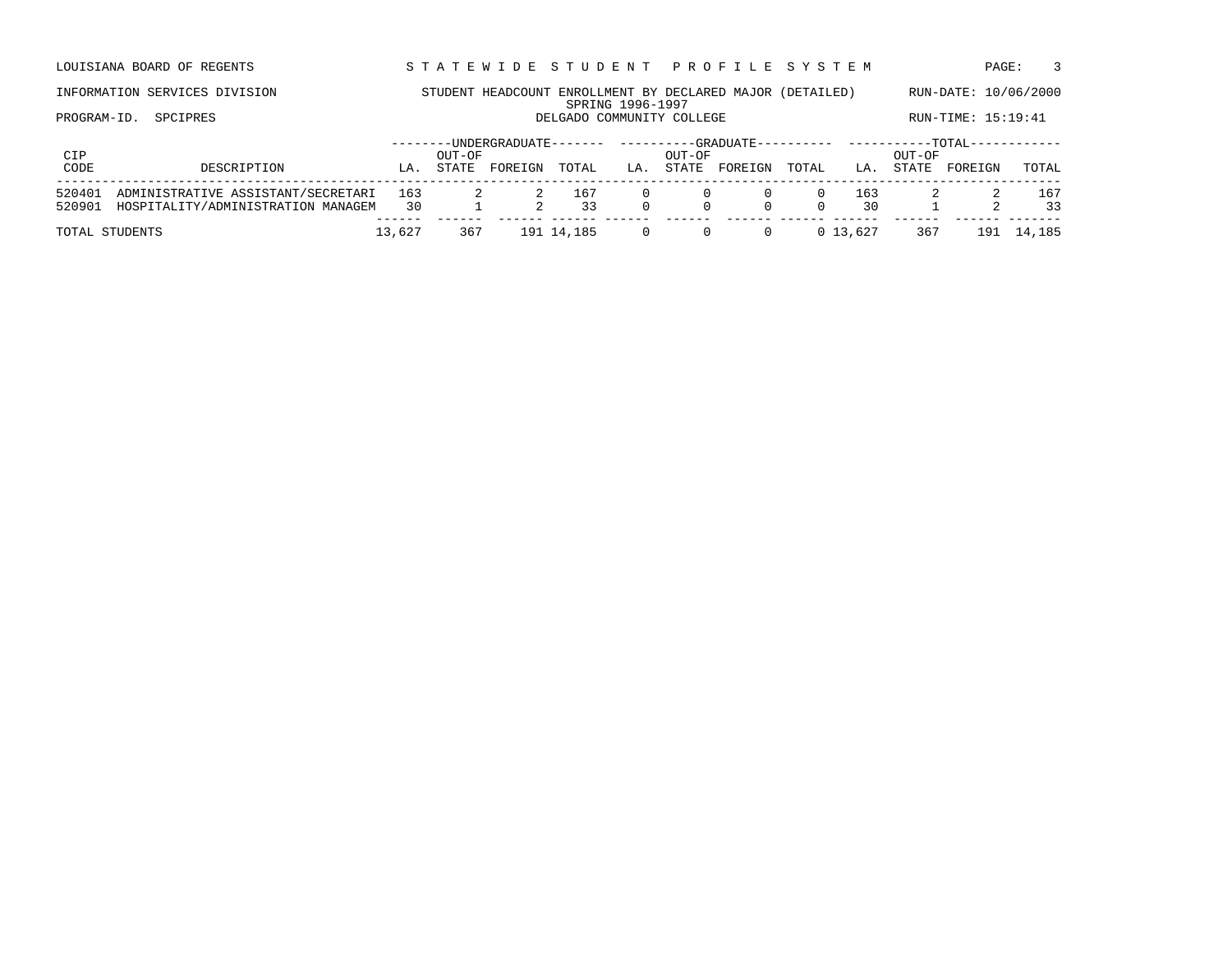LOUISIANA BOARD OF REGENTS — STATEWIDE STUDENT PROFILE SYSTEM

INFORMATION SERVICES DIVISION — STUDENT HEADCOUNT ENROLLMENT BY DECLARED MAJOR (DETAILED) — RUN-DATE: 10/06/2000

SPRING 1996-1997

PROGRAM-ID. SPCIPRES — DELGADO COMMUNITY COLLEGE — RUN-TIME: 15:19:41

| CIP CODE | DESCRIPTION | UNDERGRADUATE LA. | UNDERGRADUATE OUT-OF STATE | UNDERGRADUATE FOREIGN | UNDERGRADUATE TOTAL | GRADUATE LA. | GRADUATE OUT-OF STATE | GRADUATE FOREIGN | GRADUATE TOTAL | TOTAL LA. | TOTAL OUT-OF STATE | TOTAL FOREIGN | TOTAL TOTAL |
|---|---|---|---|---|---|---|---|---|---|---|---|---|---|
| 520401 | ADMINISTRATIVE ASSISTANT/SECRETARI | 163 | 2 | 2 | 167 | 0 | 0 | 0 | 0 | 163 | 2 | 2 | 167 |
| 520901 | HOSPITALITY/ADMINISTRATION MANAGEM | 30 | 1 | 2 | 33 | 0 | 0 | 0 | 0 | 30 | 1 | 2 | 33 |
| TOTAL STUDENTS | | 13,627 | 367 | 191 | 14,185 | 0 | 0 | 0 | 0 | 13,627 | 367 | 191 | 14,185 |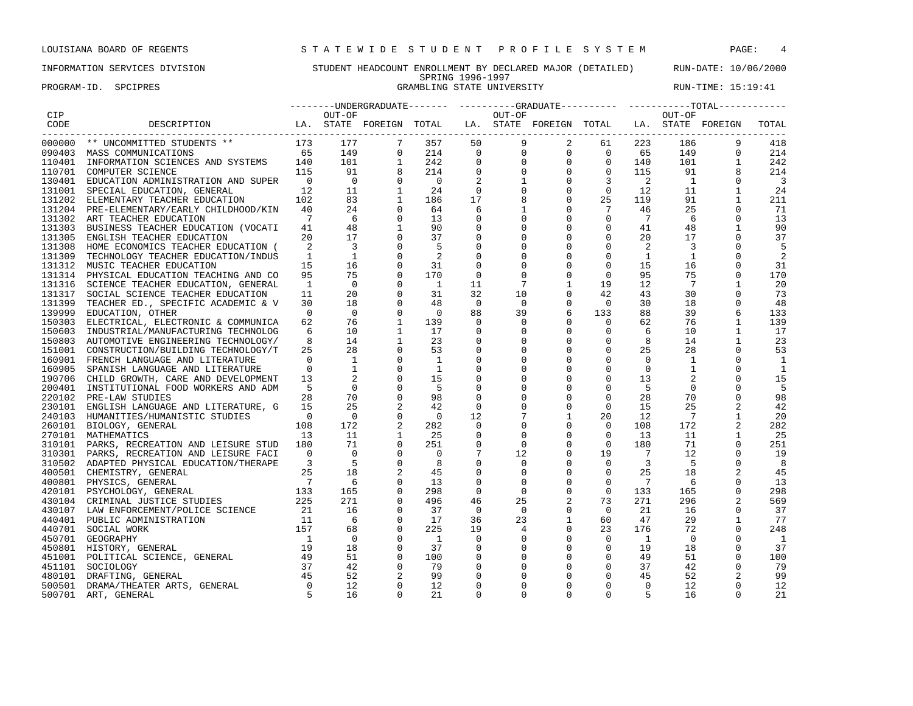LOUISIANA BOARD OF REGENTS — STATEWIDE STUDENT PROFILE SYSTEM

INFORMATION SERVICES DIVISION — STUDENT HEADCOUNT ENROLLMENT BY DECLARED MAJOR (DETAILED) — RUN-DATE: 10/06/2000

SPRING 1996-1997

PROGRAM-ID. SPCIPRES — GRAMBLING STATE UNIVERSITY — RUN-TIME: 15:19:41

| CIP CODE | DESCRIPTION | UNDERGRADUATE LA. | UNDERGRADUATE OUT-OF STATE | UNDERGRADUATE FOREIGN | UNDERGRADUATE TOTAL | GRADUATE LA. | GRADUATE OUT-OF STATE | GRADUATE FOREIGN | GRADUATE TOTAL | TOTAL LA. | TOTAL OUT-OF STATE | TOTAL FOREIGN | TOTAL |
|---|---|---|---|---|---|---|---|---|---|---|---|---|---|
| 000000 | ** UNCOMMITTED STUDENTS ** | 173 | 177 | 7 | 357 | 50 | 9 | 2 | 61 | 223 | 186 | 9 | 418 |
| 090403 | MASS COMMUNICATIONS | 65 | 149 | 0 | 214 | 0 | 0 | 0 | 0 | 65 | 149 | 0 | 214 |
| 110401 | INFORMATION SCIENCES AND SYSTEMS | 140 | 101 | 1 | 242 | 0 | 0 | 0 | 0 | 140 | 101 | 1 | 242 |
| 110701 | COMPUTER SCIENCE | 115 | 91 | 8 | 214 | 0 | 0 | 0 | 0 | 115 | 91 | 8 | 214 |
| 130401 | EDUCATION ADMINISTRATION AND SUPER | 0 | 0 | 0 | 0 | 2 | 1 | 0 | 3 | 2 | 1 | 0 | 3 |
| 131001 | SPECIAL EDUCATION, GENERAL | 12 | 11 | 1 | 24 | 0 | 0 | 0 | 0 | 12 | 11 | 1 | 24 |
| 131202 | ELEMENTARY TEACHER EDUCATION | 102 | 83 | 1 | 186 | 17 | 8 | 0 | 25 | 119 | 91 | 1 | 211 |
| 131204 | PRE-ELEMENTARY/EARLY CHILDHOOD/KIN | 40 | 24 | 0 | 64 | 6 | 1 | 0 | 7 | 46 | 25 | 0 | 71 |
| 131302 | ART TEACHER EDUCATION | 7 | 6 | 0 | 13 | 0 | 0 | 0 | 0 | 7 | 6 | 0 | 13 |
| 131303 | BUSINESS TEACHER EDUCATION (VOCATI | 41 | 48 | 1 | 90 | 0 | 0 | 0 | 0 | 41 | 48 | 1 | 90 |
| 131305 | ENGLISH TEACHER EDUCATION | 20 | 17 | 0 | 37 | 0 | 0 | 0 | 0 | 20 | 17 | 0 | 37 |
| 131308 | HOME ECONOMICS TEACHER EDUCATION ( | 2 | 3 | 0 | 5 | 0 | 0 | 0 | 0 | 2 | 3 | 0 | 5 |
| 131309 | TECHNOLOGY TEACHER EDUCATION/INDUS | 1 | 1 | 0 | 2 | 0 | 0 | 0 | 0 | 1 | 1 | 0 | 2 |
| 131312 | MUSIC TEACHER EDUCATION | 15 | 16 | 0 | 31 | 0 | 0 | 0 | 0 | 15 | 16 | 0 | 31 |
| 131314 | PHYSICAL EDUCATION TEACHING AND CO | 95 | 75 | 0 | 170 | 0 | 0 | 0 | 0 | 95 | 75 | 0 | 170 |
| 131316 | SCIENCE TEACHER EDUCATION, GENERAL | 1 | 0 | 0 | 1 | 11 | 7 | 1 | 19 | 12 | 7 | 1 | 20 |
| 131317 | SOCIAL SCIENCE TEACHER EDUCATION | 11 | 20 | 0 | 31 | 32 | 10 | 0 | 42 | 43 | 30 | 0 | 73 |
| 131399 | TEACHER ED., SPECIFIC ACADEMIC & V | 30 | 18 | 0 | 48 | 0 | 0 | 0 | 0 | 30 | 18 | 0 | 48 |
| 139999 | EDUCATION, OTHER | 0 | 0 | 0 | 0 | 88 | 39 | 6 | 133 | 88 | 39 | 6 | 133 |
| 150303 | ELECTRICAL, ELECTRONIC & COMMUNICA | 62 | 76 | 1 | 139 | 0 | 0 | 0 | 0 | 62 | 76 | 1 | 139 |
| 150603 | INDUSTRIAL/MANUFACTURING TECHNOLOG | 6 | 10 | 1 | 17 | 0 | 0 | 0 | 0 | 6 | 10 | 1 | 17 |
| 150803 | AUTOMOTIVE ENGINEERING TECHNOLOGY/ | 8 | 14 | 1 | 23 | 0 | 0 | 0 | 0 | 8 | 14 | 1 | 23 |
| 151001 | CONSTRUCTION/BUILDING TECHNOLOGY/T | 25 | 28 | 0 | 53 | 0 | 0 | 0 | 0 | 25 | 28 | 0 | 53 |
| 160901 | FRENCH LANGUAGE AND LITERATURE | 0 | 1 | 0 | 1 | 0 | 0 | 0 | 0 | 0 | 1 | 0 | 1 |
| 160905 | SPANISH LANGUAGE AND LITERATURE | 0 | 1 | 0 | 1 | 0 | 0 | 0 | 0 | 0 | 1 | 0 | 1 |
| 190706 | CHILD GROWTH, CARE AND DEVELOPMENT | 13 | 2 | 0 | 15 | 0 | 0 | 0 | 0 | 13 | 2 | 0 | 15 |
| 200401 | INSTITUTIONAL FOOD WORKERS AND ADM | 5 | 0 | 0 | 5 | 0 | 0 | 0 | 0 | 5 | 0 | 0 | 5 |
| 220102 | PRE-LAW STUDIES | 28 | 70 | 0 | 98 | 0 | 0 | 0 | 0 | 28 | 70 | 0 | 98 |
| 230101 | ENGLISH LANGUAGE AND LITERATURE, G | 15 | 25 | 2 | 42 | 0 | 0 | 0 | 0 | 15 | 25 | 2 | 42 |
| 240103 | HUMANITIES/HUMANISTIC STUDIES | 0 | 0 | 0 | 0 | 12 | 7 | 1 | 20 | 12 | 7 | 1 | 20 |
| 260101 | BIOLOGY, GENERAL | 108 | 172 | 2 | 282 | 0 | 0 | 0 | 0 | 108 | 172 | 2 | 282 |
| 270101 | MATHEMATICS | 13 | 11 | 1 | 25 | 0 | 0 | 0 | 0 | 13 | 11 | 1 | 25 |
| 310101 | PARKS, RECREATION AND LEISURE STUD | 180 | 71 | 0 | 251 | 0 | 0 | 0 | 0 | 180 | 71 | 0 | 251 |
| 310301 | PARKS, RECREATION AND LEISURE FACI | 0 | 0 | 0 | 0 | 7 | 12 | 0 | 19 | 7 | 12 | 0 | 19 |
| 310502 | ADAPTED PHYSICAL EDUCATION/THERAPE | 3 | 5 | 0 | 8 | 0 | 0 | 0 | 0 | 3 | 5 | 0 | 8 |
| 400501 | CHEMISTRY, GENERAL | 25 | 18 | 2 | 45 | 0 | 0 | 0 | 0 | 25 | 18 | 2 | 45 |
| 400801 | PHYSICS, GENERAL | 7 | 6 | 0 | 13 | 0 | 0 | 0 | 0 | 7 | 6 | 0 | 13 |
| 420101 | PSYCHOLOGY, GENERAL | 133 | 165 | 0 | 298 | 0 | 0 | 0 | 0 | 133 | 165 | 0 | 298 |
| 430104 | CRIMINAL JUSTICE STUDIES | 225 | 271 | 0 | 496 | 46 | 25 | 2 | 73 | 271 | 296 | 2 | 569 |
| 430107 | LAW ENFORCEMENT/POLICE SCIENCE | 21 | 16 | 0 | 37 | 0 | 0 | 0 | 0 | 21 | 16 | 0 | 37 |
| 440401 | PUBLIC ADMINISTRATION | 11 | 6 | 0 | 17 | 36 | 23 | 1 | 60 | 47 | 29 | 1 | 77 |
| 440701 | SOCIAL WORK | 157 | 68 | 0 | 225 | 19 | 4 | 0 | 23 | 176 | 72 | 0 | 248 |
| 450701 | GEOGRAPHY | 1 | 0 | 0 | 1 | 0 | 0 | 0 | 0 | 1 | 0 | 0 | 1 |
| 450801 | HISTORY, GENERAL | 19 | 18 | 0 | 37 | 0 | 0 | 0 | 0 | 19 | 18 | 0 | 37 |
| 451001 | POLITICAL SCIENCE, GENERAL | 49 | 51 | 0 | 100 | 0 | 0 | 0 | 0 | 49 | 51 | 0 | 100 |
| 451101 | SOCIOLOGY | 37 | 42 | 0 | 79 | 0 | 0 | 0 | 0 | 37 | 42 | 0 | 79 |
| 480101 | DRAFTING, GENERAL | 45 | 52 | 2 | 99 | 0 | 0 | 0 | 0 | 45 | 52 | 2 | 99 |
| 500501 | DRAMA/THEATER ARTS, GENERAL | 0 | 12 | 0 | 12 | 0 | 0 | 0 | 0 | 0 | 12 | 0 | 12 |
| 500701 | ART, GENERAL | 5 | 16 | 0 | 21 | 0 | 0 | 0 | 0 | 5 | 16 | 0 | 21 |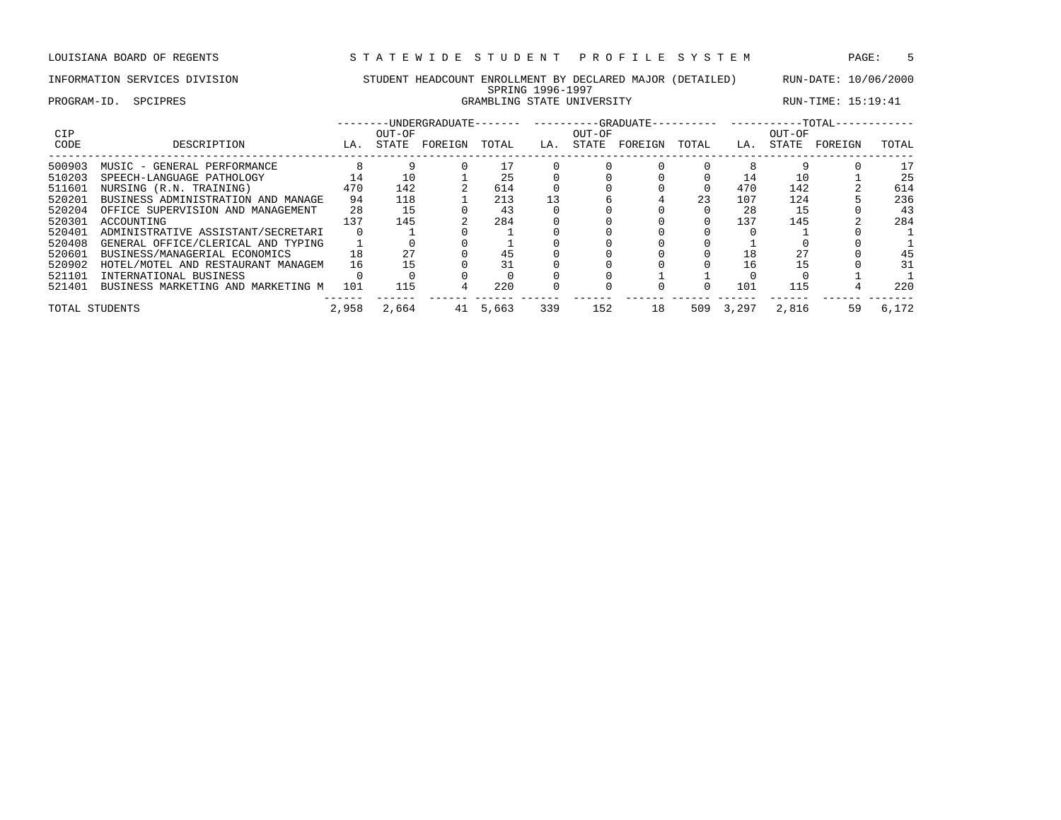LOUISIANA BOARD OF REGENTS — STATEWIDE STUDENT PROFILE SYSTEM

INFORMATION SERVICES DIVISION — STUDENT HEADCOUNT ENROLLMENT BY DECLARED MAJOR (DETAILED) — RUN-DATE: 10/06/2000

SPRING 1996-1997

PROGRAM-ID. SPCIPRES — GRAMBLING STATE UNIVERSITY — RUN-TIME: 15:19:41

| CIP CODE | DESCRIPTION | UNDERGRADUATE LA. | UNDERGRADUATE OUT-OF STATE | UNDERGRADUATE FOREIGN | UNDERGRADUATE TOTAL | GRADUATE LA. | GRADUATE OUT-OF STATE | GRADUATE FOREIGN | GRADUATE TOTAL | TOTAL LA. | TOTAL OUT-OF STATE | TOTAL FOREIGN | TOTAL |
|---|---|---|---|---|---|---|---|---|---|---|---|---|---|
| 500903 | MUSIC - GENERAL PERFORMANCE | 8 | 9 | 0 | 17 | 0 | 0 | 0 | 0 | 8 | 9 | 0 | 17 |
| 510203 | SPEECH-LANGUAGE PATHOLOGY | 14 | 10 | 1 | 25 | 0 | 0 | 0 | 0 | 14 | 10 | 1 | 25 |
| 511601 | NURSING (R.N. TRAINING) | 470 | 142 | 2 | 614 | 0 | 0 | 0 | 0 | 470 | 142 | 2 | 614 |
| 520201 | BUSINESS ADMINISTRATION AND MANAGE | 94 | 118 | 1 | 213 | 13 | 6 | 4 | 23 | 107 | 124 | 5 | 236 |
| 520204 | OFFICE SUPERVISION AND MANAGEMENT | 28 | 15 | 0 | 43 | 0 | 0 | 0 | 0 | 28 | 15 | 0 | 43 |
| 520301 | ACCOUNTING | 137 | 145 | 2 | 284 | 0 | 0 | 0 | 0 | 137 | 145 | 2 | 284 |
| 520401 | ADMINISTRATIVE ASSISTANT/SECRETARI | 0 | 1 | 0 | 1 | 0 | 0 | 0 | 0 | 0 | 1 | 0 | 1 |
| 520408 | GENERAL OFFICE/CLERICAL AND TYPING | 1 | 0 | 0 | 1 | 0 | 0 | 0 | 0 | 1 | 0 | 0 | 1 |
| 520601 | BUSINESS/MANAGERIAL ECONOMICS | 18 | 27 | 0 | 45 | 0 | 0 | 0 | 0 | 18 | 27 | 0 | 45 |
| 520902 | HOTEL/MOTEL AND RESTAURANT MANAGEM | 16 | 15 | 0 | 31 | 0 | 0 | 0 | 0 | 16 | 15 | 0 | 31 |
| 521101 | INTERNATIONAL BUSINESS | 0 | 0 | 0 | 0 | 0 | 0 | 1 | 1 | 0 | 0 | 1 | 1 |
| 521401 | BUSINESS MARKETING AND MARKETING M | 101 | 115 | 4 | 220 | 0 | 0 | 0 | 0 | 101 | 115 | 4 | 220 |
| TOTAL STUDENTS | | 2,958 | 2,664 | 41 | 5,663 | 339 | 152 | 18 | 509 | 3,297 | 2,816 | 59 | 6,172 |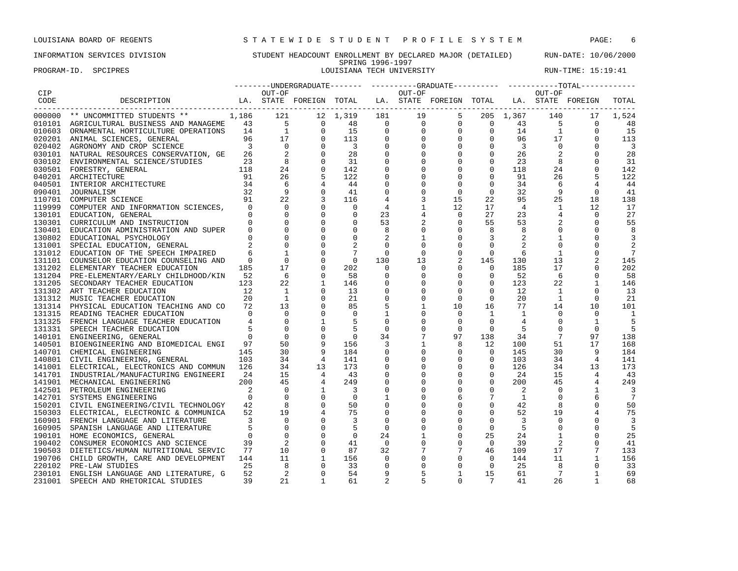LOUISIANA BOARD OF REGENTS — STATEWIDE STUDENT PROFILE SYSTEM

INFORMATION SERVICES DIVISION — STUDENT HEADCOUNT ENROLLMENT BY DECLARED MAJOR (DETAILED) — RUN-DATE: 10/06/2000

SPRING 1996-1997

PROGRAM-ID. SPCIPRES — LOUISIANA TECH UNIVERSITY — RUN-TIME: 15:19:41

| CIP CODE | DESCRIPTION | UNDERGRADUATE LA. | UNDERGRADUATE OUT-OF STATE | UNDERGRADUATE FOREIGN | UNDERGRADUATE TOTAL | GRADUATE LA. | GRADUATE OUT-OF STATE | GRADUATE FOREIGN | GRADUATE TOTAL | TOTAL LA. | TOTAL OUT-OF STATE | TOTAL FOREIGN | TOTAL |
|---|---|---|---|---|---|---|---|---|---|---|---|---|---|
| 000000 | ** UNCOMMITTED STUDENTS ** | 1,186 | 121 | 12 | 1,319 | 181 | 19 | 5 | 205 | 1,367 | 140 | 17 | 1,524 |
| 010101 | AGRICULTURAL BUSINESS AND MANAGEME | 43 | 5 | 0 | 48 | 0 | 0 | 0 | 0 | 43 | 5 | 0 | 48 |
| 010603 | ORNAMENTAL HORTICULTURE OPERATIONS | 14 | 1 | 0 | 15 | 0 | 0 | 0 | 0 | 14 | 1 | 0 | 15 |
| 020201 | ANIMAL SCIENCES, GENERAL | 96 | 17 | 0 | 113 | 0 | 0 | 0 | 0 | 96 | 17 | 0 | 113 |
| 020402 | AGRONOMY AND CROP SCIENCE | 3 | 0 | 0 | 3 | 0 | 0 | 0 | 0 | 3 | 0 | 0 | 3 |
| 030101 | NATURAL RESOURCES CONSERVATION, GE | 26 | 2 | 0 | 28 | 0 | 0 | 0 | 0 | 26 | 2 | 0 | 28 |
| 030102 | ENVIRONMENTAL SCIENCE/STUDIES | 23 | 8 | 0 | 31 | 0 | 0 | 0 | 0 | 23 | 8 | 0 | 31 |
| 030501 | FORESTRY, GENERAL | 118 | 24 | 0 | 142 | 0 | 0 | 0 | 0 | 118 | 24 | 0 | 142 |
| 040201 | ARCHITECTURE | 91 | 26 | 5 | 122 | 0 | 0 | 0 | 0 | 91 | 26 | 5 | 122 |
| 040501 | INTERIOR ARCHITECTURE | 34 | 6 | 4 | 44 | 0 | 0 | 0 | 0 | 34 | 6 | 4 | 44 |
| 090401 | JOURNALISM | 32 | 9 | 0 | 41 | 0 | 0 | 0 | 0 | 32 | 9 | 0 | 41 |
| 110701 | COMPUTER SCIENCE | 91 | 22 | 3 | 116 | 4 | 3 | 15 | 22 | 95 | 25 | 18 | 138 |
| 119999 | COMPUTER AND INFORMATION SCIENCES, | 0 | 0 | 0 | 0 | 4 | 1 | 12 | 17 | 4 | 1 | 12 | 17 |
| 130101 | EDUCATION, GENERAL | 0 | 0 | 0 | 0 | 23 | 4 | 0 | 27 | 23 | 4 | 0 | 27 |
| 130301 | CURRICULUM AND INSTRUCTION | 0 | 0 | 0 | 0 | 53 | 2 | 0 | 55 | 53 | 2 | 0 | 55 |
| 130401 | EDUCATION ADMINISTRATION AND SUPER | 0 | 0 | 0 | 0 | 8 | 0 | 0 | 8 | 8 | 0 | 0 | 8 |
| 130802 | EDUCATIONAL PSYCHOLOGY | 0 | 0 | 0 | 0 | 2 | 1 | 0 | 3 | 2 | 1 | 0 | 3 |
| 131001 | SPECIAL EDUCATION, GENERAL | 2 | 0 | 0 | 2 | 0 | 0 | 0 | 0 | 2 | 0 | 0 | 2 |
| 131012 | EDUCATION OF THE SPEECH IMPAIRED | 6 | 1 | 0 | 7 | 0 | 0 | 0 | 0 | 6 | 1 | 0 | 7 |
| 131101 | COUNSELOR EDUCATION COUNSELING AND | 0 | 0 | 0 | 0 | 130 | 13 | 2 | 145 | 130 | 13 | 2 | 145 |
| 131202 | ELEMENTARY TEACHER EDUCATION | 185 | 17 | 0 | 202 | 0 | 0 | 0 | 0 | 185 | 17 | 0 | 202 |
| 131204 | PRE-ELEMENTARY/EARLY CHILDHOOD/KIN | 52 | 6 | 0 | 58 | 0 | 0 | 0 | 0 | 52 | 6 | 0 | 58 |
| 131205 | SECONDARY TEACHER EDUCATION | 123 | 22 | 1 | 146 | 0 | 0 | 0 | 0 | 123 | 22 | 1 | 146 |
| 131302 | ART TEACHER EDUCATION | 12 | 1 | 0 | 13 | 0 | 0 | 0 | 0 | 12 | 1 | 0 | 13 |
| 131312 | MUSIC TEACHER EDUCATION | 20 | 1 | 0 | 21 | 0 | 0 | 0 | 0 | 20 | 1 | 0 | 21 |
| 131314 | PHYSICAL EDUCATION TEACHING AND CO | 72 | 13 | 0 | 85 | 5 | 1 | 10 | 16 | 77 | 14 | 10 | 101 |
| 131315 | READING TEACHER EDUCATION | 0 | 0 | 0 | 0 | 1 | 0 | 0 | 1 | 1 | 0 | 0 | 1 |
| 131325 | FRENCH LANGUAGE TEACHER EDUCATION | 4 | 0 | 1 | 5 | 0 | 0 | 0 | 0 | 4 | 0 | 1 | 5 |
| 131331 | SPEECH TEACHER EDUCATION | 5 | 0 | 0 | 5 | 0 | 0 | 0 | 0 | 5 | 0 | 0 | 5 |
| 140101 | ENGINEERING, GENERAL | 0 | 0 | 0 | 0 | 34 | 7 | 97 | 138 | 34 | 7 | 97 | 138 |
| 140501 | BIOENGINEERING AND BIOMEDICAL ENGI | 97 | 50 | 9 | 156 | 3 | 1 | 8 | 12 | 100 | 51 | 17 | 168 |
| 140701 | CHEMICAL ENGINEERING | 145 | 30 | 9 | 184 | 0 | 0 | 0 | 0 | 145 | 30 | 9 | 184 |
| 140801 | CIVIL ENGINEERING, GENERAL | 103 | 34 | 4 | 141 | 0 | 0 | 0 | 0 | 103 | 34 | 4 | 141 |
| 141001 | ELECTRICAL, ELECTRONICS AND COMMUN | 126 | 34 | 13 | 173 | 0 | 0 | 0 | 0 | 126 | 34 | 13 | 173 |
| 141701 | INDUSTRIAL/MANUFACTURING ENGINEERI | 24 | 15 | 4 | 43 | 0 | 0 | 0 | 0 | 24 | 15 | 4 | 43 |
| 141901 | MECHANICAL ENGINEERING | 200 | 45 | 4 | 249 | 0 | 0 | 0 | 0 | 200 | 45 | 4 | 249 |
| 142501 | PETROLEUM ENGINEERING | 2 | 0 | 1 | 3 | 0 | 0 | 0 | 0 | 2 | 0 | 1 | 3 |
| 142701 | SYSTEMS ENGINEERING | 0 | 0 | 0 | 0 | 1 | 0 | 6 | 7 | 1 | 0 | 6 | 7 |
| 150201 | CIVIL ENGINEERING/CIVIL TECHNOLOGY | 42 | 8 | 0 | 50 | 0 | 0 | 0 | 0 | 42 | 8 | 0 | 50 |
| 150303 | ELECTRICAL, ELECTRONIC & COMMUNICA | 52 | 19 | 4 | 75 | 0 | 0 | 0 | 0 | 52 | 19 | 4 | 75 |
| 160901 | FRENCH LANGUAGE AND LITERATURE | 3 | 0 | 0 | 3 | 0 | 0 | 0 | 0 | 3 | 0 | 0 | 3 |
| 160905 | SPANISH LANGUAGE AND LITERATURE | 5 | 0 | 0 | 5 | 0 | 0 | 0 | 0 | 5 | 0 | 0 | 5 |
| 190101 | HOME ECONOMICS, GENERAL | 0 | 0 | 0 | 0 | 24 | 1 | 0 | 25 | 24 | 1 | 0 | 25 |
| 190402 | CONSUMER ECONOMICS AND SCIENCE | 39 | 2 | 0 | 41 | 0 | 0 | 0 | 0 | 39 | 2 | 0 | 41 |
| 190503 | DIETETICS/HUMAN NUTRITIONAL SERVIC | 77 | 10 | 0 | 87 | 32 | 7 | 7 | 46 | 109 | 17 | 7 | 133 |
| 190706 | CHILD GROWTH, CARE AND DEVELOPMENT | 144 | 11 | 1 | 156 | 0 | 0 | 0 | 0 | 144 | 11 | 1 | 156 |
| 220102 | PRE-LAW STUDIES | 25 | 8 | 0 | 33 | 0 | 0 | 0 | 0 | 25 | 8 | 0 | 33 |
| 230101 | ENGLISH LANGUAGE AND LITERATURE, G | 52 | 2 | 0 | 54 | 9 | 5 | 1 | 15 | 61 | 7 | 1 | 69 |
| 231001 | SPEECH AND RHETORICAL STUDIES | 39 | 21 | 1 | 61 | 2 | 5 | 0 | 7 | 41 | 26 | 1 | 68 |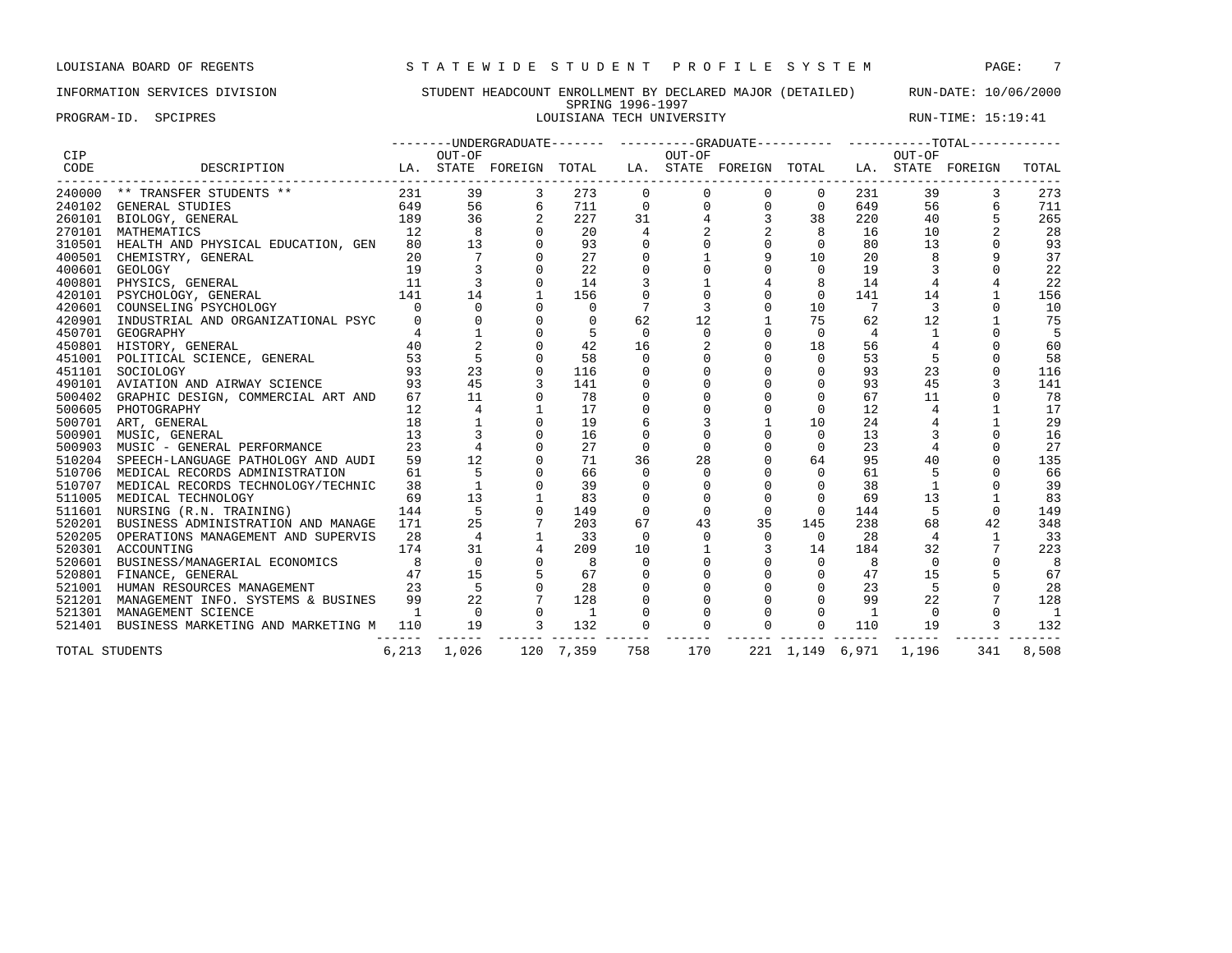LOUISIANA BOARD OF REGENTS — STATEWIDE STUDENT PROFILE SYSTEM

INFORMATION SERVICES DIVISION — STUDENT HEADCOUNT ENROLLMENT BY DECLARED MAJOR (DETAILED) — RUN-DATE: 10/06/2000

SPRING 1996-1997

PROGRAM-ID. SPCIPRES — LOUISIANA TECH UNIVERSITY — RUN-TIME: 15:19:41

| CIP CODE | DESCRIPTION | UNDERGRADUATE LA. | UNDERGRADUATE OUT-OF STATE | UNDERGRADUATE FOREIGN | UNDERGRADUATE TOTAL | GRADUATE LA. | GRADUATE OUT-OF STATE | GRADUATE FOREIGN | GRADUATE TOTAL | TOTAL LA. | TOTAL OUT-OF STATE | TOTAL FOREIGN | TOTAL |
|---|---|---|---|---|---|---|---|---|---|---|---|---|---|
| 240000 | ** TRANSFER STUDENTS ** | 231 | 39 | 3 | 273 | 0 | 0 | 0 | 0 | 231 | 39 | 3 | 273 |
| 240102 | GENERAL STUDIES | 649 | 56 | 6 | 711 | 0 | 0 | 0 | 0 | 649 | 56 | 6 | 711 |
| 260101 | BIOLOGY, GENERAL | 189 | 36 | 2 | 227 | 31 | 4 | 3 | 38 | 220 | 40 | 5 | 265 |
| 270101 | MATHEMATICS | 12 | 8 | 0 | 20 | 4 | 2 | 2 | 8 | 16 | 10 | 2 | 28 |
| 310501 | HEALTH AND PHYSICAL EDUCATION, GEN | 80 | 13 | 0 | 93 | 0 | 0 | 0 | 0 | 80 | 13 | 0 | 93 |
| 400501 | CHEMISTRY, GENERAL | 20 | 7 | 0 | 27 | 0 | 1 | 9 | 10 | 20 | 8 | 9 | 37 |
| 400601 | GEOLOGY | 19 | 3 | 0 | 22 | 0 | 0 | 0 | 0 | 19 | 3 | 0 | 22 |
| 400801 | PHYSICS, GENERAL | 11 | 3 | 0 | 14 | 3 | 1 | 4 | 8 | 14 | 4 | 4 | 22 |
| 420101 | PSYCHOLOGY, GENERAL | 141 | 14 | 1 | 156 | 0 | 0 | 0 | 0 | 141 | 14 | 1 | 156 |
| 420601 | COUNSELING PSYCHOLOGY | 0 | 0 | 0 | 0 | 7 | 3 | 0 | 10 | 7 | 3 | 0 | 10 |
| 420901 | INDUSTRIAL AND ORGANIZATIONAL PSYC | 0 | 0 | 0 | 0 | 62 | 12 | 1 | 75 | 62 | 12 | 1 | 75 |
| 450701 | GEOGRAPHY | 4 | 1 | 0 | 5 | 0 | 0 | 0 | 0 | 4 | 1 | 0 | 5 |
| 450801 | HISTORY, GENERAL | 40 | 2 | 0 | 42 | 16 | 2 | 0 | 18 | 56 | 4 | 0 | 60 |
| 451001 | POLITICAL SCIENCE, GENERAL | 53 | 5 | 0 | 58 | 0 | 0 | 0 | 0 | 53 | 5 | 0 | 58 |
| 451101 | SOCIOLOGY | 93 | 23 | 0 | 116 | 0 | 0 | 0 | 0 | 93 | 23 | 0 | 116 |
| 490101 | AVIATION AND AIRWAY SCIENCE | 93 | 45 | 3 | 141 | 0 | 0 | 0 | 0 | 93 | 45 | 3 | 141 |
| 500402 | GRAPHIC DESIGN, COMMERCIAL ART AND | 67 | 11 | 0 | 78 | 0 | 0 | 0 | 0 | 67 | 11 | 0 | 78 |
| 500605 | PHOTOGRAPHY | 12 | 4 | 1 | 17 | 0 | 0 | 0 | 0 | 12 | 4 | 1 | 17 |
| 500701 | ART, GENERAL | 18 | 1 | 0 | 19 | 6 | 3 | 1 | 10 | 24 | 4 | 1 | 29 |
| 500901 | MUSIC, GENERAL | 13 | 3 | 0 | 16 | 0 | 0 | 0 | 0 | 13 | 3 | 0 | 16 |
| 500903 | MUSIC - GENERAL PERFORMANCE | 23 | 4 | 0 | 27 | 0 | 0 | 0 | 0 | 23 | 4 | 0 | 27 |
| 510204 | SPEECH-LANGUAGE PATHOLOGY AND AUDI | 59 | 12 | 0 | 71 | 36 | 28 | 0 | 64 | 95 | 40 | 0 | 135 |
| 510706 | MEDICAL RECORDS ADMINISTRATION | 61 | 5 | 0 | 66 | 0 | 0 | 0 | 0 | 61 | 5 | 0 | 66 |
| 510707 | MEDICAL RECORDS TECHNOLOGY/TECHNIC | 38 | 1 | 0 | 39 | 0 | 0 | 0 | 0 | 38 | 1 | 0 | 39 |
| 511005 | MEDICAL TECHNOLOGY | 69 | 13 | 1 | 83 | 0 | 0 | 0 | 0 | 69 | 13 | 1 | 83 |
| 511601 | NURSING (R.N. TRAINING) | 144 | 5 | 0 | 149 | 0 | 0 | 0 | 0 | 144 | 5 | 0 | 149 |
| 520201 | BUSINESS ADMINISTRATION AND MANAGE | 171 | 25 | 7 | 203 | 67 | 43 | 35 | 145 | 238 | 68 | 42 | 348 |
| 520205 | OPERATIONS MANAGEMENT AND SUPERVIS | 28 | 4 | 1 | 33 | 0 | 0 | 0 | 0 | 28 | 4 | 1 | 33 |
| 520301 | ACCOUNTING | 174 | 31 | 4 | 209 | 10 | 1 | 3 | 14 | 184 | 32 | 7 | 223 |
| 520601 | BUSINESS/MANAGERIAL ECONOMICS | 8 | 0 | 0 | 8 | 0 | 0 | 0 | 0 | 8 | 0 | 0 | 8 |
| 520801 | FINANCE, GENERAL | 47 | 15 | 5 | 67 | 0 | 0 | 0 | 0 | 47 | 15 | 5 | 67 |
| 521001 | HUMAN RESOURCES MANAGEMENT | 23 | 5 | 0 | 28 | 0 | 0 | 0 | 0 | 23 | 5 | 0 | 28 |
| 521201 | MANAGEMENT INFO. SYSTEMS & BUSINES | 99 | 22 | 7 | 128 | 0 | 0 | 0 | 0 | 99 | 22 | 7 | 128 |
| 521301 | MANAGEMENT SCIENCE | 1 | 0 | 0 | 1 | 0 | 0 | 0 | 0 | 1 | 0 | 0 | 1 |
| 521401 | BUSINESS MARKETING AND MARKETING M | 110 | 19 | 3 | 132 | 0 | 0 | 0 | 0 | 110 | 19 | 3 | 132 |
| TOTAL STUDENTS | | 6,213 | 1,026 | 120 | 7,359 | 758 | 170 | 221 | 1,149 | 6,971 | 1,196 | 341 | 8,508 |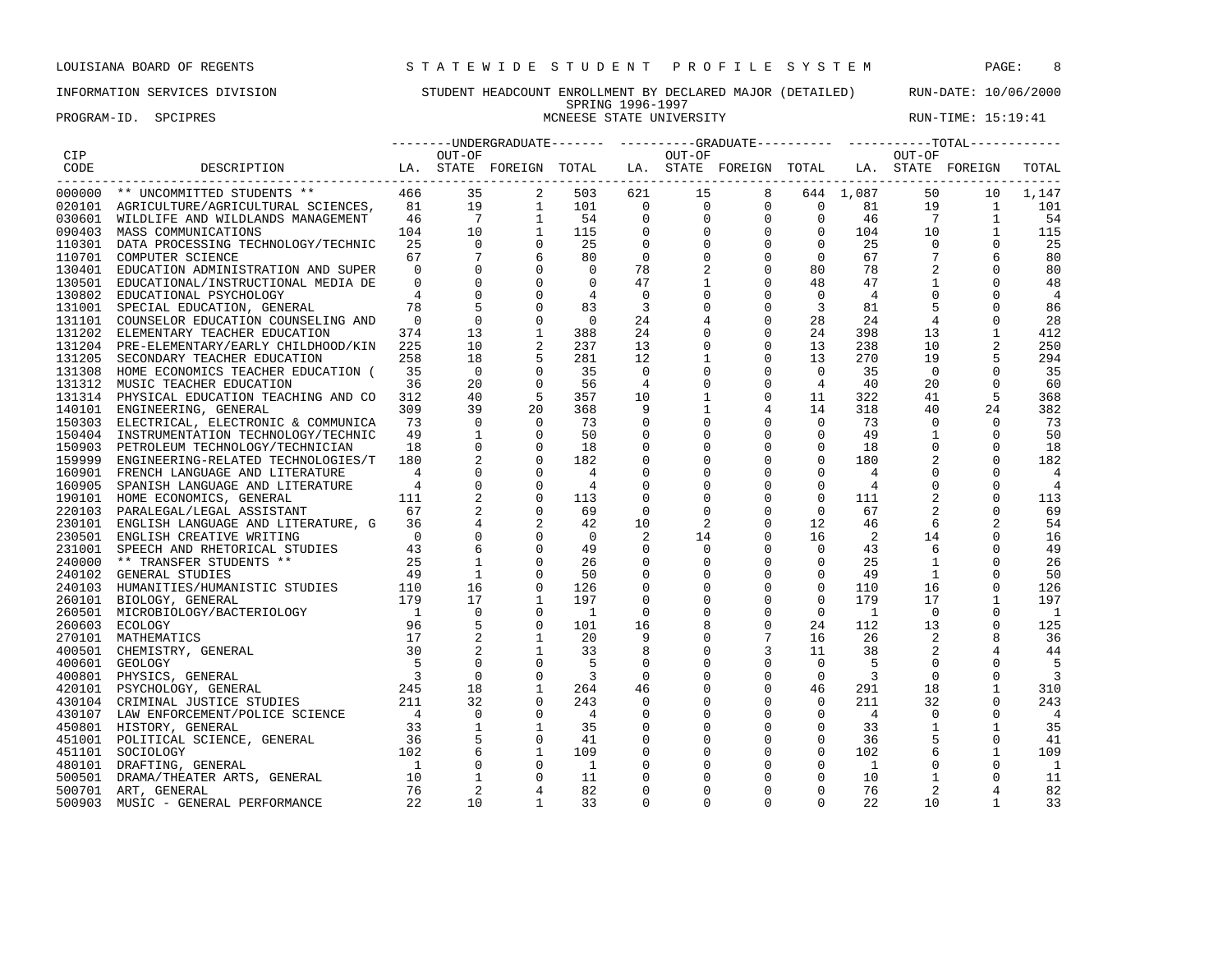LOUISIANA BOARD OF REGENTS — STATEWIDE STUDENT PROFILE SYSTEM

INFORMATION SERVICES DIVISION — STUDENT HEADCOUNT ENROLLMENT BY DECLARED MAJOR (DETAILED) — RUN-DATE: 10/06/2000

SPRING 1996-1997

PROGRAM-ID. SPCIPRES — MCNEESE STATE UNIVERSITY — RUN-TIME: 15:19:41

| CIP CODE | DESCRIPTION | UNDERGRADUATE LA. | UNDERGRADUATE OUT-OF STATE | UNDERGRADUATE FOREIGN | UNDERGRADUATE TOTAL | GRADUATE LA. | GRADUATE OUT-OF STATE | GRADUATE FOREIGN | GRADUATE TOTAL | TOTAL LA. | TOTAL OUT-OF STATE | TOTAL FOREIGN | TOTAL |
|---|---|---|---|---|---|---|---|---|---|---|---|---|---|
| 000000 | ** UNCOMMITTED STUDENTS ** | 466 | 35 | 2 | 503 | 621 | 15 | 8 | 644 | 1,087 | 50 | 10 | 1,147 |
| 020101 | AGRICULTURE/AGRICULTURAL SCIENCES, | 81 | 19 | 1 | 101 | 0 | 0 | 0 | 0 | 81 | 19 | 1 | 101 |
| 030601 | WILDLIFE AND WILDLANDS MANAGEMENT | 46 | 7 | 1 | 54 | 0 | 0 | 0 | 0 | 46 | 7 | 1 | 54 |
| 090403 | MASS COMMUNICATIONS | 104 | 10 | 1 | 115 | 0 | 0 | 0 | 0 | 104 | 10 | 1 | 115 |
| 110301 | DATA PROCESSING TECHNOLOGY/TECHNIC | 25 | 0 | 0 | 25 | 0 | 0 | 0 | 0 | 25 | 0 | 0 | 25 |
| 110701 | COMPUTER SCIENCE | 67 | 7 | 6 | 80 | 0 | 0 | 0 | 0 | 67 | 7 | 6 | 80 |
| 130401 | EDUCATION ADMINISTRATION AND SUPER | 0 | 0 | 0 | 0 | 78 | 2 | 0 | 80 | 78 | 2 | 0 | 80 |
| 130501 | EDUCATIONAL/INSTRUCTIONAL MEDIA DE | 0 | 0 | 0 | 0 | 47 | 1 | 0 | 48 | 47 | 1 | 0 | 48 |
| 130802 | EDUCATIONAL PSYCHOLOGY | 4 | 0 | 0 | 4 | 0 | 0 | 0 | 0 | 4 | 0 | 0 | 4 |
| 131001 | SPECIAL EDUCATION, GENERAL | 78 | 5 | 0 | 83 | 3 | 0 | 0 | 3 | 81 | 5 | 0 | 86 |
| 131101 | COUNSELOR EDUCATION COUNSELING AND | 0 | 0 | 0 | 0 | 24 | 4 | 0 | 28 | 24 | 4 | 0 | 28 |
| 131202 | ELEMENTARY TEACHER EDUCATION | 374 | 13 | 1 | 388 | 24 | 0 | 0 | 24 | 398 | 13 | 1 | 412 |
| 131204 | PRE-ELEMENTARY/EARLY CHILDHOOD/KIN | 225 | 10 | 2 | 237 | 13 | 0 | 0 | 13 | 238 | 10 | 2 | 250 |
| 131205 | SECONDARY TEACHER EDUCATION | 258 | 18 | 5 | 281 | 12 | 1 | 0 | 13 | 270 | 19 | 5 | 294 |
| 131308 | HOME ECONOMICS TEACHER EDUCATION ( | 35 | 0 | 0 | 35 | 0 | 0 | 0 | 0 | 35 | 0 | 0 | 35 |
| 131312 | MUSIC TEACHER EDUCATION | 36 | 20 | 0 | 56 | 4 | 0 | 0 | 4 | 40 | 20 | 0 | 60 |
| 131314 | PHYSICAL EDUCATION TEACHING AND CO | 312 | 40 | 5 | 357 | 10 | 1 | 0 | 11 | 322 | 41 | 5 | 368 |
| 140101 | ENGINEERING, GENERAL | 309 | 39 | 20 | 368 | 9 | 1 | 4 | 14 | 318 | 40 | 24 | 382 |
| 150303 | ELECTRICAL, ELECTRONIC & COMMUNICA | 73 | 0 | 0 | 73 | 0 | 0 | 0 | 0 | 73 | 0 | 0 | 73 |
| 150404 | INSTRUMENTATION TECHNOLOGY/TECHNIC | 49 | 1 | 0 | 50 | 0 | 0 | 0 | 0 | 49 | 1 | 0 | 50 |
| 150903 | PETROLEUM TECHNOLOGY/TECHNICIAN | 18 | 0 | 0 | 18 | 0 | 0 | 0 | 0 | 18 | 0 | 0 | 18 |
| 159999 | ENGINEERING-RELATED TECHNOLOGIES/T | 180 | 2 | 0 | 182 | 0 | 0 | 0 | 0 | 180 | 2 | 0 | 182 |
| 160901 | FRENCH LANGUAGE AND LITERATURE | 4 | 0 | 0 | 4 | 0 | 0 | 0 | 0 | 4 | 0 | 0 | 4 |
| 160905 | SPANISH LANGUAGE AND LITERATURE | 4 | 0 | 0 | 4 | 0 | 0 | 0 | 0 | 4 | 0 | 0 | 4 |
| 190101 | HOME ECONOMICS, GENERAL | 111 | 2 | 0 | 113 | 0 | 0 | 0 | 0 | 111 | 2 | 0 | 113 |
| 220103 | PARALEGAL/LEGAL ASSISTANT | 67 | 2 | 0 | 69 | 0 | 0 | 0 | 0 | 67 | 2 | 0 | 69 |
| 230101 | ENGLISH LANGUAGE AND LITERATURE, G | 36 | 4 | 2 | 42 | 10 | 2 | 0 | 12 | 46 | 6 | 2 | 54 |
| 230501 | ENGLISH CREATIVE WRITING | 0 | 0 | 0 | 0 | 2 | 14 | 0 | 16 | 2 | 14 | 0 | 16 |
| 231001 | SPEECH AND RHETORICAL STUDIES | 43 | 6 | 0 | 49 | 0 | 0 | 0 | 0 | 43 | 6 | 0 | 49 |
| 240000 | ** TRANSFER STUDENTS ** | 25 | 1 | 0 | 26 | 0 | 0 | 0 | 0 | 25 | 1 | 0 | 26 |
| 240102 | GENERAL STUDIES | 49 | 1 | 0 | 50 | 0 | 0 | 0 | 0 | 49 | 1 | 0 | 50 |
| 240103 | HUMANITIES/HUMANISTIC STUDIES | 110 | 16 | 0 | 126 | 0 | 0 | 0 | 0 | 110 | 16 | 0 | 126 |
| 260101 | BIOLOGY, GENERAL | 179 | 17 | 1 | 197 | 0 | 0 | 0 | 0 | 179 | 17 | 1 | 197 |
| 260501 | MICROBIOLOGY/BACTERIOLOGY | 1 | 0 | 0 | 1 | 0 | 0 | 0 | 0 | 1 | 0 | 0 | 1 |
| 260603 | ECOLOGY | 96 | 5 | 0 | 101 | 16 | 8 | 0 | 24 | 112 | 13 | 0 | 125 |
| 270101 | MATHEMATICS | 17 | 2 | 1 | 20 | 9 | 0 | 7 | 16 | 26 | 2 | 8 | 36 |
| 400501 | CHEMISTRY, GENERAL | 30 | 2 | 1 | 33 | 8 | 0 | 3 | 11 | 38 | 2 | 4 | 44 |
| 400601 | GEOLOGY | 5 | 0 | 0 | 5 | 0 | 0 | 0 | 0 | 5 | 0 | 0 | 5 |
| 400801 | PHYSICS, GENERAL | 3 | 0 | 0 | 3 | 0 | 0 | 0 | 0 | 3 | 0 | 0 | 3 |
| 420101 | PSYCHOLOGY, GENERAL | 245 | 18 | 1 | 264 | 46 | 0 | 0 | 46 | 291 | 18 | 1 | 310 |
| 430104 | CRIMINAL JUSTICE STUDIES | 211 | 32 | 0 | 243 | 0 | 0 | 0 | 0 | 211 | 32 | 0 | 243 |
| 430107 | LAW ENFORCEMENT/POLICE SCIENCE | 4 | 0 | 0 | 4 | 0 | 0 | 0 | 0 | 4 | 0 | 0 | 4 |
| 450801 | HISTORY, GENERAL | 33 | 1 | 1 | 35 | 0 | 0 | 0 | 0 | 33 | 1 | 1 | 35 |
| 451001 | POLITICAL SCIENCE, GENERAL | 36 | 5 | 0 | 41 | 0 | 0 | 0 | 0 | 36 | 5 | 0 | 41 |
| 451101 | SOCIOLOGY | 102 | 6 | 1 | 109 | 0 | 0 | 0 | 0 | 102 | 6 | 1 | 109 |
| 480101 | DRAFTING, GENERAL | 1 | 0 | 0 | 1 | 0 | 0 | 0 | 0 | 1 | 0 | 0 | 1 |
| 500501 | DRAMA/THEATER ARTS, GENERAL | 10 | 1 | 0 | 11 | 0 | 0 | 0 | 0 | 10 | 1 | 0 | 11 |
| 500701 | ART, GENERAL | 76 | 2 | 4 | 82 | 0 | 0 | 0 | 0 | 76 | 2 | 4 | 82 |
| 500903 | MUSIC - GENERAL PERFORMANCE | 22 | 10 | 1 | 33 | 0 | 0 | 0 | 0 | 22 | 10 | 1 | 33 |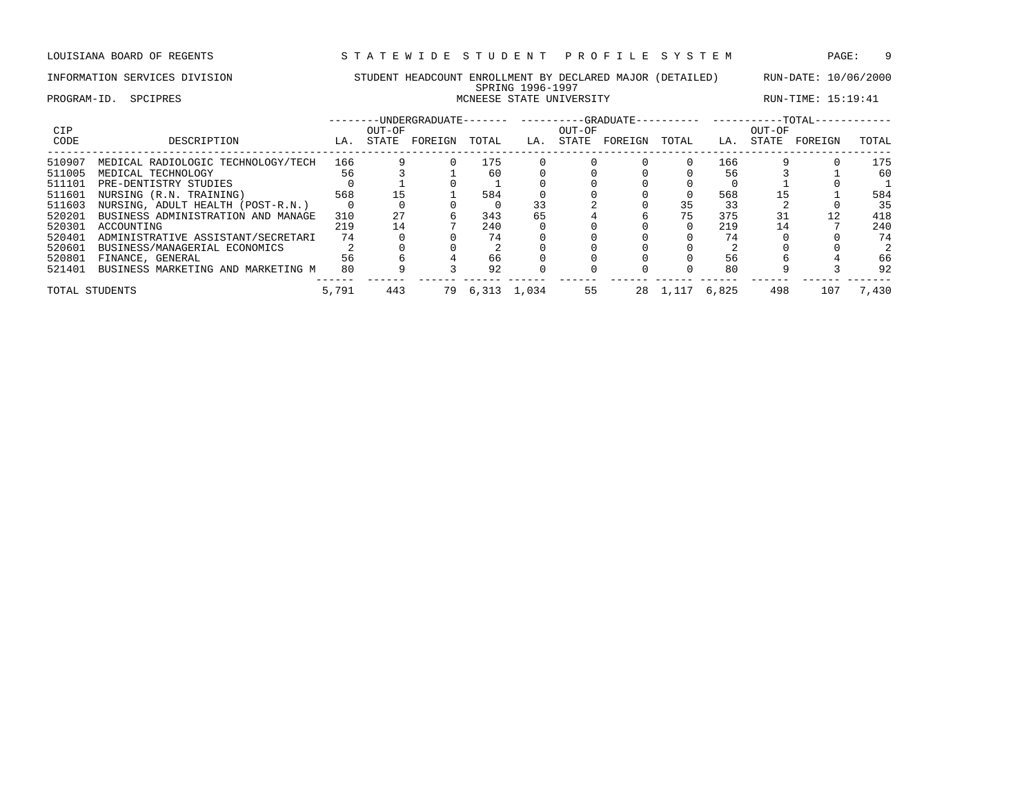LOUISIANA BOARD OF REGENTS — STATEWIDE STUDENT PROFILE SYSTEM

INFORMATION SERVICES DIVISION — STUDENT HEADCOUNT ENROLLMENT BY DECLARED MAJOR (DETAILED) — RUN-DATE: 10/06/2000

SPRING 1996-1997

PROGRAM-ID. SPCIPRES — MCNEESE STATE UNIVERSITY — RUN-TIME: 15:19:41

| CIP CODE | DESCRIPTION | UNDERGRADUATE LA. | UNDERGRADUATE OUT-OF STATE | UNDERGRADUATE FOREIGN | UNDERGRADUATE TOTAL | GRADUATE LA. | GRADUATE OUT-OF STATE | GRADUATE FOREIGN | GRADUATE TOTAL | TOTAL LA. | TOTAL OUT-OF STATE | TOTAL FOREIGN | TOTAL |
|---|---|---|---|---|---|---|---|---|---|---|---|---|---|
| 510907 | MEDICAL RADIOLOGIC TECHNOLOGY/TECH | 166 | 9 | 0 | 175 | 0 | 0 | 0 | 0 | 166 | 9 | 0 | 175 |
| 511005 | MEDICAL TECHNOLOGY | 56 | 3 | 1 | 60 | 0 | 0 | 0 | 0 | 56 | 3 | 1 | 60 |
| 511101 | PRE-DENTISTRY STUDIES | 0 | 1 | 0 | 1 | 0 | 0 | 0 | 0 | 0 | 1 | 0 | 1 |
| 511601 | NURSING (R.N. TRAINING) | 568 | 15 | 1 | 584 | 0 | 0 | 0 | 0 | 568 | 15 | 1 | 584 |
| 511603 | NURSING, ADULT HEALTH (POST-R.N.) | 0 | 0 | 0 | 0 | 33 | 2 | 0 | 35 | 33 | 2 | 0 | 35 |
| 520201 | BUSINESS ADMINISTRATION AND MANAGE | 310 | 27 | 6 | 343 | 65 | 4 | 6 | 75 | 375 | 31 | 12 | 418 |
| 520301 | ACCOUNTING | 219 | 14 | 7 | 240 | 0 | 0 | 0 | 0 | 219 | 14 | 7 | 240 |
| 520401 | ADMINISTRATIVE ASSISTANT/SECRETARI | 74 | 0 | 0 | 74 | 0 | 0 | 0 | 0 | 74 | 0 | 0 | 74 |
| 520601 | BUSINESS/MANAGERIAL ECONOMICS | 2 | 0 | 0 | 2 | 0 | 0 | 0 | 0 | 2 | 0 | 0 | 2 |
| 520801 | FINANCE, GENERAL | 56 | 6 | 4 | 66 | 0 | 0 | 0 | 0 | 56 | 6 | 4 | 66 |
| 521401 | BUSINESS MARKETING AND MARKETING M | 80 | 9 | 3 | 92 | 0 | 0 | 0 | 0 | 80 | 9 | 3 | 92 |
| TOTAL STUDENTS | | 5,791 | 443 | 79 | 6,313 | 1,034 | 55 | 28 | 1,117 | 6,825 | 498 | 107 | 7,430 |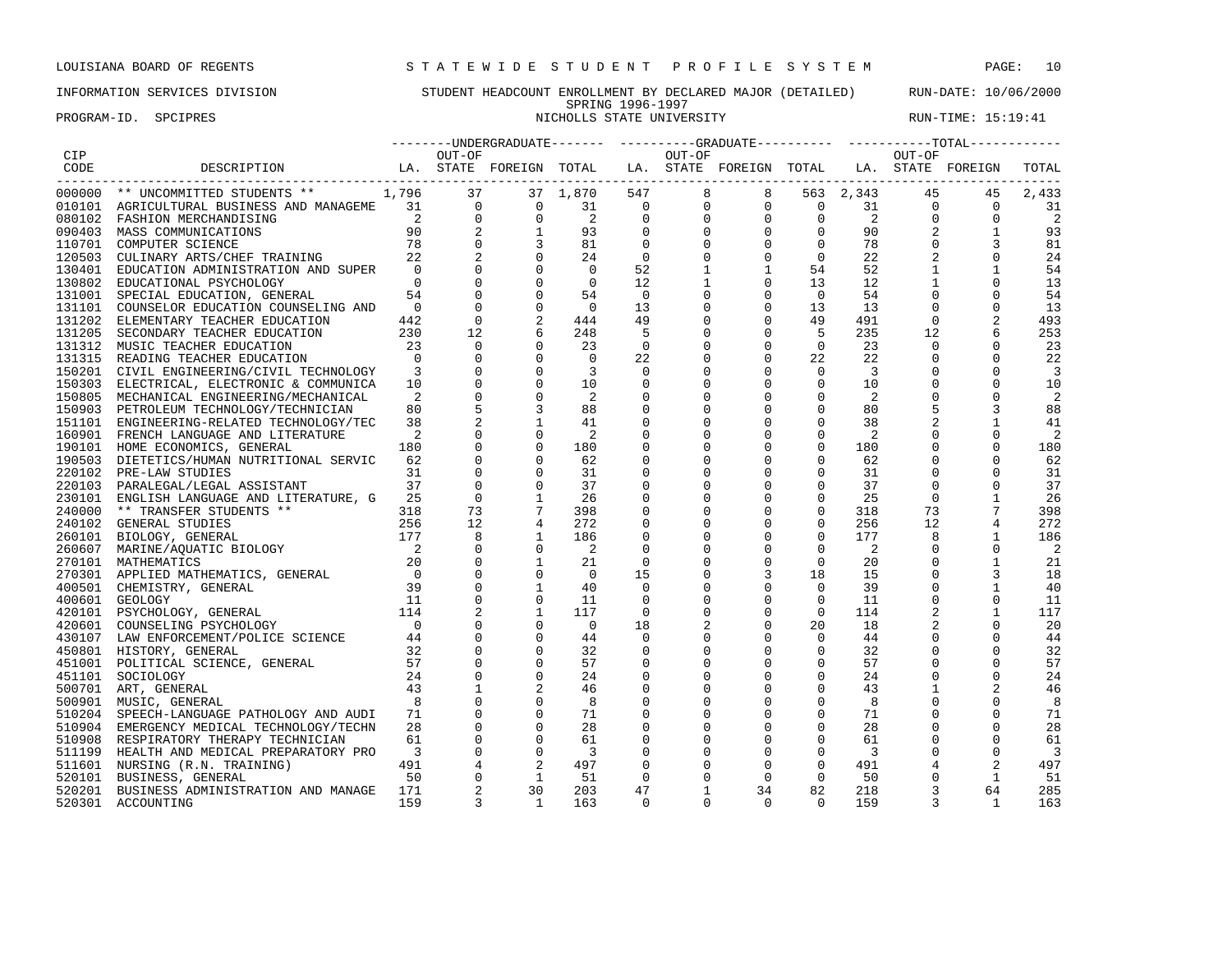LOUISIANA BOARD OF REGENTS — S T A T E W I D E  S T U D E N T  P R O F I L E  S Y S T E M

INFORMATION SERVICES DIVISION — STUDENT HEADCOUNT ENROLLMENT BY DECLARED MAJOR (DETAILED) — RUN-DATE: 10/06/2000

SPRING 1996-1997

PROGRAM-ID. SPCIPRES — NICHOLLS STATE UNIVERSITY — RUN-TIME: 15:19:41

| CIP CODE | DESCRIPTION | UNDERGRADUATE LA. | UNDERGRADUATE OUT-OF STATE | UNDERGRADUATE FOREIGN | UNDERGRADUATE TOTAL | GRADUATE LA. | GRADUATE OUT-OF STATE | GRADUATE FOREIGN | GRADUATE TOTAL | TOTAL LA. | TOTAL OUT-OF STATE | TOTAL FOREIGN | TOTAL |
|---|---|---|---|---|---|---|---|---|---|---|---|---|---|
| 000000 | ** UNCOMMITTED STUDENTS ** | 1,796 | 37 | 37 | 1,870 | 547 | 8 | 8 | 563 | 2,343 | 45 | 45 | 2,433 |
| 010101 | AGRICULTURAL BUSINESS AND MANAGEME | 31 | 0 | 0 | 31 | 0 | 0 | 0 | 0 | 31 | 0 | 0 | 31 |
| 080102 | FASHION MERCHANDISING | 2 | 0 | 0 | 2 | 0 | 0 | 0 | 0 | 2 | 0 | 0 | 2 |
| 090403 | MASS COMMUNICATIONS | 90 | 2 | 1 | 93 | 0 | 0 | 0 | 0 | 90 | 2 | 1 | 93 |
| 110701 | COMPUTER SCIENCE | 78 | 0 | 3 | 81 | 0 | 0 | 0 | 0 | 78 | 0 | 3 | 81 |
| 120503 | CULINARY ARTS/CHEF TRAINING | 22 | 2 | 0 | 24 | 0 | 0 | 0 | 0 | 22 | 2 | 0 | 24 |
| 130401 | EDUCATION ADMINISTRATION AND SUPER | 0 | 0 | 0 | 0 | 52 | 1 | 1 | 54 | 52 | 1 | 1 | 54 |
| 130802 | EDUCATIONAL PSYCHOLOGY | 0 | 0 | 0 | 0 | 12 | 1 | 0 | 13 | 12 | 1 | 0 | 13 |
| 131001 | SPECIAL EDUCATION, GENERAL | 54 | 0 | 0 | 54 | 0 | 0 | 0 | 0 | 54 | 0 | 0 | 54 |
| 131101 | COUNSELOR EDUCATION COUNSELING AND | 0 | 0 | 0 | 0 | 13 | 0 | 0 | 13 | 13 | 0 | 0 | 13 |
| 131202 | ELEMENTARY TEACHER EDUCATION | 442 | 0 | 2 | 444 | 49 | 0 | 0 | 49 | 491 | 0 | 2 | 493 |
| 131205 | SECONDARY TEACHER EDUCATION | 230 | 12 | 6 | 248 | 5 | 0 | 0 | 5 | 235 | 12 | 6 | 253 |
| 131312 | MUSIC TEACHER EDUCATION | 23 | 0 | 0 | 23 | 0 | 0 | 0 | 0 | 23 | 0 | 0 | 23 |
| 131315 | READING TEACHER EDUCATION | 0 | 0 | 0 | 0 | 22 | 0 | 0 | 22 | 22 | 0 | 0 | 22 |
| 150201 | CIVIL ENGINEERING/CIVIL TECHNOLOGY | 3 | 0 | 0 | 3 | 0 | 0 | 0 | 0 | 3 | 0 | 0 | 3 |
| 150303 | ELECTRICAL, ELECTRONIC & COMMUNICA | 10 | 0 | 0 | 10 | 0 | 0 | 0 | 0 | 10 | 0 | 0 | 10 |
| 150805 | MECHANICAL ENGINEERING/MECHANICAL | 2 | 0 | 0 | 2 | 0 | 0 | 0 | 0 | 2 | 0 | 0 | 2 |
| 150903 | PETROLEUM TECHNOLOGY/TECHNICIAN | 80 | 5 | 3 | 88 | 0 | 0 | 0 | 0 | 80 | 5 | 3 | 88 |
| 151101 | ENGINEERING-RELATED TECHNOLOGY/TEC | 38 | 2 | 1 | 41 | 0 | 0 | 0 | 0 | 38 | 2 | 1 | 41 |
| 160901 | FRENCH LANGUAGE AND LITERATURE | 2 | 0 | 0 | 2 | 0 | 0 | 0 | 0 | 2 | 0 | 0 | 2 |
| 190101 | HOME ECONOMICS, GENERAL | 180 | 0 | 0 | 180 | 0 | 0 | 0 | 0 | 180 | 0 | 0 | 180 |
| 190503 | DIETETICS/HUMAN NUTRITIONAL SERVIC | 62 | 0 | 0 | 62 | 0 | 0 | 0 | 0 | 62 | 0 | 0 | 62 |
| 220102 | PRE-LAW STUDIES | 31 | 0 | 0 | 31 | 0 | 0 | 0 | 0 | 31 | 0 | 0 | 31 |
| 220103 | PARALEGAL/LEGAL ASSISTANT | 37 | 0 | 0 | 37 | 0 | 0 | 0 | 0 | 37 | 0 | 0 | 37 |
| 230101 | ENGLISH LANGUAGE AND LITERATURE, G | 25 | 0 | 1 | 26 | 0 | 0 | 0 | 0 | 25 | 0 | 1 | 26 |
| 240000 | ** TRANSFER STUDENTS ** | 318 | 73 | 7 | 398 | 0 | 0 | 0 | 0 | 318 | 73 | 7 | 398 |
| 240102 | GENERAL STUDIES | 256 | 12 | 4 | 272 | 0 | 0 | 0 | 0 | 256 | 12 | 4 | 272 |
| 260101 | BIOLOGY, GENERAL | 177 | 8 | 1 | 186 | 0 | 0 | 0 | 0 | 177 | 8 | 1 | 186 |
| 260607 | MARINE/AQUATIC BIOLOGY | 2 | 0 | 0 | 2 | 0 | 0 | 0 | 0 | 2 | 0 | 0 | 2 |
| 270101 | MATHEMATICS | 20 | 0 | 1 | 21 | 0 | 0 | 0 | 0 | 20 | 0 | 1 | 21 |
| 270301 | APPLIED MATHEMATICS, GENERAL | 0 | 0 | 0 | 0 | 15 | 0 | 3 | 18 | 15 | 0 | 3 | 18 |
| 400501 | CHEMISTRY, GENERAL | 39 | 0 | 1 | 40 | 0 | 0 | 0 | 0 | 39 | 0 | 1 | 40 |
| 400601 | GEOLOGY | 11 | 0 | 0 | 11 | 0 | 0 | 0 | 0 | 11 | 0 | 0 | 11 |
| 420101 | PSYCHOLOGY, GENERAL | 114 | 2 | 1 | 117 | 0 | 0 | 0 | 0 | 114 | 2 | 1 | 117 |
| 420601 | COUNSELING PSYCHOLOGY | 0 | 0 | 0 | 0 | 18 | 2 | 0 | 20 | 18 | 2 | 0 | 20 |
| 430107 | LAW ENFORCEMENT/POLICE SCIENCE | 44 | 0 | 0 | 44 | 0 | 0 | 0 | 0 | 44 | 0 | 0 | 44 |
| 450801 | HISTORY, GENERAL | 32 | 0 | 0 | 32 | 0 | 0 | 0 | 0 | 32 | 0 | 0 | 32 |
| 451001 | POLITICAL SCIENCE, GENERAL | 57 | 0 | 0 | 57 | 0 | 0 | 0 | 0 | 57 | 0 | 0 | 57 |
| 451101 | SOCIOLOGY | 24 | 0 | 0 | 24 | 0 | 0 | 0 | 0 | 24 | 0 | 0 | 24 |
| 500701 | ART, GENERAL | 43 | 1 | 2 | 46 | 0 | 0 | 0 | 0 | 43 | 1 | 2 | 46 |
| 500901 | MUSIC, GENERAL | 8 | 0 | 0 | 8 | 0 | 0 | 0 | 0 | 8 | 0 | 0 | 8 |
| 510204 | SPEECH-LANGUAGE PATHOLOGY AND AUDI | 71 | 0 | 0 | 71 | 0 | 0 | 0 | 0 | 71 | 0 | 0 | 71 |
| 510904 | EMERGENCY MEDICAL TECHNOLOGY/TECHN | 28 | 0 | 0 | 28 | 0 | 0 | 0 | 0 | 28 | 0 | 0 | 28 |
| 510908 | RESPIRATORY THERAPY TECHNICIAN | 61 | 0 | 0 | 61 | 0 | 0 | 0 | 0 | 61 | 0 | 0 | 61 |
| 511199 | HEALTH AND MEDICAL PREPARATORY PRO | 3 | 0 | 0 | 3 | 0 | 0 | 0 | 0 | 3 | 0 | 0 | 3 |
| 511601 | NURSING (R.N. TRAINING) | 491 | 4 | 2 | 497 | 0 | 0 | 0 | 0 | 491 | 4 | 2 | 497 |
| 520101 | BUSINESS, GENERAL | 50 | 0 | 1 | 51 | 0 | 0 | 0 | 0 | 50 | 0 | 1 | 51 |
| 520201 | BUSINESS ADMINISTRATION AND MANAGE | 171 | 2 | 30 | 203 | 47 | 1 | 34 | 82 | 218 | 3 | 64 | 285 |
| 520301 | ACCOUNTING | 159 | 3 | 1 | 163 | 0 | 0 | 0 | 0 | 159 | 3 | 1 | 163 |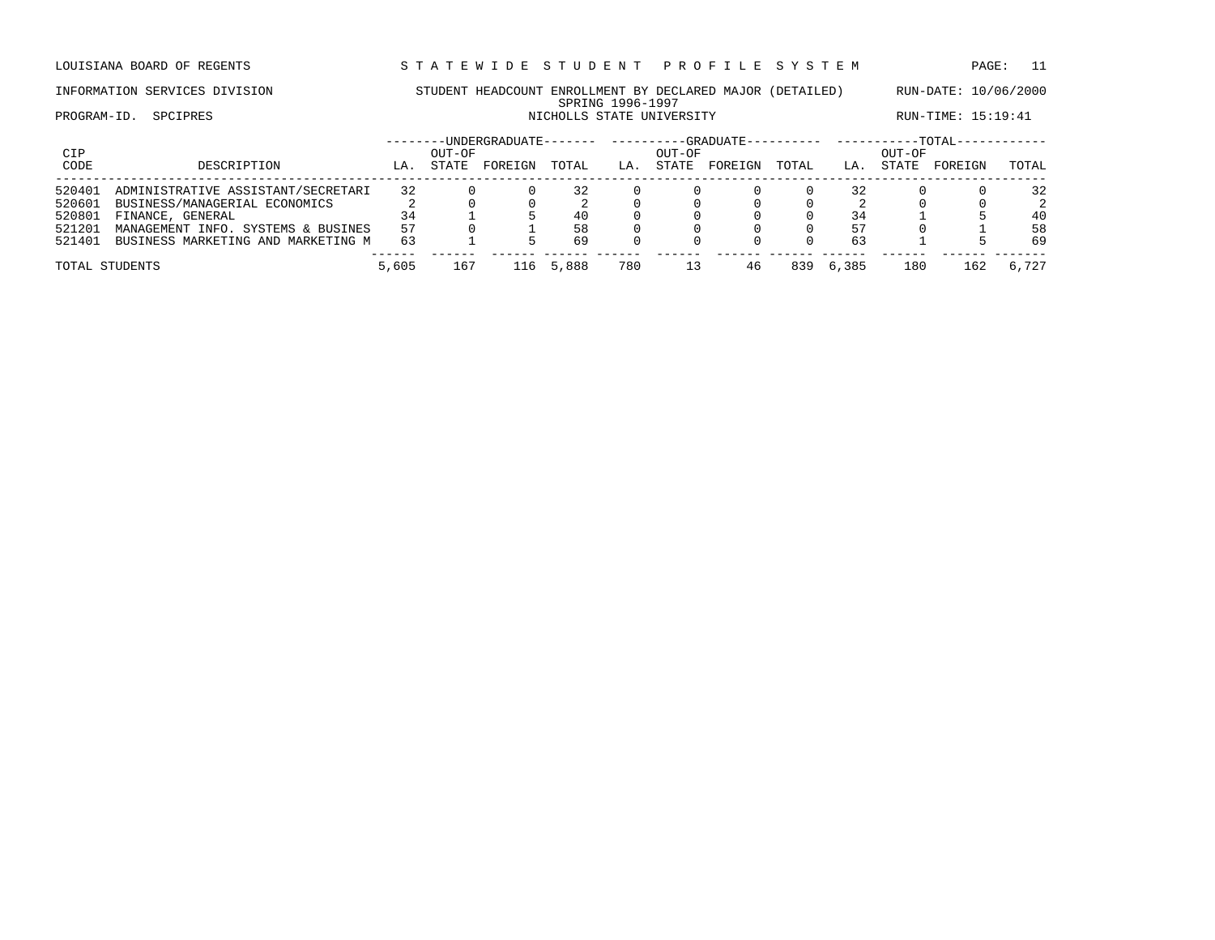LOUISIANA BOARD OF REGENTS — STATEWIDE STUDENT PROFILE SYSTEM

INFORMATION SERVICES DIVISION — STUDENT HEADCOUNT ENROLLMENT BY DECLARED MAJOR (DETAILED) — RUN-DATE: 10/06/2000

SPRING 1996-1997

PROGRAM-ID. SPCIPRES — NICHOLLS STATE UNIVERSITY — RUN-TIME: 15:19:41

| CIP CODE | DESCRIPTION | UNDERGRADUATE LA. | UNDERGRADUATE OUT-OF STATE | UNDERGRADUATE FOREIGN | UNDERGRADUATE TOTAL | GRADUATE LA. | GRADUATE OUT-OF STATE | GRADUATE FOREIGN | GRADUATE TOTAL | TOTAL LA. | TOTAL OUT-OF STATE | TOTAL FOREIGN | TOTAL TOTAL |
|---|---|---|---|---|---|---|---|---|---|---|---|---|---|
| 520401 | ADMINISTRATIVE ASSISTANT/SECRETARI | 32 | 0 | 0 | 32 | 0 | 0 | 0 | 0 | 32 | 0 | 0 | 32 |
| 520601 | BUSINESS/MANAGERIAL ECONOMICS | 2 | 0 | 0 | 2 | 0 | 0 | 0 | 0 | 2 | 0 | 0 | 2 |
| 520801 | FINANCE, GENERAL | 34 | 1 | 5 | 40 | 0 | 0 | 0 | 0 | 34 | 1 | 5 | 40 |
| 521201 | MANAGEMENT INFO. SYSTEMS & BUSINES | 57 | 0 | 1 | 58 | 0 | 0 | 0 | 0 | 57 | 0 | 1 | 58 |
| 521401 | BUSINESS MARKETING AND MARKETING M | 63 | 1 | 5 | 69 | 0 | 0 | 0 | 0 | 63 | 1 | 5 | 69 |
| TOTAL STUDENTS | | 5,605 | 167 | 116 | 5,888 | 780 | 13 | 46 | 839 | 6,385 | 180 | 162 | 6,727 |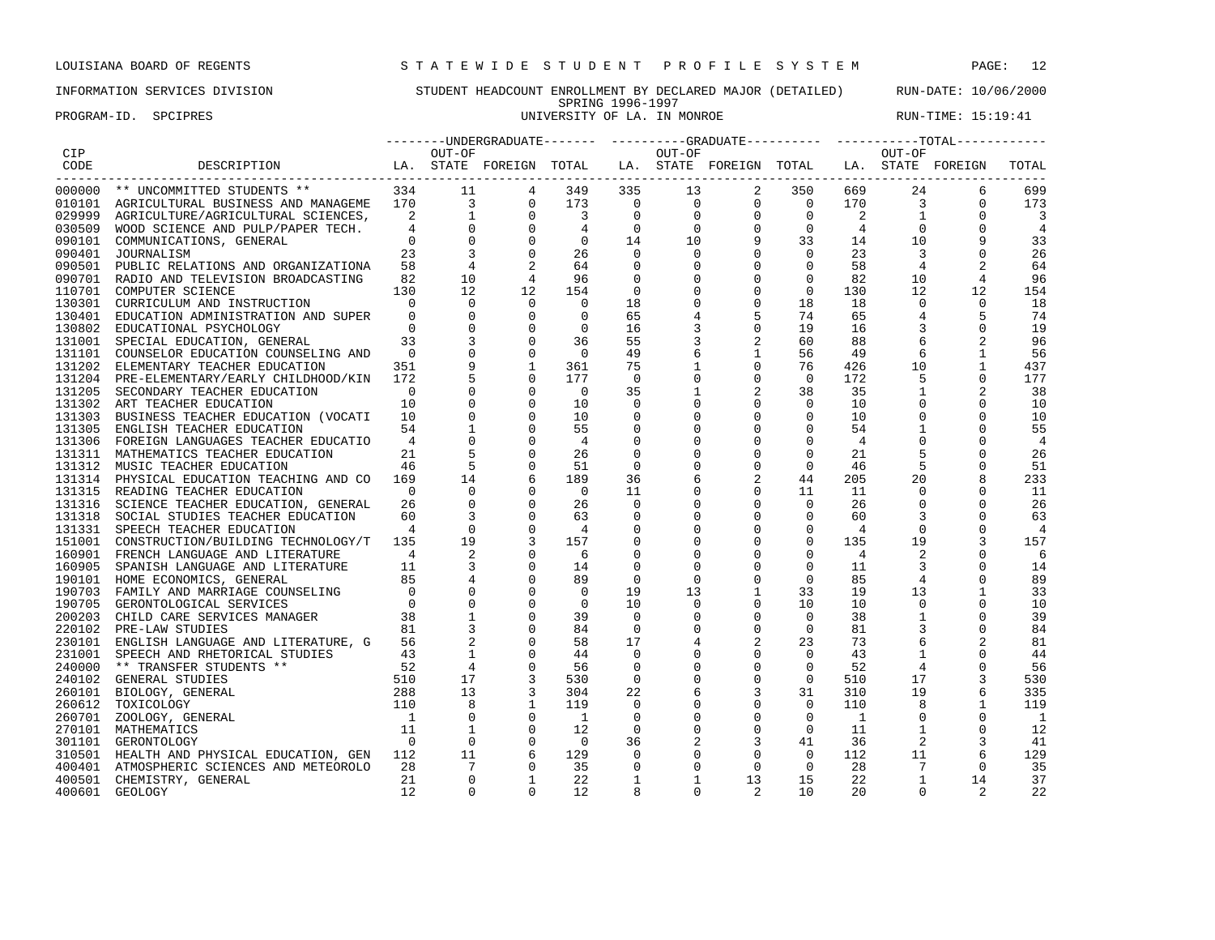LOUISIANA BOARD OF REGENTS — STATEWIDE STUDENT PROFILE SYSTEM

INFORMATION SERVICES DIVISION — STUDENT HEADCOUNT ENROLLMENT BY DECLARED MAJOR (DETAILED) — RUN-DATE: 10/06/2000

SPRING 1996-1997

PROGRAM-ID. SPCIPRES — UNIVERSITY OF LA. IN MONROE — RUN-TIME: 15:19:41

| CIP CODE | DESCRIPTION | UNDERGRADUATE LA. | UNDERGRADUATE OUT-OF STATE | UNDERGRADUATE FOREIGN | UNDERGRADUATE TOTAL | GRADUATE LA. | GRADUATE OUT-OF STATE | GRADUATE FOREIGN | GRADUATE TOTAL | TOTAL LA. | TOTAL OUT-OF STATE | TOTAL FOREIGN | TOTAL |
|---|---|---|---|---|---|---|---|---|---|---|---|---|---|
| 000000 | ** UNCOMMITTED STUDENTS ** | 334 | 11 | 4 | 349 | 335 | 13 | 2 | 350 | 669 | 24 | 6 | 699 |
| 010101 | AGRICULTURAL BUSINESS AND MANAGEME | 170 | 3 | 0 | 173 | 0 | 0 | 0 | 0 | 170 | 3 | 0 | 173 |
| 029999 | AGRICULTURE/AGRICULTURAL SCIENCES, | 2 | 1 | 0 | 3 | 0 | 0 | 0 | 0 | 2 | 1 | 0 | 3 |
| 030509 | WOOD SCIENCE AND PULP/PAPER TECH. | 4 | 0 | 0 | 4 | 0 | 0 | 0 | 0 | 4 | 0 | 0 | 4 |
| 090101 | COMMUNICATIONS, GENERAL | 0 | 0 | 0 | 0 | 14 | 10 | 9 | 33 | 14 | 10 | 9 | 33 |
| 090401 | JOURNALISM | 23 | 3 | 0 | 26 | 0 | 0 | 0 | 0 | 23 | 3 | 0 | 26 |
| 090501 | PUBLIC RELATIONS AND ORGANIZATIONA | 58 | 4 | 2 | 64 | 0 | 0 | 0 | 0 | 58 | 4 | 2 | 64 |
| 090701 | RADIO AND TELEVISION BROADCASTING | 82 | 10 | 4 | 96 | 0 | 0 | 0 | 0 | 82 | 10 | 4 | 96 |
| 110701 | COMPUTER SCIENCE | 130 | 12 | 12 | 154 | 0 | 0 | 0 | 0 | 130 | 12 | 12 | 154 |
| 130301 | CURRICULUM AND INSTRUCTION | 0 | 0 | 0 | 0 | 18 | 0 | 0 | 18 | 18 | 0 | 0 | 18 |
| 130401 | EDUCATION ADMINISTRATION AND SUPER | 0 | 0 | 0 | 0 | 65 | 4 | 5 | 74 | 65 | 4 | 5 | 74 |
| 130802 | EDUCATIONAL PSYCHOLOGY | 0 | 0 | 0 | 0 | 16 | 3 | 0 | 19 | 16 | 3 | 0 | 19 |
| 131001 | SPECIAL EDUCATION, GENERAL | 33 | 3 | 0 | 36 | 55 | 3 | 2 | 60 | 88 | 6 | 2 | 96 |
| 131101 | COUNSELOR EDUCATION COUNSELING AND | 0 | 0 | 0 | 0 | 49 | 6 | 1 | 56 | 49 | 6 | 1 | 56 |
| 131202 | ELEMENTARY TEACHER EDUCATION | 351 | 9 | 1 | 361 | 75 | 1 | 0 | 76 | 426 | 10 | 1 | 437 |
| 131204 | PRE-ELEMENTARY/EARLY CHILDHOOD/KIN | 172 | 5 | 0 | 177 | 0 | 0 | 0 | 0 | 172 | 5 | 0 | 177 |
| 131205 | SECONDARY TEACHER EDUCATION | 0 | 0 | 0 | 0 | 35 | 1 | 2 | 38 | 35 | 1 | 2 | 38 |
| 131302 | ART TEACHER EDUCATION | 10 | 0 | 0 | 10 | 0 | 0 | 0 | 0 | 10 | 0 | 0 | 10 |
| 131303 | BUSINESS TEACHER EDUCATION (VOCATI | 10 | 0 | 0 | 10 | 0 | 0 | 0 | 0 | 10 | 0 | 0 | 10 |
| 131305 | ENGLISH TEACHER EDUCATION | 54 | 1 | 0 | 55 | 0 | 0 | 0 | 0 | 54 | 1 | 0 | 55 |
| 131306 | FOREIGN LANGUAGES TEACHER EDUCATIO | 4 | 0 | 0 | 4 | 0 | 0 | 0 | 0 | 4 | 0 | 0 | 4 |
| 131311 | MATHEMATICS TEACHER EDUCATION | 21 | 5 | 0 | 26 | 0 | 0 | 0 | 0 | 21 | 5 | 0 | 26 |
| 131312 | MUSIC TEACHER EDUCATION | 46 | 5 | 0 | 51 | 0 | 0 | 0 | 0 | 46 | 5 | 0 | 51 |
| 131314 | PHYSICAL EDUCATION TEACHING AND CO | 169 | 14 | 6 | 189 | 36 | 6 | 2 | 44 | 205 | 20 | 8 | 233 |
| 131315 | READING TEACHER EDUCATION | 0 | 0 | 0 | 0 | 11 | 0 | 0 | 11 | 11 | 0 | 0 | 11 |
| 131316 | SCIENCE TEACHER EDUCATION, GENERAL | 26 | 0 | 0 | 26 | 0 | 0 | 0 | 0 | 26 | 0 | 0 | 26 |
| 131318 | SOCIAL STUDIES TEACHER EDUCATION | 60 | 3 | 0 | 63 | 0 | 0 | 0 | 0 | 60 | 3 | 0 | 63 |
| 131331 | SPEECH TEACHER EDUCATION | 4 | 0 | 0 | 4 | 0 | 0 | 0 | 0 | 4 | 0 | 0 | 4 |
| 151001 | CONSTRUCTION/BUILDING TECHNOLOGY/T | 135 | 19 | 3 | 157 | 0 | 0 | 0 | 0 | 135 | 19 | 3 | 157 |
| 160901 | FRENCH LANGUAGE AND LITERATURE | 4 | 2 | 0 | 6 | 0 | 0 | 0 | 0 | 4 | 2 | 0 | 6 |
| 160905 | SPANISH LANGUAGE AND LITERATURE | 11 | 3 | 0 | 14 | 0 | 0 | 0 | 0 | 11 | 3 | 0 | 14 |
| 190101 | HOME ECONOMICS, GENERAL | 85 | 4 | 0 | 89 | 0 | 0 | 0 | 0 | 85 | 4 | 0 | 89 |
| 190703 | FAMILY AND MARRIAGE COUNSELING | 0 | 0 | 0 | 0 | 19 | 13 | 1 | 33 | 19 | 13 | 1 | 33 |
| 190705 | GERONTOLOGICAL SERVICES | 0 | 0 | 0 | 0 | 10 | 0 | 0 | 10 | 10 | 0 | 0 | 10 |
| 200203 | CHILD CARE SERVICES MANAGER | 38 | 1 | 0 | 39 | 0 | 0 | 0 | 0 | 38 | 1 | 0 | 39 |
| 220102 | PRE-LAW STUDIES | 81 | 3 | 0 | 84 | 0 | 0 | 0 | 0 | 81 | 3 | 0 | 84 |
| 230101 | ENGLISH LANGUAGE AND LITERATURE, G | 56 | 2 | 0 | 58 | 17 | 4 | 2 | 23 | 73 | 6 | 2 | 81 |
| 231001 | SPEECH AND RHETORICAL STUDIES | 43 | 1 | 0 | 44 | 0 | 0 | 0 | 0 | 43 | 1 | 0 | 44 |
| 240000 | ** TRANSFER STUDENTS ** | 52 | 4 | 0 | 56 | 0 | 0 | 0 | 0 | 52 | 4 | 0 | 56 |
| 240102 | GENERAL STUDIES | 510 | 17 | 3 | 530 | 0 | 0 | 0 | 0 | 510 | 17 | 3 | 530 |
| 260101 | BIOLOGY, GENERAL | 288 | 13 | 3 | 304 | 22 | 6 | 3 | 31 | 310 | 19 | 6 | 335 |
| 260612 | TOXICOLOGY | 110 | 8 | 1 | 119 | 0 | 0 | 0 | 0 | 110 | 8 | 1 | 119 |
| 260701 | ZOOLOGY, GENERAL | 1 | 0 | 0 | 1 | 0 | 0 | 0 | 0 | 1 | 0 | 0 | 1 |
| 270101 | MATHEMATICS | 11 | 1 | 0 | 12 | 0 | 0 | 0 | 0 | 11 | 1 | 0 | 12 |
| 301101 | GERONTOLOGY | 0 | 0 | 0 | 0 | 36 | 2 | 3 | 41 | 36 | 2 | 3 | 41 |
| 310501 | HEALTH AND PHYSICAL EDUCATION, GEN | 112 | 11 | 6 | 129 | 0 | 0 | 0 | 0 | 112 | 11 | 6 | 129 |
| 400401 | ATMOSPHERIC SCIENCES AND METEOROLO | 28 | 7 | 0 | 35 | 0 | 0 | 0 | 0 | 28 | 7 | 0 | 35 |
| 400501 | CHEMISTRY, GENERAL | 21 | 0 | 1 | 22 | 1 | 1 | 13 | 15 | 22 | 1 | 14 | 37 |
| 400601 | GEOLOGY | 12 | 0 | 0 | 12 | 8 | 0 | 2 | 10 | 20 | 0 | 2 | 22 |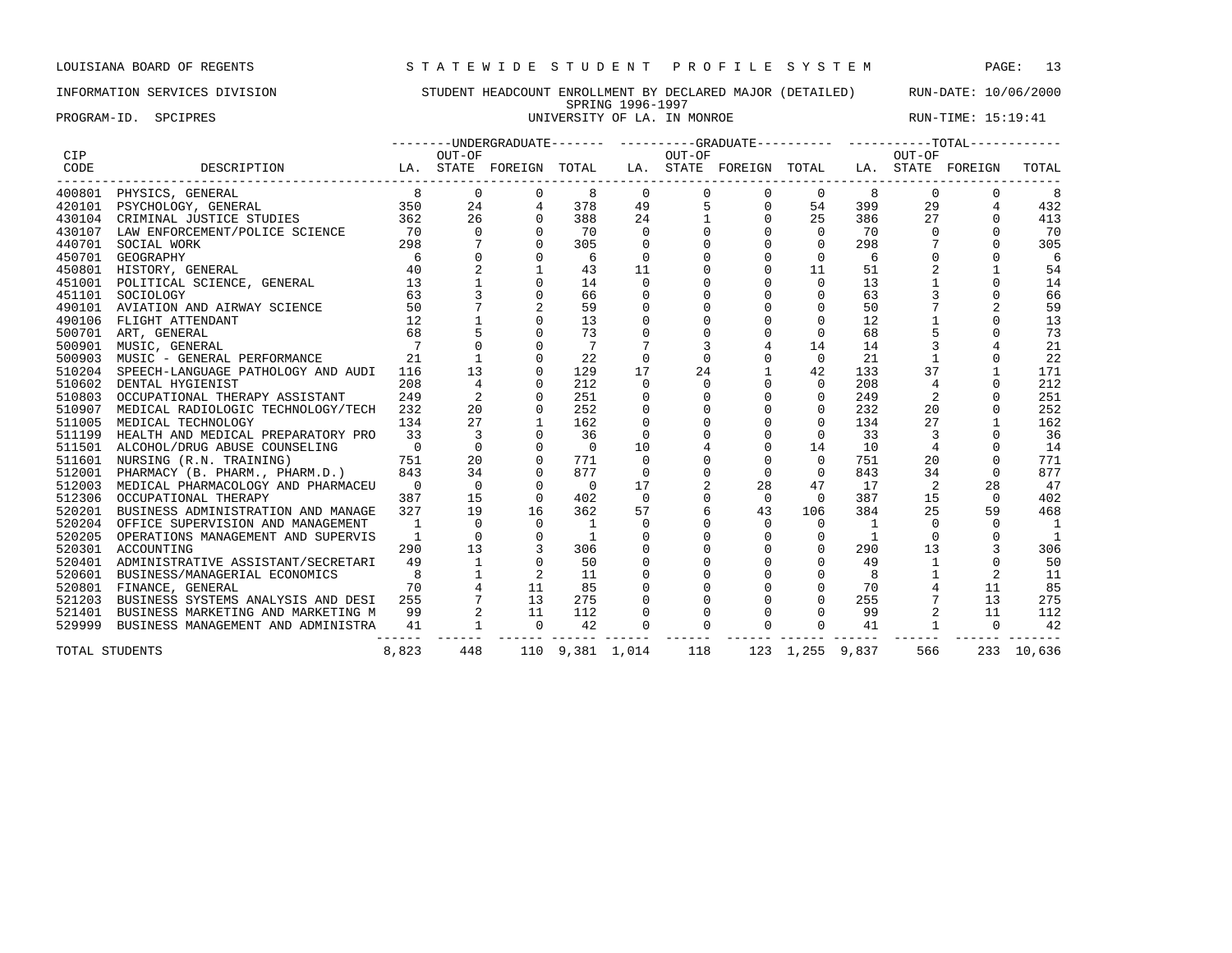LOUISIANA BOARD OF REGENTS — STATEWIDE STUDENT PROFILE SYSTEM

INFORMATION SERVICES DIVISION — STUDENT HEADCOUNT ENROLLMENT BY DECLARED MAJOR (DETAILED) — RUN-DATE: 10/06/2000

SPRING 1996-1997

PROGRAM-ID. SPCIPRES — UNIVERSITY OF LA. IN MONROE — RUN-TIME: 15:19:41

| CIP CODE | DESCRIPTION | UNDERGRADUATE LA. | UNDERGRADUATE OUT-OF STATE | UNDERGRADUATE FOREIGN | UNDERGRADUATE TOTAL | GRADUATE LA. | GRADUATE OUT-OF STATE | GRADUATE FOREIGN | GRADUATE TOTAL | TOTAL LA. | TOTAL OUT-OF STATE | TOTAL FOREIGN | TOTAL |
|---|---|---|---|---|---|---|---|---|---|---|---|---|---|
| 400801 | PHYSICS, GENERAL | 8 | 0 | 0 | 8 | 0 | 0 | 0 | 0 | 8 | 0 | 0 | 8 |
| 420101 | PSYCHOLOGY, GENERAL | 350 | 24 | 4 | 378 | 49 | 5 | 0 | 54 | 399 | 29 | 4 | 432 |
| 430104 | CRIMINAL JUSTICE STUDIES | 362 | 26 | 0 | 388 | 24 | 1 | 0 | 25 | 386 | 27 | 0 | 413 |
| 430107 | LAW ENFORCEMENT/POLICE SCIENCE | 70 | 0 | 0 | 70 | 0 | 0 | 0 | 0 | 70 | 0 | 0 | 70 |
| 440701 | SOCIAL WORK | 298 | 7 | 0 | 305 | 0 | 0 | 0 | 0 | 298 | 7 | 0 | 305 |
| 450701 | GEOGRAPHY | 6 | 0 | 0 | 6 | 0 | 0 | 0 | 0 | 6 | 0 | 0 | 6 |
| 450801 | HISTORY, GENERAL | 40 | 2 | 1 | 43 | 11 | 0 | 0 | 11 | 51 | 2 | 1 | 54 |
| 451001 | POLITICAL SCIENCE, GENERAL | 13 | 1 | 0 | 14 | 0 | 0 | 0 | 0 | 13 | 1 | 0 | 14 |
| 451101 | SOCIOLOGY | 63 | 3 | 0 | 66 | 0 | 0 | 0 | 0 | 63 | 3 | 0 | 66 |
| 490101 | AVIATION AND AIRWAY SCIENCE | 50 | 7 | 2 | 59 | 0 | 0 | 0 | 0 | 50 | 7 | 2 | 59 |
| 490106 | FLIGHT ATTENDANT | 12 | 1 | 0 | 13 | 0 | 0 | 0 | 0 | 12 | 1 | 0 | 13 |
| 500701 | ART, GENERAL | 68 | 5 | 0 | 73 | 0 | 0 | 0 | 0 | 68 | 5 | 0 | 73 |
| 500901 | MUSIC, GENERAL | 7 | 0 | 0 | 7 | 7 | 3 | 4 | 14 | 14 | 3 | 4 | 21 |
| 500903 | MUSIC - GENERAL PERFORMANCE | 21 | 1 | 0 | 22 | 0 | 0 | 0 | 0 | 21 | 1 | 0 | 22 |
| 510204 | SPEECH-LANGUAGE PATHOLOGY AND AUDI | 116 | 13 | 0 | 129 | 17 | 24 | 1 | 42 | 133 | 37 | 1 | 171 |
| 510602 | DENTAL HYGIENIST | 208 | 4 | 0 | 212 | 0 | 0 | 0 | 0 | 208 | 4 | 0 | 212 |
| 510803 | OCCUPATIONAL THERAPY ASSISTANT | 249 | 2 | 0 | 251 | 0 | 0 | 0 | 0 | 249 | 2 | 0 | 251 |
| 510907 | MEDICAL RADIOLOGIC TECHNOLOGY/TECH | 232 | 20 | 0 | 252 | 0 | 0 | 0 | 0 | 232 | 20 | 0 | 252 |
| 511005 | MEDICAL TECHNOLOGY | 134 | 27 | 1 | 162 | 0 | 0 | 0 | 0 | 134 | 27 | 1 | 162 |
| 511199 | HEALTH AND MEDICAL PREPARATORY PRO | 33 | 3 | 0 | 36 | 0 | 0 | 0 | 0 | 33 | 3 | 0 | 36 |
| 511501 | ALCOHOL/DRUG ABUSE COUNSELING | 0 | 0 | 0 | 0 | 10 | 4 | 0 | 14 | 10 | 4 | 0 | 14 |
| 511601 | NURSING (R.N. TRAINING) | 751 | 20 | 0 | 771 | 0 | 0 | 0 | 0 | 751 | 20 | 0 | 771 |
| 512001 | PHARMACY (B. PHARM., PHARM.D.) | 843 | 34 | 0 | 877 | 0 | 0 | 0 | 0 | 843 | 34 | 0 | 877 |
| 512003 | MEDICAL PHARMACOLOGY AND PHARMACEU | 0 | 0 | 0 | 0 | 17 | 2 | 28 | 47 | 17 | 2 | 28 | 47 |
| 512306 | OCCUPATIONAL THERAPY | 387 | 15 | 0 | 402 | 0 | 0 | 0 | 0 | 387 | 15 | 0 | 402 |
| 520201 | BUSINESS ADMINISTRATION AND MANAGE | 327 | 19 | 16 | 362 | 57 | 6 | 43 | 106 | 384 | 25 | 59 | 468 |
| 520204 | OFFICE SUPERVISION AND MANAGEMENT | 1 | 0 | 0 | 1 | 0 | 0 | 0 | 0 | 1 | 0 | 0 | 1 |
| 520205 | OPERATIONS MANAGEMENT AND SUPERVIS | 1 | 0 | 0 | 1 | 0 | 0 | 0 | 0 | 1 | 0 | 0 | 1 |
| 520301 | ACCOUNTING | 290 | 13 | 3 | 306 | 0 | 0 | 0 | 0 | 290 | 13 | 3 | 306 |
| 520401 | ADMINISTRATIVE ASSISTANT/SECRETARI | 49 | 1 | 0 | 50 | 0 | 0 | 0 | 0 | 49 | 1 | 0 | 50 |
| 520601 | BUSINESS/MANAGERIAL ECONOMICS | 8 | 1 | 2 | 11 | 0 | 0 | 0 | 0 | 8 | 1 | 2 | 11 |
| 520801 | FINANCE, GENERAL | 70 | 4 | 11 | 85 | 0 | 0 | 0 | 0 | 70 | 4 | 11 | 85 |
| 521203 | BUSINESS SYSTEMS ANALYSIS AND DESI | 255 | 7 | 13 | 275 | 0 | 0 | 0 | 0 | 255 | 7 | 13 | 275 |
| 521401 | BUSINESS MARKETING AND MARKETING M | 99 | 2 | 11 | 112 | 0 | 0 | 0 | 0 | 99 | 2 | 11 | 112 |
| 529999 | BUSINESS MANAGEMENT AND ADMINISTRA | 41 | 1 | 0 | 42 | 0 | 0 | 0 | 0 | 41 | 1 | 0 | 42 |
| TOTAL STUDENTS | | 8,823 | 448 | 110 | 9,381 | 1,014 | 118 | 123 | 1,255 | 9,837 | 566 | 233 | 10,636 |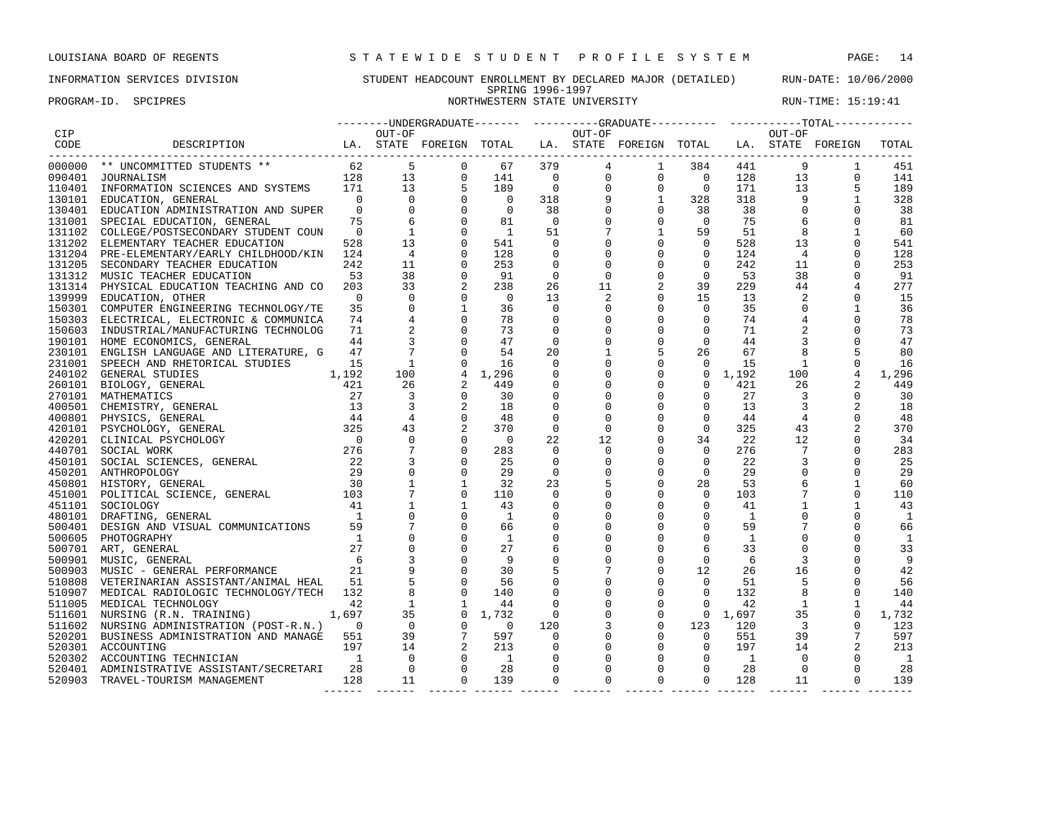LOUISIANA BOARD OF REGENTS — STATEWIDE STUDENT PROFILE SYSTEM

INFORMATION SERVICES DIVISION — STUDENT HEADCOUNT ENROLLMENT BY DECLARED MAJOR (DETAILED) — RUN-DATE: 10/06/2000

SPRING 1996-1997

PROGRAM-ID. SPCIPRES — NORTHWESTERN STATE UNIVERSITY — RUN-TIME: 15:19:41

| CIP CODE | DESCRIPTION | UNDERGRADUATE LA. | UNDERGRADUATE OUT-OF STATE | UNDERGRADUATE FOREIGN | UNDERGRADUATE TOTAL | GRADUATE LA. | GRADUATE OUT-OF STATE | GRADUATE FOREIGN | GRADUATE TOTAL | TOTAL LA. | TOTAL OUT-OF STATE | TOTAL FOREIGN | TOTAL |
|---|---|---|---|---|---|---|---|---|---|---|---|---|---|
| 000000 | ** UNCOMMITTED STUDENTS ** | 62 | 5 | 0 | 67 | 379 | 4 | 1 | 384 | 441 | 9 | 1 | 451 |
| 090401 | JOURNALISM | 128 | 13 | 0 | 141 | 0 | 0 | 0 | 0 | 128 | 13 | 0 | 141 |
| 110401 | INFORMATION SCIENCES AND SYSTEMS | 171 | 13 | 5 | 189 | 0 | 0 | 0 | 0 | 171 | 13 | 5 | 189 |
| 130101 | EDUCATION, GENERAL | 0 | 0 | 0 | 0 | 318 | 9 | 1 | 328 | 318 | 9 | 1 | 328 |
| 130401 | EDUCATION ADMINISTRATION AND SUPER | 0 | 0 | 0 | 0 | 38 | 0 | 0 | 38 | 38 | 0 | 0 | 38 |
| 131001 | SPECIAL EDUCATION, GENERAL | 75 | 6 | 0 | 81 | 0 | 0 | 0 | 0 | 75 | 6 | 0 | 81 |
| 131102 | COLLEGE/POSTSECONDARY STUDENT COUN | 0 | 1 | 0 | 1 | 51 | 7 | 1 | 59 | 51 | 8 | 1 | 60 |
| 131202 | ELEMENTARY TEACHER EDUCATION | 528 | 13 | 0 | 541 | 0 | 0 | 0 | 0 | 528 | 13 | 0 | 541 |
| 131204 | PRE-ELEMENTARY/EARLY CHILDHOOD/KIN | 124 | 4 | 0 | 128 | 0 | 0 | 0 | 0 | 124 | 4 | 0 | 128 |
| 131205 | SECONDARY TEACHER EDUCATION | 242 | 11 | 0 | 253 | 0 | 0 | 0 | 0 | 242 | 11 | 0 | 253 |
| 131312 | MUSIC TEACHER EDUCATION | 53 | 38 | 0 | 91 | 0 | 0 | 0 | 0 | 53 | 38 | 0 | 91 |
| 131314 | PHYSICAL EDUCATION TEACHING AND CO | 203 | 33 | 2 | 238 | 26 | 11 | 2 | 39 | 229 | 44 | 4 | 277 |
| 139999 | EDUCATION, OTHER | 0 | 0 | 0 | 0 | 13 | 2 | 0 | 15 | 13 | 2 | 0 | 15 |
| 150301 | COMPUTER ENGINEERING TECHNOLOGY/TE | 35 | 0 | 1 | 36 | 0 | 0 | 0 | 0 | 35 | 0 | 1 | 36 |
| 150303 | ELECTRICAL, ELECTRONIC & COMMUNICA | 74 | 4 | 0 | 78 | 0 | 0 | 0 | 0 | 74 | 4 | 0 | 78 |
| 150603 | INDUSTRIAL/MANUFACTURING TECHNOLOG | 71 | 2 | 0 | 73 | 0 | 0 | 0 | 0 | 71 | 2 | 0 | 73 |
| 190101 | HOME ECONOMICS, GENERAL | 44 | 3 | 0 | 47 | 0 | 0 | 0 | 0 | 44 | 3 | 0 | 47 |
| 230101 | ENGLISH LANGUAGE AND LITERATURE, G | 47 | 7 | 0 | 54 | 20 | 1 | 5 | 26 | 67 | 8 | 5 | 80 |
| 231001 | SPEECH AND RHETORICAL STUDIES | 15 | 1 | 0 | 16 | 0 | 0 | 0 | 0 | 15 | 1 | 0 | 16 |
| 240102 | GENERAL STUDIES | 1,192 | 100 | 4 | 1,296 | 0 | 0 | 0 | 0 | 1,192 | 100 | 4 | 1,296 |
| 260101 | BIOLOGY, GENERAL | 421 | 26 | 2 | 449 | 0 | 0 | 0 | 0 | 421 | 26 | 2 | 449 |
| 270101 | MATHEMATICS | 27 | 3 | 0 | 30 | 0 | 0 | 0 | 0 | 27 | 3 | 0 | 30 |
| 400501 | CHEMISTRY, GENERAL | 13 | 3 | 2 | 18 | 0 | 0 | 0 | 0 | 13 | 3 | 2 | 18 |
| 400801 | PHYSICS, GENERAL | 44 | 4 | 0 | 48 | 0 | 0 | 0 | 0 | 44 | 4 | 0 | 48 |
| 420101 | PSYCHOLOGY, GENERAL | 325 | 43 | 2 | 370 | 0 | 0 | 0 | 0 | 325 | 43 | 2 | 370 |
| 420201 | CLINICAL PSYCHOLOGY | 0 | 0 | 0 | 0 | 22 | 12 | 0 | 34 | 22 | 12 | 0 | 34 |
| 440701 | SOCIAL WORK | 276 | 7 | 0 | 283 | 0 | 0 | 0 | 0 | 276 | 7 | 0 | 283 |
| 450101 | SOCIAL SCIENCES, GENERAL | 22 | 3 | 0 | 25 | 0 | 0 | 0 | 0 | 22 | 3 | 0 | 25 |
| 450201 | ANTHROPOLOGY | 29 | 0 | 0 | 29 | 0 | 0 | 0 | 0 | 29 | 0 | 0 | 29 |
| 450801 | HISTORY, GENERAL | 30 | 1 | 1 | 32 | 23 | 5 | 0 | 28 | 53 | 6 | 1 | 60 |
| 451001 | POLITICAL SCIENCE, GENERAL | 103 | 7 | 0 | 110 | 0 | 0 | 0 | 0 | 103 | 7 | 0 | 110 |
| 451101 | SOCIOLOGY | 41 | 1 | 1 | 43 | 0 | 0 | 0 | 0 | 41 | 1 | 1 | 43 |
| 480101 | DRAFTING, GENERAL | 1 | 0 | 0 | 1 | 0 | 0 | 0 | 0 | 1 | 0 | 0 | 1 |
| 500401 | DESIGN AND VISUAL COMMUNICATIONS | 59 | 7 | 0 | 66 | 0 | 0 | 0 | 0 | 59 | 7 | 0 | 66 |
| 500605 | PHOTOGRAPHY | 1 | 0 | 0 | 1 | 0 | 0 | 0 | 0 | 1 | 0 | 0 | 1 |
| 500701 | ART, GENERAL | 27 | 0 | 0 | 27 | 6 | 0 | 0 | 6 | 33 | 0 | 0 | 33 |
| 500901 | MUSIC, GENERAL | 6 | 3 | 0 | 9 | 0 | 0 | 0 | 0 | 6 | 3 | 0 | 9 |
| 500903 | MUSIC - GENERAL PERFORMANCE | 21 | 9 | 0 | 30 | 5 | 7 | 0 | 12 | 26 | 16 | 0 | 42 |
| 510808 | VETERINARIAN ASSISTANT/ANIMAL HEAL | 51 | 5 | 0 | 56 | 0 | 0 | 0 | 0 | 51 | 5 | 0 | 56 |
| 510907 | MEDICAL RADIOLOGIC TECHNOLOGY/TECH | 132 | 8 | 0 | 140 | 0 | 0 | 0 | 0 | 132 | 8 | 0 | 140 |
| 511005 | MEDICAL TECHNOLOGY | 42 | 1 | 1 | 44 | 0 | 0 | 0 | 0 | 42 | 1 | 1 | 44 |
| 511601 | NURSING (R.N. TRAINING) | 1,697 | 35 | 0 | 1,732 | 0 | 0 | 0 | 0 | 1,697 | 35 | 0 | 1,732 |
| 511602 | NURSING ADMINISTRATION (POST-R.N.) | 0 | 0 | 0 | 0 | 120 | 3 | 0 | 123 | 120 | 3 | 0 | 123 |
| 520201 | BUSINESS ADMINISTRATION AND MANAGE | 551 | 39 | 7 | 597 | 0 | 0 | 0 | 0 | 551 | 39 | 7 | 597 |
| 520301 | ACCOUNTING | 197 | 14 | 2 | 213 | 0 | 0 | 0 | 0 | 197 | 14 | 2 | 213 |
| 520302 | ACCOUNTING TECHNICIAN | 1 | 0 | 0 | 1 | 0 | 0 | 0 | 0 | 1 | 0 | 0 | 1 |
| 520401 | ADMINISTRATIVE ASSISTANT/SECRETARI | 28 | 0 | 0 | 28 | 0 | 0 | 0 | 0 | 28 | 0 | 0 | 28 |
| 520903 | TRAVEL-TOURISM MANAGEMENT | 128 | 11 | 0 | 139 | 0 | 0 | 0 | 0 | 128 | 11 | 0 | 139 |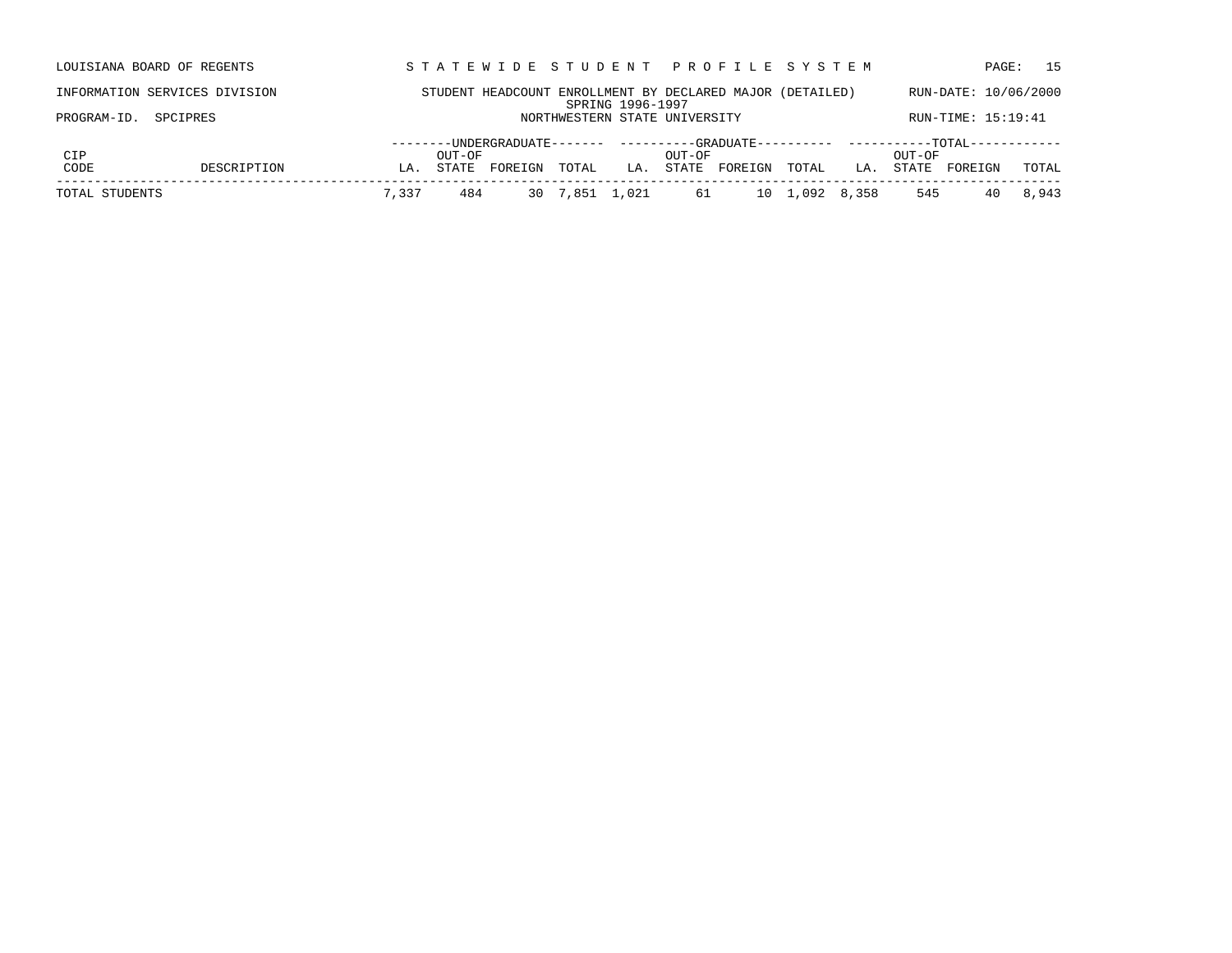LOUISIANA BOARD OF REGENTS — STATEWIDE STUDENT PROFILE SYSTEM

INFORMATION SERVICES DIVISION — STUDENT HEADCOUNT ENROLLMENT BY DECLARED MAJOR (DETAILED) — RUN-DATE: 10/06/2000

SPRING 1996-1997

PROGRAM-ID. SPCIPRES — NORTHWESTERN STATE UNIVERSITY — RUN-TIME: 15:19:41

| CIP CODE | DESCRIPTION | UNDERGRADUATE LA. | UNDERGRADUATE OUT-OF STATE | UNDERGRADUATE FOREIGN | UNDERGRADUATE TOTAL | GRADUATE LA. | GRADUATE OUT-OF STATE | GRADUATE FOREIGN | GRADUATE TOTAL | TOTAL LA. | TOTAL OUT-OF STATE | TOTAL FOREIGN | TOTAL TOTAL |
|---|---|---|---|---|---|---|---|---|---|---|---|---|---|
| TOTAL STUDENTS | | 7,337 | 484 | 30 | 7,851 | 1,021 | 61 | 10 | 1,092 | 8,358 | 545 | 40 | 8,943 |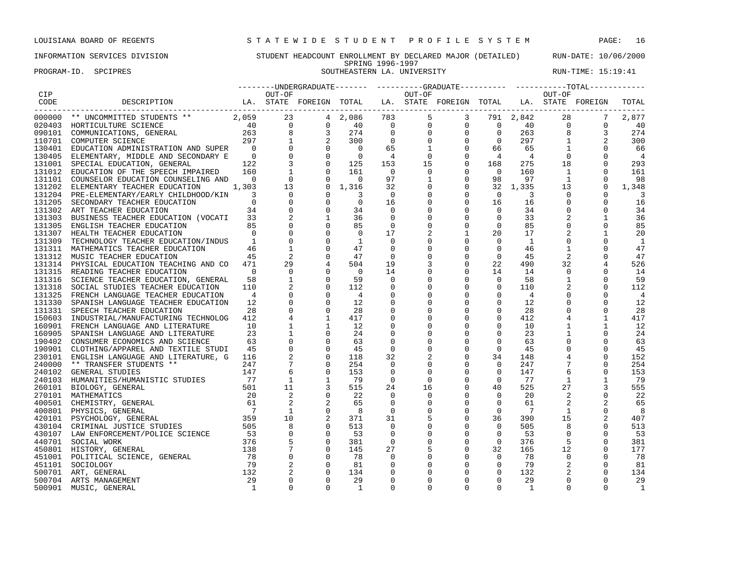LOUISIANA BOARD OF REGENTS — STATEWIDE STUDENT PROFILE SYSTEM

INFORMATION SERVICES DIVISION — STUDENT HEADCOUNT ENROLLMENT BY DECLARED MAJOR (DETAILED) — RUN-DATE: 10/06/2000

SPRING 1996-1997

PROGRAM-ID. SPCIPRES — SOUTHEASTERN LA. UNIVERSITY — RUN-TIME: 15:19:41

| CIP CODE | DESCRIPTION | UNDERGRADUATE LA. | UNDERGRADUATE OUT-OF STATE | UNDERGRADUATE FOREIGN | UNDERGRADUATE TOTAL | GRADUATE LA. | GRADUATE OUT-OF STATE | GRADUATE FOREIGN | GRADUATE TOTAL | TOTAL LA. | TOTAL OUT-OF STATE | TOTAL FOREIGN | TOTAL |
|---|---|---|---|---|---|---|---|---|---|---|---|---|---|
| 000000 | ** UNCOMMITTED STUDENTS ** | 2,059 | 23 | 4 | 2,086 | 783 | 5 | 3 | 791 | 2,842 | 28 | 7 | 2,877 |
| 020403 | HORTICULTURE SCIENCE | 40 | 0 | 0 | 40 | 0 | 0 | 0 | 0 | 40 | 0 | 0 | 40 |
| 090101 | COMMUNICATIONS, GENERAL | 263 | 8 | 3 | 274 | 0 | 0 | 0 | 0 | 263 | 8 | 3 | 274 |
| 110701 | COMPUTER SCIENCE | 297 | 1 | 2 | 300 | 0 | 0 | 0 | 0 | 297 | 1 | 2 | 300 |
| 130401 | EDUCATION ADMINISTRATION AND SUPER | 0 | 0 | 0 | 0 | 65 | 1 | 0 | 66 | 65 | 1 | 0 | 66 |
| 130405 | ELEMENTARY, MIDDLE AND SECONDARY E | 0 | 0 | 0 | 0 | 4 | 0 | 0 | 4 | 4 | 0 | 0 | 4 |
| 131001 | SPECIAL EDUCATION, GENERAL | 122 | 3 | 0 | 125 | 153 | 15 | 0 | 168 | 275 | 18 | 0 | 293 |
| 131012 | EDUCATION OF THE SPEECH IMPAIRED | 160 | 1 | 0 | 161 | 0 | 0 | 0 | 0 | 160 | 1 | 0 | 161 |
| 131101 | COUNSELOR EDUCATION COUNSELING AND | 0 | 0 | 0 | 0 | 97 | 1 | 0 | 98 | 97 | 1 | 0 | 98 |
| 131202 | ELEMENTARY TEACHER EDUCATION | 1,303 | 13 | 0 | 1,316 | 32 | 0 | 0 | 32 | 1,335 | 13 | 0 | 1,348 |
| 131204 | PRE-ELEMENTARY/EARLY CHILDHOOD/KIN | 3 | 0 | 0 | 3 | 0 | 0 | 0 | 0 | 3 | 0 | 0 | 3 |
| 131205 | SECONDARY TEACHER EDUCATION | 0 | 0 | 0 | 0 | 16 | 0 | 0 | 16 | 16 | 0 | 0 | 16 |
| 131302 | ART TEACHER EDUCATION | 34 | 0 | 0 | 34 | 0 | 0 | 0 | 0 | 34 | 0 | 0 | 34 |
| 131303 | BUSINESS TEACHER EDUCATION (VOCATI | 33 | 2 | 1 | 36 | 0 | 0 | 0 | 0 | 33 | 2 | 1 | 36 |
| 131305 | ENGLISH TEACHER EDUCATION | 85 | 0 | 0 | 85 | 0 | 0 | 0 | 0 | 85 | 0 | 0 | 85 |
| 131307 | HEALTH TEACHER EDUCATION | 0 | 0 | 0 | 0 | 17 | 2 | 1 | 20 | 17 | 2 | 1 | 20 |
| 131309 | TECHNOLOGY TEACHER EDUCATION/INDUS | 1 | 0 | 0 | 1 | 0 | 0 | 0 | 0 | 1 | 0 | 0 | 1 |
| 131311 | MATHEMATICS TEACHER EDUCATION | 46 | 1 | 0 | 47 | 0 | 0 | 0 | 0 | 46 | 1 | 0 | 47 |
| 131312 | MUSIC TEACHER EDUCATION | 45 | 2 | 0 | 47 | 0 | 0 | 0 | 0 | 45 | 2 | 0 | 47 |
| 131314 | PHYSICAL EDUCATION TEACHING AND CO | 471 | 29 | 4 | 504 | 19 | 3 | 0 | 22 | 490 | 32 | 4 | 526 |
| 131315 | READING TEACHER EDUCATION | 0 | 0 | 0 | 0 | 14 | 0 | 0 | 14 | 14 | 0 | 0 | 14 |
| 131316 | SCIENCE TEACHER EDUCATION, GENERAL | 58 | 1 | 0 | 59 | 0 | 0 | 0 | 0 | 58 | 1 | 0 | 59 |
| 131318 | SOCIAL STUDIES TEACHER EDUCATION | 110 | 2 | 0 | 112 | 0 | 0 | 0 | 0 | 110 | 2 | 0 | 112 |
| 131325 | FRENCH LANGUAGE TEACHER EDUCATION | 4 | 0 | 0 | 4 | 0 | 0 | 0 | 0 | 4 | 0 | 0 | 4 |
| 131330 | SPANISH LANGUAGE TEACHER EDUCATION | 12 | 0 | 0 | 12 | 0 | 0 | 0 | 0 | 12 | 0 | 0 | 12 |
| 131331 | SPEECH TEACHER EDUCATION | 28 | 0 | 0 | 28 | 0 | 0 | 0 | 0 | 28 | 0 | 0 | 28 |
| 150603 | INDUSTRIAL/MANUFACTURING TECHNOLOG | 412 | 4 | 1 | 417 | 0 | 0 | 0 | 0 | 412 | 4 | 1 | 417 |
| 160901 | FRENCH LANGUAGE AND LITERATURE | 10 | 1 | 1 | 12 | 0 | 0 | 0 | 0 | 10 | 1 | 1 | 12 |
| 160905 | SPANISH LANGUAGE AND LITERATURE | 23 | 1 | 0 | 24 | 0 | 0 | 0 | 0 | 23 | 1 | 0 | 24 |
| 190402 | CONSUMER ECONOMICS AND SCIENCE | 63 | 0 | 0 | 63 | 0 | 0 | 0 | 0 | 63 | 0 | 0 | 63 |
| 190901 | CLOTHING/APPAREL AND TEXTILE STUDI | 45 | 0 | 0 | 45 | 0 | 0 | 0 | 0 | 45 | 0 | 0 | 45 |
| 230101 | ENGLISH LANGUAGE AND LITERATURE, G | 116 | 2 | 0 | 118 | 32 | 2 | 0 | 34 | 148 | 4 | 0 | 152 |
| 240000 | ** TRANSFER STUDENTS ** | 247 | 7 | 0 | 254 | 0 | 0 | 0 | 0 | 247 | 7 | 0 | 254 |
| 240102 | GENERAL STUDIES | 147 | 6 | 0 | 153 | 0 | 0 | 0 | 0 | 147 | 6 | 0 | 153 |
| 240103 | HUMANITIES/HUMANISTIC STUDIES | 77 | 1 | 1 | 79 | 0 | 0 | 0 | 0 | 77 | 1 | 1 | 79 |
| 260101 | BIOLOGY, GENERAL | 501 | 11 | 3 | 515 | 24 | 16 | 0 | 40 | 525 | 27 | 3 | 555 |
| 270101 | MATHEMATICS | 20 | 2 | 0 | 22 | 0 | 0 | 0 | 0 | 20 | 2 | 0 | 22 |
| 400501 | CHEMISTRY, GENERAL | 61 | 2 | 2 | 65 | 0 | 0 | 0 | 0 | 61 | 2 | 2 | 65 |
| 400801 | PHYSICS, GENERAL | 7 | 1 | 0 | 8 | 0 | 0 | 0 | 0 | 7 | 1 | 0 | 8 |
| 420101 | PSYCHOLOGY, GENERAL | 359 | 10 | 2 | 371 | 31 | 5 | 0 | 36 | 390 | 15 | 2 | 407 |
| 430104 | CRIMINAL JUSTICE STUDIES | 505 | 8 | 0 | 513 | 0 | 0 | 0 | 0 | 505 | 8 | 0 | 513 |
| 430107 | LAW ENFORCEMENT/POLICE SCIENCE | 53 | 0 | 0 | 53 | 0 | 0 | 0 | 0 | 53 | 0 | 0 | 53 |
| 440701 | SOCIAL WORK | 376 | 5 | 0 | 381 | 0 | 0 | 0 | 0 | 376 | 5 | 0 | 381 |
| 450801 | HISTORY, GENERAL | 138 | 7 | 0 | 145 | 27 | 5 | 0 | 32 | 165 | 12 | 0 | 177 |
| 451001 | POLITICAL SCIENCE, GENERAL | 78 | 0 | 0 | 78 | 0 | 0 | 0 | 0 | 78 | 0 | 0 | 78 |
| 451101 | SOCIOLOGY | 79 | 2 | 0 | 81 | 0 | 0 | 0 | 0 | 79 | 2 | 0 | 81 |
| 500701 | ART, GENERAL | 132 | 2 | 0 | 134 | 0 | 0 | 0 | 0 | 132 | 2 | 0 | 134 |
| 500704 | ARTS MANAGEMENT | 29 | 0 | 0 | 29 | 0 | 0 | 0 | 0 | 29 | 0 | 0 | 29 |
| 500901 | MUSIC, GENERAL | 1 | 0 | 0 | 1 | 0 | 0 | 0 | 0 | 1 | 0 | 0 | 1 |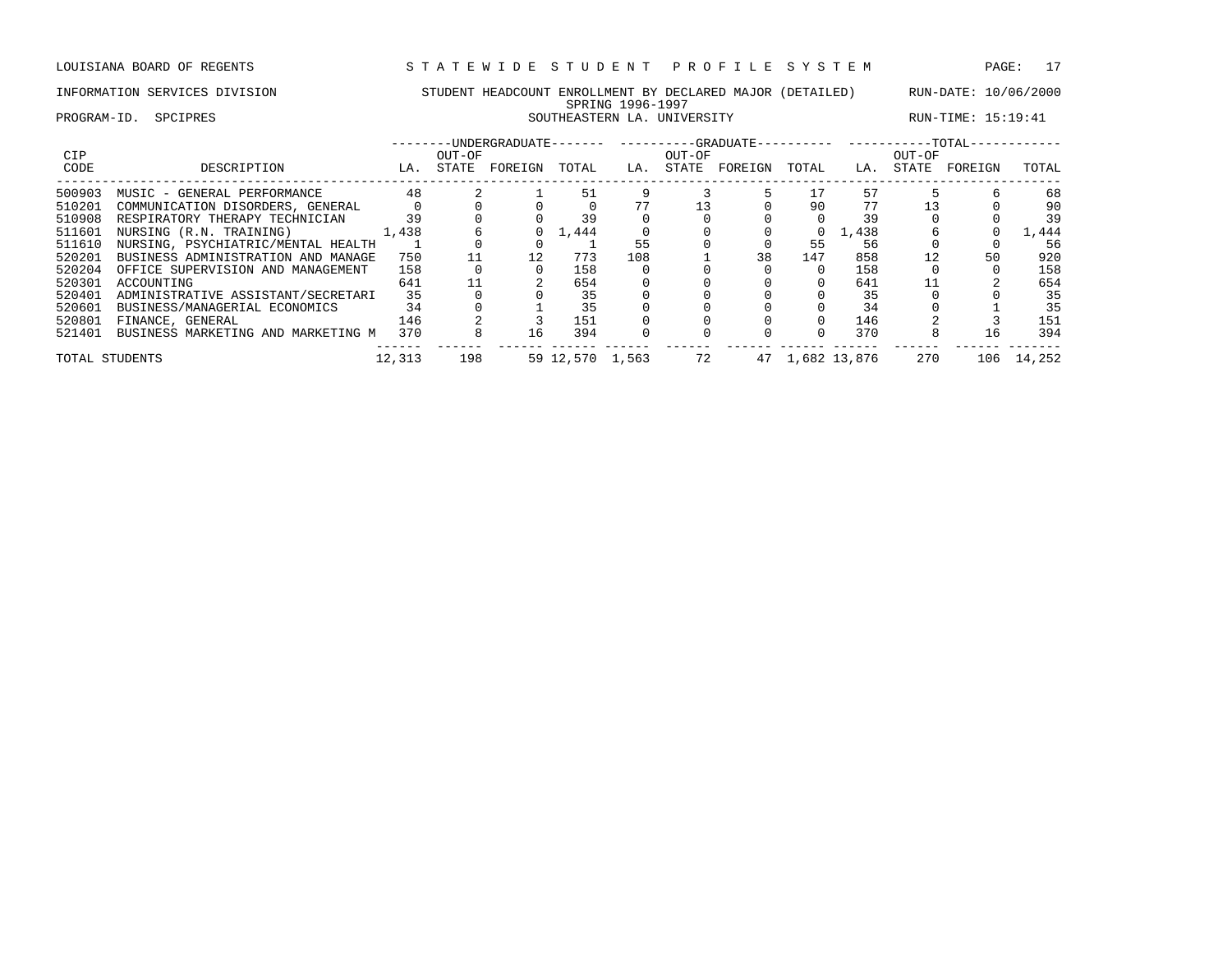LOUISIANA BOARD OF REGENTS — STATEWIDE STUDENT PROFILE SYSTEM

INFORMATION SERVICES DIVISION — STUDENT HEADCOUNT ENROLLMENT BY DECLARED MAJOR (DETAILED) — RUN-DATE: 10/06/2000

SPRING 1996-1997

PROGRAM-ID. SPCIPRES — SOUTHEASTERN LA. UNIVERSITY — RUN-TIME: 15:19:41

| CIP CODE | DESCRIPTION | UNDERGRADUATE LA. | UNDERGRADUATE OUT-OF STATE | UNDERGRADUATE FOREIGN | UNDERGRADUATE TOTAL | GRADUATE LA. | GRADUATE OUT-OF STATE | GRADUATE FOREIGN | GRADUATE TOTAL | TOTAL LA. | TOTAL OUT-OF STATE | TOTAL FOREIGN | TOTAL |
|---|---|---|---|---|---|---|---|---|---|---|---|---|---|
| 500903 | MUSIC - GENERAL PERFORMANCE | 48 | 2 | 1 | 51 | 9 | 3 | 5 | 17 | 57 | 5 | 6 | 68 |
| 510201 | COMMUNICATION DISORDERS, GENERAL | 0 | 0 | 0 | 0 | 77 | 13 | 0 | 90 | 77 | 13 | 0 | 90 |
| 510908 | RESPIRATORY THERAPY TECHNICIAN | 39 | 0 | 0 | 39 | 0 | 0 | 0 | 0 | 39 | 0 | 0 | 39 |
| 511601 | NURSING (R.N. TRAINING) | 1,438 | 6 | 0 | 1,444 | 0 | 0 | 0 | 0 | 1,438 | 6 | 0 | 1,444 |
| 511610 | NURSING, PSYCHIATRIC/MENTAL HEALTH | 1 | 0 | 0 | 1 | 55 | 0 | 0 | 55 | 56 | 0 | 0 | 56 |
| 520201 | BUSINESS ADMINISTRATION AND MANAGE | 750 | 11 | 12 | 773 | 108 | 1 | 38 | 147 | 858 | 12 | 50 | 920 |
| 520204 | OFFICE SUPERVISION AND MANAGEMENT | 158 | 0 | 0 | 158 | 0 | 0 | 0 | 0 | 158 | 0 | 0 | 158 |
| 520301 | ACCOUNTING | 641 | 11 | 2 | 654 | 0 | 0 | 0 | 0 | 641 | 11 | 2 | 654 |
| 520401 | ADMINISTRATIVE ASSISTANT/SECRETARI | 35 | 0 | 0 | 35 | 0 | 0 | 0 | 0 | 35 | 0 | 0 | 35 |
| 520601 | BUSINESS/MANAGERIAL ECONOMICS | 34 | 0 | 1 | 35 | 0 | 0 | 0 | 0 | 34 | 0 | 1 | 35 |
| 520801 | FINANCE, GENERAL | 146 | 2 | 3 | 151 | 0 | 0 | 0 | 0 | 146 | 2 | 3 | 151 |
| 521401 | BUSINESS MARKETING AND MARKETING M | 370 | 8 | 16 | 394 | 0 | 0 | 0 | 0 | 370 | 8 | 16 | 394 |
| TOTAL STUDENTS | | 12,313 | 198 | 59 | 12,570 | 1,563 | 72 | 47 | 1,682 | 13,876 | 270 | 106 | 14,252 |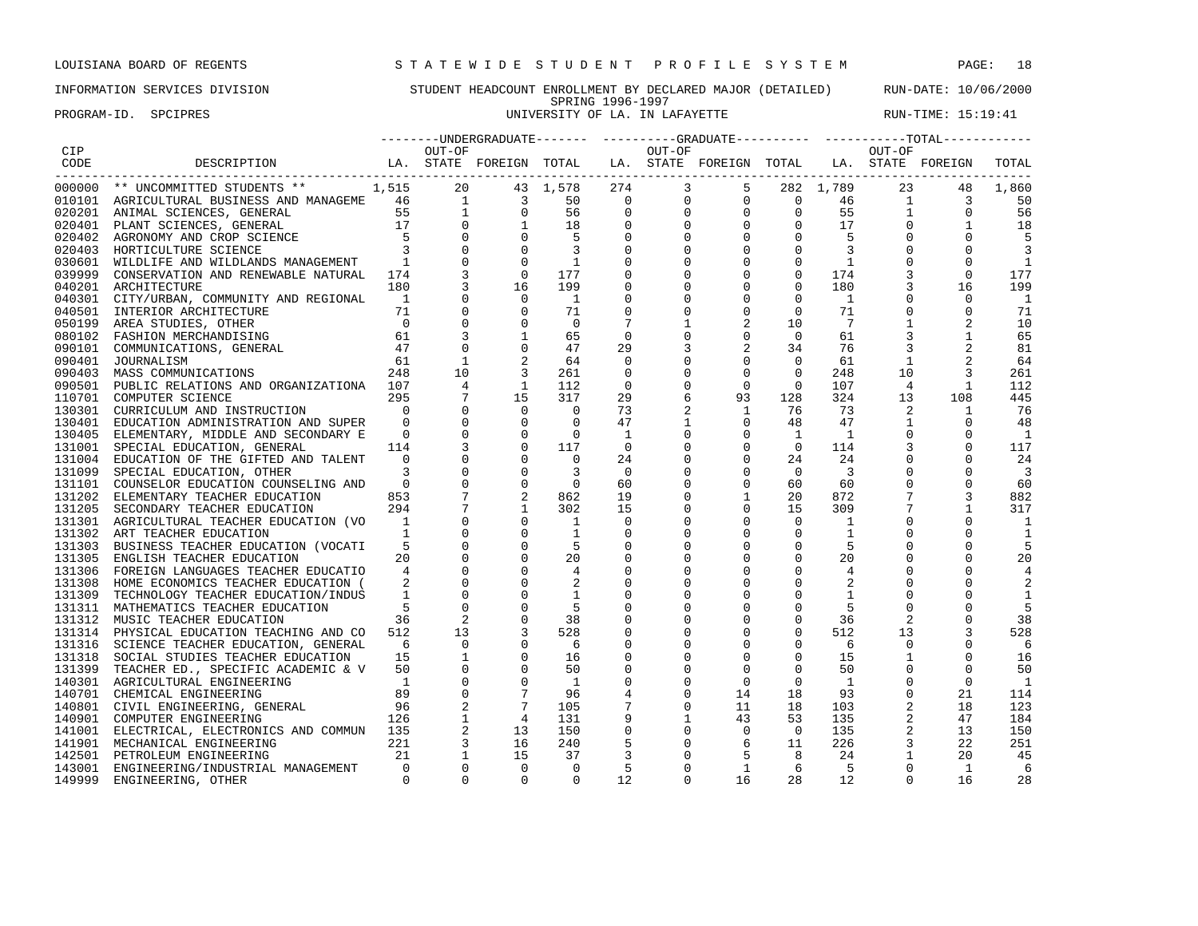LOUISIANA BOARD OF REGENTS — STATEWIDE STUDENT PROFILE SYSTEM

INFORMATION SERVICES DIVISION — STUDENT HEADCOUNT ENROLLMENT BY DECLARED MAJOR (DETAILED) — RUN-DATE: 10/06/2000

SPRING 1996-1997

PROGRAM-ID. SPCIPRES — UNIVERSITY OF LA. IN LAFAYETTE — RUN-TIME: 15:19:41

| CIP CODE | DESCRIPTION | UNDERGRADUATE LA. | UNDERGRADUATE OUT-OF STATE | UNDERGRADUATE FOREIGN | UNDERGRADUATE TOTAL | GRADUATE LA. | GRADUATE OUT-OF STATE | GRADUATE FOREIGN | GRADUATE TOTAL | TOTAL LA. | TOTAL OUT-OF STATE | TOTAL FOREIGN | TOTAL |
|---|---|---|---|---|---|---|---|---|---|---|---|---|---|
| 000000 | ** UNCOMMITTED STUDENTS ** | 1,515 | 20 | 43 | 1,578 | 274 | 3 | 5 | 282 | 1,789 | 23 | 48 | 1,860 |
| 010101 | AGRICULTURAL BUSINESS AND MANAGEME | 46 | 1 | 3 | 50 | 0 | 0 | 0 | 0 | 46 | 1 | 3 | 50 |
| 020201 | ANIMAL SCIENCES, GENERAL | 55 | 1 | 0 | 56 | 0 | 0 | 0 | 0 | 55 | 1 | 0 | 56 |
| 020401 | PLANT SCIENCES, GENERAL | 17 | 0 | 1 | 18 | 0 | 0 | 0 | 0 | 17 | 0 | 1 | 18 |
| 020402 | AGRONOMY AND CROP SCIENCE | 5 | 0 | 0 | 5 | 0 | 0 | 0 | 0 | 5 | 0 | 0 | 5 |
| 020403 | HORTICULTURE SCIENCE | 3 | 0 | 0 | 3 | 0 | 0 | 0 | 0 | 3 | 0 | 0 | 3 |
| 030601 | WILDLIFE AND WILDLANDS MANAGEMENT | 1 | 0 | 0 | 1 | 0 | 0 | 0 | 0 | 1 | 0 | 0 | 1 |
| 039999 | CONSERVATION AND RENEWABLE NATURAL | 174 | 3 | 0 | 177 | 0 | 0 | 0 | 0 | 174 | 3 | 0 | 177 |
| 040201 | ARCHITECTURE | 180 | 3 | 16 | 199 | 0 | 0 | 0 | 0 | 180 | 3 | 16 | 199 |
| 040301 | CITY/URBAN, COMMUNITY AND REGIONAL | 1 | 0 | 0 | 1 | 0 | 0 | 0 | 0 | 1 | 0 | 0 | 1 |
| 040501 | INTERIOR ARCHITECTURE | 71 | 0 | 0 | 71 | 0 | 0 | 0 | 0 | 71 | 0 | 0 | 71 |
| 050199 | AREA STUDIES, OTHER | 0 | 0 | 0 | 0 | 7 | 1 | 2 | 10 | 7 | 1 | 2 | 10 |
| 080102 | FASHION MERCHANDISING | 61 | 3 | 1 | 65 | 0 | 0 | 0 | 0 | 61 | 3 | 1 | 65 |
| 090101 | COMMUNICATIONS, GENERAL | 47 | 0 | 0 | 47 | 29 | 3 | 2 | 34 | 76 | 3 | 2 | 81 |
| 090401 | JOURNALISM | 61 | 1 | 2 | 64 | 0 | 0 | 0 | 0 | 61 | 1 | 2 | 64 |
| 090403 | MASS COMMUNICATIONS | 248 | 10 | 3 | 261 | 0 | 0 | 0 | 0 | 248 | 10 | 3 | 261 |
| 090501 | PUBLIC RELATIONS AND ORGANIZATIONA | 107 | 4 | 1 | 112 | 0 | 0 | 0 | 0 | 107 | 4 | 1 | 112 |
| 110701 | COMPUTER SCIENCE | 295 | 7 | 15 | 317 | 29 | 6 | 93 | 128 | 324 | 13 | 108 | 445 |
| 130301 | CURRICULUM AND INSTRUCTION | 0 | 0 | 0 | 0 | 73 | 2 | 1 | 76 | 73 | 2 | 1 | 76 |
| 130401 | EDUCATION ADMINISTRATION AND SUPER | 0 | 0 | 0 | 0 | 47 | 1 | 0 | 48 | 47 | 1 | 0 | 48 |
| 130405 | ELEMENTARY, MIDDLE AND SECONDARY E | 0 | 0 | 0 | 0 | 1 | 0 | 0 | 1 | 1 | 0 | 0 | 1 |
| 131001 | SPECIAL EDUCATION, GENERAL | 114 | 3 | 0 | 117 | 0 | 0 | 0 | 0 | 114 | 3 | 0 | 117 |
| 131004 | EDUCATION OF THE GIFTED AND TALENT | 0 | 0 | 0 | 0 | 24 | 0 | 0 | 24 | 24 | 0 | 0 | 24 |
| 131099 | SPECIAL EDUCATION, OTHER | 3 | 0 | 0 | 3 | 0 | 0 | 0 | 0 | 3 | 0 | 0 | 3 |
| 131101 | COUNSELOR EDUCATION COUNSELING AND | 0 | 0 | 0 | 0 | 60 | 0 | 0 | 60 | 60 | 0 | 0 | 60 |
| 131202 | ELEMENTARY TEACHER EDUCATION | 853 | 7 | 2 | 862 | 19 | 0 | 1 | 20 | 872 | 7 | 3 | 882 |
| 131205 | SECONDARY TEACHER EDUCATION | 294 | 7 | 1 | 302 | 15 | 0 | 0 | 15 | 309 | 7 | 1 | 317 |
| 131301 | AGRICULTURAL TEACHER EDUCATION (VO | 1 | 0 | 0 | 1 | 0 | 0 | 0 | 0 | 1 | 0 | 0 | 1 |
| 131302 | ART TEACHER EDUCATION | 1 | 0 | 0 | 1 | 0 | 0 | 0 | 0 | 1 | 0 | 0 | 1 |
| 131303 | BUSINESS TEACHER EDUCATION (VOCATI | 5 | 0 | 0 | 5 | 0 | 0 | 0 | 0 | 5 | 0 | 0 | 5 |
| 131305 | ENGLISH TEACHER EDUCATION | 20 | 0 | 0 | 20 | 0 | 0 | 0 | 0 | 20 | 0 | 0 | 20 |
| 131306 | FOREIGN LANGUAGES TEACHER EDUCATIO | 4 | 0 | 0 | 4 | 0 | 0 | 0 | 0 | 4 | 0 | 0 | 4 |
| 131308 | HOME ECONOMICS TEACHER EDUCATION ( | 2 | 0 | 0 | 2 | 0 | 0 | 0 | 0 | 2 | 0 | 0 | 2 |
| 131309 | TECHNOLOGY TEACHER EDUCATION/INDUS | 1 | 0 | 0 | 1 | 0 | 0 | 0 | 0 | 1 | 0 | 0 | 1 |
| 131311 | MATHEMATICS TEACHER EDUCATION | 5 | 0 | 0 | 5 | 0 | 0 | 0 | 0 | 5 | 0 | 0 | 5 |
| 131312 | MUSIC TEACHER EDUCATION | 36 | 2 | 0 | 38 | 0 | 0 | 0 | 0 | 36 | 2 | 0 | 38 |
| 131314 | PHYSICAL EDUCATION TEACHING AND CO | 512 | 13 | 3 | 528 | 0 | 0 | 0 | 0 | 512 | 13 | 3 | 528 |
| 131316 | SCIENCE TEACHER EDUCATION, GENERAL | 6 | 0 | 0 | 6 | 0 | 0 | 0 | 0 | 6 | 0 | 0 | 6 |
| 131318 | SOCIAL STUDIES TEACHER EDUCATION | 15 | 1 | 0 | 16 | 0 | 0 | 0 | 0 | 15 | 1 | 0 | 16 |
| 131399 | TEACHER ED., SPECIFIC ACADEMIC & V | 50 | 0 | 0 | 50 | 0 | 0 | 0 | 0 | 50 | 0 | 0 | 50 |
| 140301 | AGRICULTURAL ENGINEERING | 1 | 0 | 0 | 1 | 0 | 0 | 0 | 0 | 1 | 0 | 0 | 1 |
| 140701 | CHEMICAL ENGINEERING | 89 | 0 | 7 | 96 | 4 | 0 | 14 | 18 | 93 | 0 | 21 | 114 |
| 140801 | CIVIL ENGINEERING, GENERAL | 96 | 2 | 7 | 105 | 7 | 0 | 11 | 18 | 103 | 2 | 18 | 123 |
| 140901 | COMPUTER ENGINEERING | 126 | 1 | 4 | 131 | 9 | 1 | 43 | 53 | 135 | 2 | 47 | 184 |
| 141001 | ELECTRICAL, ELECTRONICS AND COMMUN | 135 | 2 | 13 | 150 | 0 | 0 | 0 | 0 | 135 | 2 | 13 | 150 |
| 141901 | MECHANICAL ENGINEERING | 221 | 3 | 16 | 240 | 5 | 0 | 6 | 11 | 226 | 3 | 22 | 251 |
| 142501 | PETROLEUM ENGINEERING | 21 | 1 | 15 | 37 | 3 | 0 | 5 | 8 | 24 | 1 | 20 | 45 |
| 143001 | ENGINEERING/INDUSTRIAL MANAGEMENT | 0 | 0 | 0 | 0 | 5 | 0 | 1 | 6 | 5 | 0 | 1 | 6 |
| 149999 | ENGINEERING, OTHER | 0 | 0 | 0 | 0 | 12 | 0 | 16 | 28 | 12 | 0 | 16 | 28 |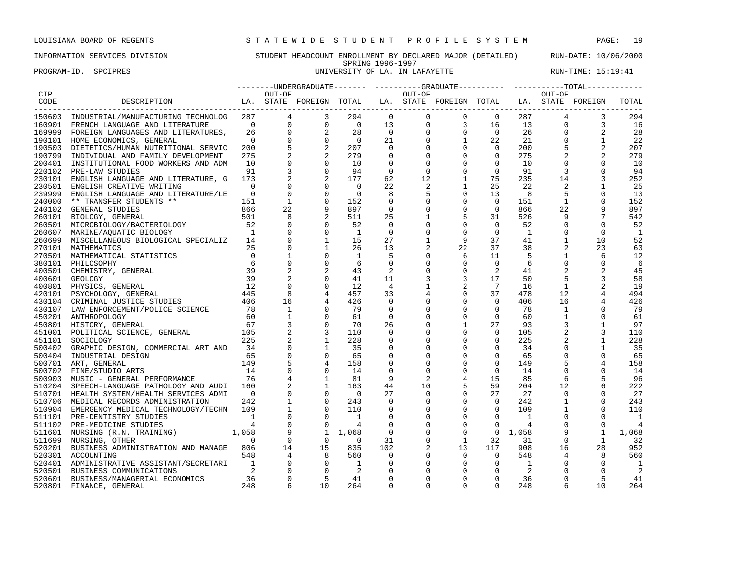LOUISIANA BOARD OF REGENTS — STATEWIDE STUDENT PROFILE SYSTEM

INFORMATION SERVICES DIVISION — STUDENT HEADCOUNT ENROLLMENT BY DECLARED MAJOR (DETAILED) — RUN-DATE: 10/06/2000

SPRING 1996-1997

PROGRAM-ID. SPCIPRES — UNIVERSITY OF LA. IN LAFAYETTE — RUN-TIME: 15:19:41

| CIP CODE | DESCRIPTION | UNDERGRADUATE LA. | UNDERGRADUATE OUT-OF STATE | UNDERGRADUATE FOREIGN | UNDERGRADUATE TOTAL | GRADUATE LA. | GRADUATE OUT-OF STATE | GRADUATE FOREIGN | GRADUATE TOTAL | TOTAL LA. | TOTAL OUT-OF STATE | TOTAL FOREIGN | TOTAL |
|---|---|---|---|---|---|---|---|---|---|---|---|---|---|
| 150603 | INDUSTRIAL/MANUFACTURING TECHNOLOG | 287 | 4 | 3 | 294 | 0 | 0 | 0 | 0 | 287 | 4 | 3 | 294 |
| 160901 | FRENCH LANGUAGE AND LITERATURE | 0 | 0 | 0 | 0 | 13 | 0 | 3 | 16 | 13 | 0 | 3 | 16 |
| 169999 | FOREIGN LANGUAGES AND LITERATURES, | 26 | 0 | 2 | 28 | 0 | 0 | 0 | 0 | 26 | 0 | 2 | 28 |
| 190101 | HOME ECONOMICS, GENERAL | 0 | 0 | 0 | 0 | 21 | 0 | 1 | 22 | 21 | 0 | 1 | 22 |
| 190503 | DIETETICS/HUMAN NUTRITIONAL SERVIC | 200 | 5 | 2 | 207 | 0 | 0 | 0 | 0 | 200 | 5 | 2 | 207 |
| 190799 | INDIVIDUAL AND FAMILY DEVELOPMENT | 275 | 2 | 2 | 279 | 0 | 0 | 0 | 0 | 275 | 2 | 2 | 279 |
| 200401 | INSTITUTIONAL FOOD WORKERS AND ADM | 10 | 0 | 0 | 10 | 0 | 0 | 0 | 0 | 10 | 0 | 0 | 10 |
| 220102 | PRE-LAW STUDIES | 91 | 3 | 0 | 94 | 0 | 0 | 0 | 0 | 91 | 3 | 0 | 94 |
| 230101 | ENGLISH LANGUAGE AND LITERATURE, G | 173 | 2 | 2 | 177 | 62 | 12 | 1 | 75 | 235 | 14 | 3 | 252 |
| 230501 | ENGLISH CREATIVE WRITING | 0 | 0 | 0 | 0 | 22 | 2 | 1 | 25 | 22 | 2 | 1 | 25 |
| 239999 | ENGLISH LANGUAGE AND LITERATURE/LE | 0 | 0 | 0 | 0 | 8 | 5 | 0 | 13 | 8 | 5 | 0 | 13 |
| 240000 | ** TRANSFER STUDENTS ** | 151 | 1 | 0 | 152 | 0 | 0 | 0 | 0 | 151 | 1 | 0 | 152 |
| 240102 | GENERAL STUDIES | 866 | 22 | 9 | 897 | 0 | 0 | 0 | 0 | 866 | 22 | 9 | 897 |
| 260101 | BIOLOGY, GENERAL | 501 | 8 | 2 | 511 | 25 | 1 | 5 | 31 | 526 | 9 | 7 | 542 |
| 260501 | MICROBIOLOGY/BACTERIOLOGY | 52 | 0 | 0 | 52 | 0 | 0 | 0 | 0 | 52 | 0 | 0 | 52 |
| 260607 | MARINE/AQUATIC BIOLOGY | 1 | 0 | 0 | 1 | 0 | 0 | 0 | 0 | 1 | 0 | 0 | 1 |
| 260699 | MISCELLANEOUS BIOLOGICAL SPECIALIZ | 14 | 0 | 1 | 15 | 27 | 1 | 9 | 37 | 41 | 1 | 10 | 52 |
| 270101 | MATHEMATICS | 25 | 0 | 1 | 26 | 13 | 2 | 22 | 37 | 38 | 2 | 23 | 63 |
| 270501 | MATHEMATICAL STATISTICS | 0 | 1 | 0 | 1 | 5 | 0 | 6 | 11 | 5 | 1 | 6 | 12 |
| 380101 | PHILOSOPHY | 6 | 0 | 0 | 6 | 0 | 0 | 0 | 0 | 6 | 0 | 0 | 6 |
| 400501 | CHEMISTRY, GENERAL | 39 | 2 | 2 | 43 | 2 | 0 | 0 | 2 | 41 | 2 | 2 | 45 |
| 400601 | GEOLOGY | 39 | 2 | 0 | 41 | 11 | 3 | 3 | 17 | 50 | 5 | 3 | 58 |
| 400801 | PHYSICS, GENERAL | 12 | 0 | 0 | 12 | 4 | 1 | 2 | 7 | 16 | 1 | 2 | 19 |
| 420101 | PSYCHOLOGY, GENERAL | 445 | 8 | 4 | 457 | 33 | 4 | 0 | 37 | 478 | 12 | 4 | 494 |
| 430104 | CRIMINAL JUSTICE STUDIES | 406 | 16 | 4 | 426 | 0 | 0 | 0 | 0 | 406 | 16 | 4 | 426 |
| 430107 | LAW ENFORCEMENT/POLICE SCIENCE | 78 | 1 | 0 | 79 | 0 | 0 | 0 | 0 | 78 | 1 | 0 | 79 |
| 450201 | ANTHROPOLOGY | 60 | 1 | 0 | 61 | 0 | 0 | 0 | 0 | 60 | 1 | 0 | 61 |
| 450801 | HISTORY, GENERAL | 67 | 3 | 0 | 70 | 26 | 0 | 1 | 27 | 93 | 3 | 1 | 97 |
| 451001 | POLITICAL SCIENCE, GENERAL | 105 | 2 | 3 | 110 | 0 | 0 | 0 | 0 | 105 | 2 | 3 | 110 |
| 451101 | SOCIOLOGY | 225 | 2 | 1 | 228 | 0 | 0 | 0 | 0 | 225 | 2 | 1 | 228 |
| 500402 | GRAPHIC DESIGN, COMMERCIAL ART AND | 34 | 0 | 1 | 35 | 0 | 0 | 0 | 0 | 34 | 0 | 1 | 35 |
| 500404 | INDUSTRIAL DESIGN | 65 | 0 | 0 | 65 | 0 | 0 | 0 | 0 | 65 | 0 | 0 | 65 |
| 500701 | ART, GENERAL | 149 | 5 | 4 | 158 | 0 | 0 | 0 | 0 | 149 | 5 | 4 | 158 |
| 500702 | FINE/STUDIO ARTS | 14 | 0 | 0 | 14 | 0 | 0 | 0 | 0 | 14 | 0 | 0 | 14 |
| 500903 | MUSIC - GENERAL PERFORMANCE | 76 | 4 | 1 | 81 | 9 | 2 | 4 | 15 | 85 | 6 | 5 | 96 |
| 510204 | SPEECH-LANGUAGE PATHOLOGY AND AUDI | 160 | 2 | 1 | 163 | 44 | 10 | 5 | 59 | 204 | 12 | 6 | 222 |
| 510701 | HEALTH SYSTEM/HEALTH SERVICES ADMI | 0 | 0 | 0 | 0 | 27 | 0 | 0 | 27 | 27 | 0 | 0 | 27 |
| 510706 | MEDICAL RECORDS ADMINISTRATION | 242 | 1 | 0 | 243 | 0 | 0 | 0 | 0 | 242 | 1 | 0 | 243 |
| 510904 | EMERGENCY MEDICAL TECHNOLOGY/TECHN | 109 | 1 | 0 | 110 | 0 | 0 | 0 | 0 | 109 | 1 | 0 | 110 |
| 511101 | PRE-DENTISTRY STUDIES | 1 | 0 | 0 | 1 | 0 | 0 | 0 | 0 | 1 | 0 | 0 | 1 |
| 511102 | PRE-MEDICINE STUDIES | 4 | 0 | 0 | 4 | 0 | 0 | 0 | 0 | 4 | 0 | 0 | 4 |
| 511601 | NURSING (R.N. TRAINING) | 1,058 | 9 | 1 | 1,068 | 0 | 0 | 0 | 0 | 1,058 | 9 | 1 | 1,068 |
| 511699 | NURSING, OTHER | 0 | 0 | 0 | 0 | 31 | 0 | 1 | 32 | 31 | 0 | 1 | 32 |
| 520201 | BUSINESS ADMINISTRATION AND MANAGE | 806 | 14 | 15 | 835 | 102 | 2 | 13 | 117 | 908 | 16 | 28 | 952 |
| 520301 | ACCOUNTING | 548 | 4 | 8 | 560 | 0 | 0 | 0 | 0 | 548 | 4 | 8 | 560 |
| 520401 | ADMINISTRATIVE ASSISTANT/SECRETARI | 1 | 0 | 0 | 1 | 0 | 0 | 0 | 0 | 1 | 0 | 0 | 1 |
| 520501 | BUSINESS COMMUNICATIONS | 2 | 0 | 0 | 2 | 0 | 0 | 0 | 0 | 2 | 0 | 0 | 2 |
| 520601 | BUSINESS/MANAGERIAL ECONOMICS | 36 | 0 | 5 | 41 | 0 | 0 | 0 | 0 | 36 | 0 | 5 | 41 |
| 520801 | FINANCE, GENERAL | 248 | 6 | 10 | 264 | 0 | 0 | 0 | 0 | 248 | 6 | 10 | 264 |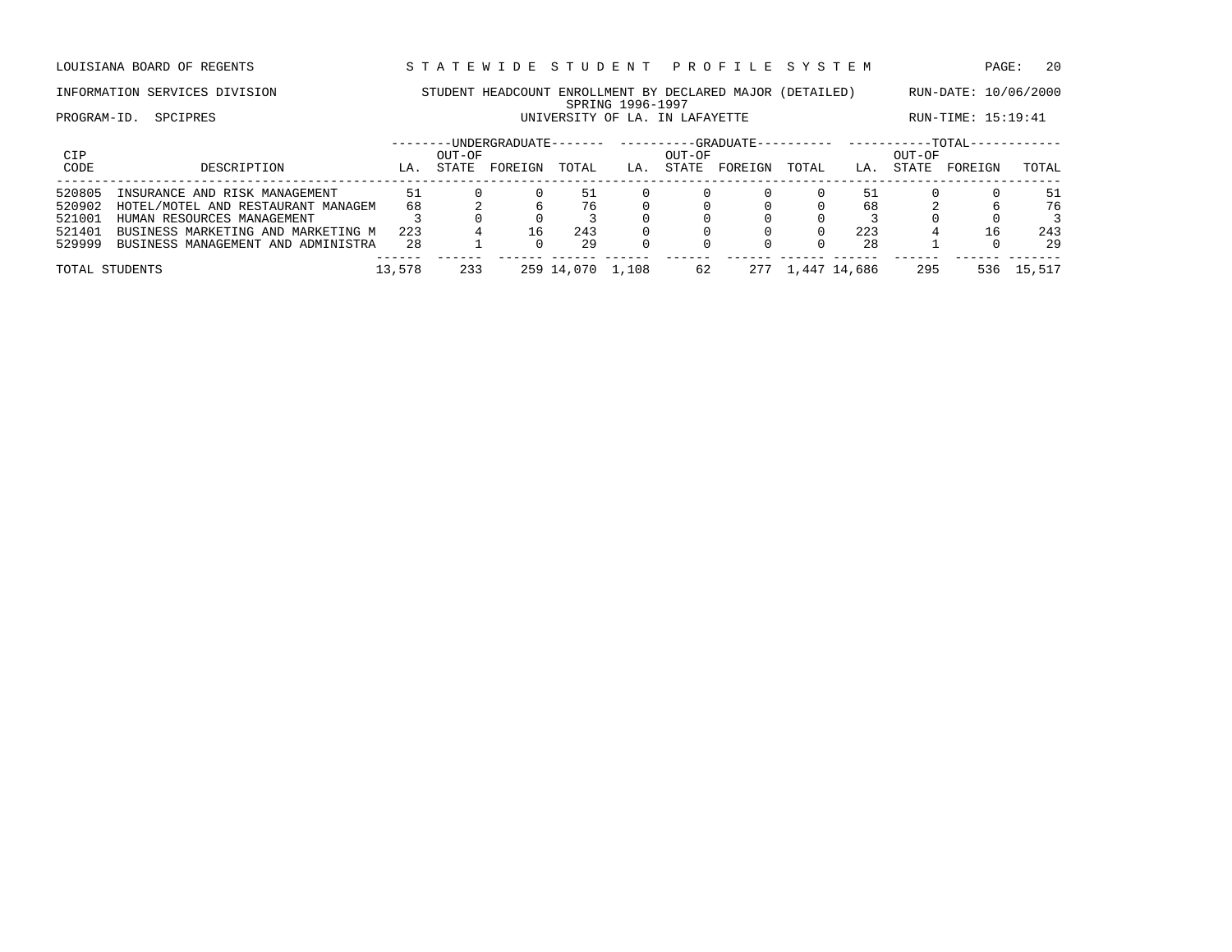LOUISIANA BOARD OF REGENTS — STATEWIDE STUDENT PROFILE SYSTEM

INFORMATION SERVICES DIVISION — STUDENT HEADCOUNT ENROLLMENT BY DECLARED MAJOR (DETAILED) — RUN-DATE: 10/06/2000

SPRING 1996-1997

PROGRAM-ID. SPCIPRES — UNIVERSITY OF LA. IN LAFAYETTE — RUN-TIME: 15:19:41

| CIP CODE | DESCRIPTION | UNDERGRADUATE LA. | UNDERGRADUATE OUT-OF STATE | UNDERGRADUATE FOREIGN | UNDERGRADUATE TOTAL | GRADUATE LA. | GRADUATE OUT-OF STATE | GRADUATE FOREIGN | GRADUATE TOTAL | TOTAL LA. | TOTAL OUT-OF STATE | TOTAL FOREIGN | TOTAL TOTAL |
|---|---|---|---|---|---|---|---|---|---|---|---|---|---|
| 520805 | INSURANCE AND RISK MANAGEMENT | 51 | 0 | 0 | 51 | 0 | 0 | 0 | 0 | 51 | 0 | 0 | 51 |
| 520902 | HOTEL/MOTEL AND RESTAURANT MANAGEM | 68 | 2 | 6 | 76 | 0 | 0 | 0 | 0 | 68 | 2 | 6 | 76 |
| 521001 | HUMAN RESOURCES MANAGEMENT | 3 | 0 | 0 | 3 | 0 | 0 | 0 | 0 | 3 | 0 | 0 | 3 |
| 521401 | BUSINESS MARKETING AND MARKETING M | 223 | 4 | 16 | 243 | 0 | 0 | 0 | 0 | 223 | 4 | 16 | 243 |
| 529999 | BUSINESS MANAGEMENT AND ADMINISTRA | 28 | 1 | 0 | 29 | 0 | 0 | 0 | 0 | 28 | 1 | 0 | 29 |
| TOTAL STUDENTS | | 13,578 | 233 | 259 | 14,070 | 1,108 | 62 | 277 | 1,447 | 14,686 | 295 | 536 | 15,517 |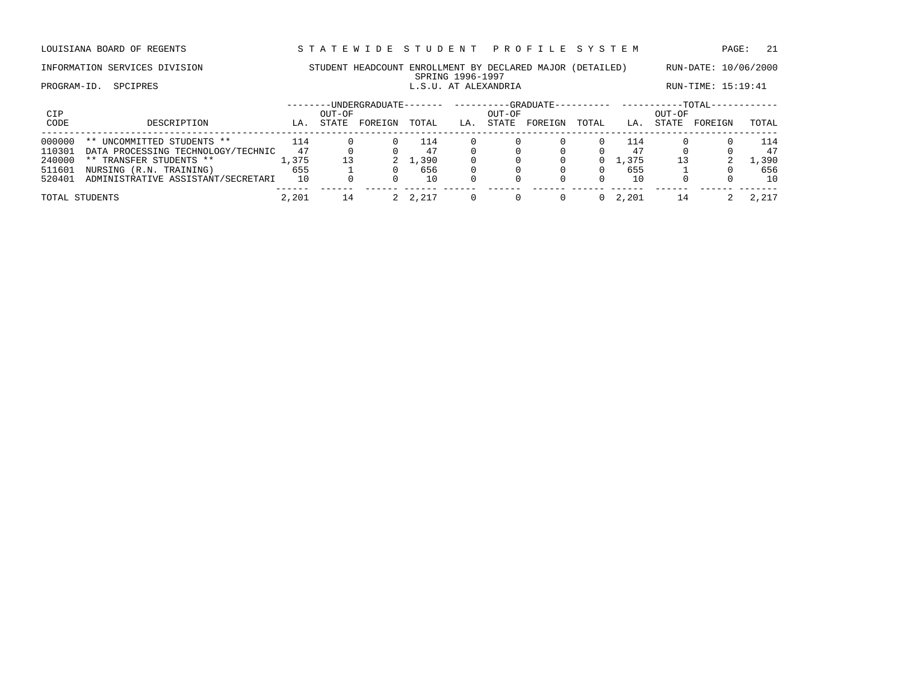LOUISIANA BOARD OF REGENTS — STATEWIDE STUDENT PROFILE SYSTEM

INFORMATION SERVICES DIVISION — STUDENT HEADCOUNT ENROLLMENT BY DECLARED MAJOR (DETAILED) — RUN-DATE: 10/06/2000

SPRING 1996-1997

PROGRAM-ID. SPCIPRES — L.S.U. AT ALEXANDRIA — RUN-TIME: 15:19:41

| CIP CODE | DESCRIPTION | UNDERGRADUATE LA. | UNDERGRADUATE OUT-OF STATE | UNDERGRADUATE FOREIGN | UNDERGRADUATE TOTAL | GRADUATE LA. | GRADUATE OUT-OF STATE | GRADUATE FOREIGN | GRADUATE TOTAL | TOTAL LA. | TOTAL OUT-OF STATE | TOTAL FOREIGN | TOTAL TOTAL |
|---|---|---|---|---|---|---|---|---|---|---|---|---|---|
| 000000 | ** UNCOMMITTED STUDENTS ** | 114 | 0 | 0 | 114 | 0 | 0 | 0 | 0 | 114 | 0 | 0 | 114 |
| 110301 | DATA PROCESSING TECHNOLOGY/TECHNIC | 47 | 0 | 0 | 47 | 0 | 0 | 0 | 0 | 47 | 0 | 0 | 47 |
| 240000 | ** TRANSFER STUDENTS ** | 1,375 | 13 | 2 | 1,390 | 0 | 0 | 0 | 0 | 1,375 | 13 | 2 | 1,390 |
| 511601 | NURSING (R.N. TRAINING) | 655 | 1 | 0 | 656 | 0 | 0 | 0 | 0 | 655 | 1 | 0 | 656 |
| 520401 | ADMINISTRATIVE ASSISTANT/SECRETARI | 10 | 0 | 0 | 10 | 0 | 0 | 0 | 0 | 10 | 0 | 0 | 10 |
| TOTAL STUDENTS | | 2,201 | 14 | 2 | 2,217 | 0 | 0 | 0 | 0 | 2,201 | 14 | 2 | 2,217 |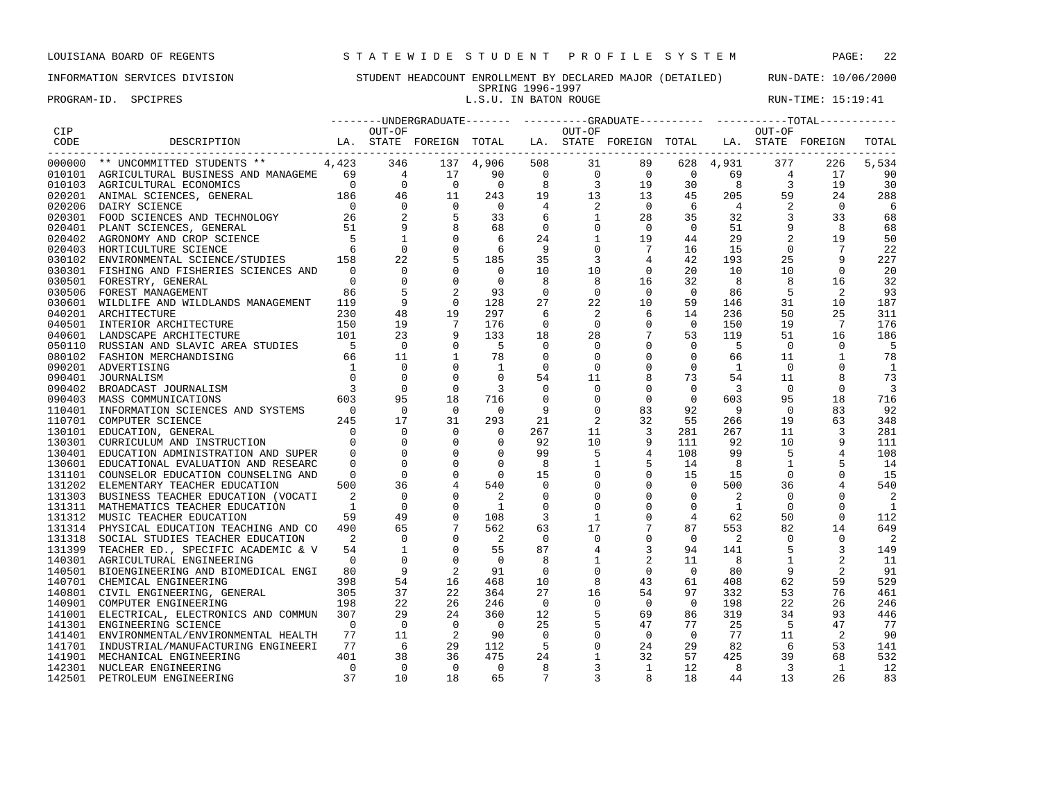LOUISIANA BOARD OF REGENTS — STATEWIDE STUDENT PROFILE SYSTEM

INFORMATION SERVICES DIVISION — STUDENT HEADCOUNT ENROLLMENT BY DECLARED MAJOR (DETAILED) — RUN-DATE: 10/06/2000

SPRING 1996-1997

PROGRAM-ID. SPCIPRES — L.S.U. IN BATON ROUGE — RUN-TIME: 15:19:41

| CIP CODE | DESCRIPTION | UNDERGRADUATE LA. | UNDERGRADUATE OUT-OF STATE | UNDERGRADUATE FOREIGN | UNDERGRADUATE TOTAL | GRADUATE LA. | GRADUATE OUT-OF STATE | GRADUATE FOREIGN | GRADUATE TOTAL | TOTAL LA. | TOTAL OUT-OF STATE | TOTAL FOREIGN | TOTAL |
|---|---|---|---|---|---|---|---|---|---|---|---|---|---|
| 000000 | ** UNCOMMITTED STUDENTS ** | 4,423 | 346 | 137 | 4,906 | 508 | 31 | 89 | 628 | 4,931 | 377 | 226 | 5,534 |
| 010101 | AGRICULTURAL BUSINESS AND MANAGEME | 69 | 4 | 17 | 90 | 0 | 0 | 0 | 0 | 69 | 4 | 17 | 90 |
| 010103 | AGRICULTURAL ECONOMICS | 0 | 0 | 0 | 0 | 8 | 3 | 19 | 30 | 8 | 3 | 19 | 30 |
| 020201 | ANIMAL SCIENCES, GENERAL | 186 | 46 | 11 | 243 | 19 | 13 | 13 | 45 | 205 | 59 | 24 | 288 |
| 020206 | DAIRY SCIENCE | 0 | 0 | 0 | 0 | 4 | 2 | 0 | 6 | 4 | 2 | 0 | 6 |
| 020301 | FOOD SCIENCES AND TECHNOLOGY | 26 | 2 | 5 | 33 | 6 | 1 | 28 | 35 | 32 | 3 | 33 | 68 |
| 020401 | PLANT SCIENCES, GENERAL | 51 | 9 | 8 | 68 | 0 | 0 | 0 | 0 | 51 | 9 | 8 | 68 |
| 020402 | AGRONOMY AND CROP SCIENCE | 5 | 1 | 0 | 6 | 24 | 1 | 19 | 44 | 29 | 2 | 19 | 50 |
| 020403 | HORTICULTURE SCIENCE | 6 | 0 | 0 | 6 | 9 | 0 | 7 | 16 | 15 | 0 | 7 | 22 |
| 030102 | ENVIRONMENTAL SCIENCE/STUDIES | 158 | 22 | 5 | 185 | 35 | 3 | 4 | 42 | 193 | 25 | 9 | 227 |
| 030301 | FISHING AND FISHERIES SCIENCES AND | 0 | 0 | 0 | 0 | 10 | 10 | 0 | 20 | 10 | 10 | 0 | 20 |
| 030501 | FORESTRY, GENERAL | 0 | 0 | 0 | 0 | 8 | 8 | 16 | 32 | 8 | 8 | 16 | 32 |
| 030506 | FOREST MANAGEMENT | 86 | 5 | 2 | 93 | 0 | 0 | 0 | 0 | 86 | 5 | 2 | 93 |
| 030601 | WILDLIFE AND WILDLANDS MANAGEMENT | 119 | 9 | 0 | 128 | 27 | 22 | 10 | 59 | 146 | 31 | 10 | 187 |
| 040201 | ARCHITECTURE | 230 | 48 | 19 | 297 | 6 | 2 | 6 | 14 | 236 | 50 | 25 | 311 |
| 040501 | INTERIOR ARCHITECTURE | 150 | 19 | 7 | 176 | 0 | 0 | 0 | 0 | 150 | 19 | 7 | 176 |
| 040601 | LANDSCAPE ARCHITECTURE | 101 | 23 | 9 | 133 | 18 | 28 | 7 | 53 | 119 | 51 | 16 | 186 |
| 050110 | RUSSIAN AND SLAVIC AREA STUDIES | 5 | 0 | 0 | 5 | 0 | 0 | 0 | 0 | 5 | 0 | 0 | 5 |
| 080102 | FASHION MERCHANDISING | 66 | 11 | 1 | 78 | 0 | 0 | 0 | 0 | 66 | 11 | 1 | 78 |
| 090201 | ADVERTISING | 1 | 0 | 0 | 1 | 0 | 0 | 0 | 0 | 1 | 0 | 0 | 1 |
| 090401 | JOURNALISM | 0 | 0 | 0 | 0 | 54 | 11 | 8 | 73 | 54 | 11 | 8 | 73 |
| 090402 | BROADCAST JOURNALISM | 3 | 0 | 0 | 3 | 0 | 0 | 0 | 0 | 3 | 0 | 0 | 3 |
| 090403 | MASS COMMUNICATIONS | 603 | 95 | 18 | 716 | 0 | 0 | 0 | 0 | 603 | 95 | 18 | 716 |
| 110401 | INFORMATION SCIENCES AND SYSTEMS | 0 | 0 | 0 | 0 | 9 | 0 | 83 | 92 | 9 | 0 | 83 | 92 |
| 110701 | COMPUTER SCIENCE | 245 | 17 | 31 | 293 | 21 | 2 | 32 | 55 | 266 | 19 | 63 | 348 |
| 130101 | EDUCATION, GENERAL | 0 | 0 | 0 | 0 | 267 | 11 | 3 | 281 | 267 | 11 | 3 | 281 |
| 130301 | CURRICULUM AND INSTRUCTION | 0 | 0 | 0 | 0 | 92 | 10 | 9 | 111 | 92 | 10 | 9 | 111 |
| 130401 | EDUCATION ADMINISTRATION AND SUPER | 0 | 0 | 0 | 0 | 99 | 5 | 4 | 108 | 99 | 5 | 4 | 108 |
| 130601 | EDUCATIONAL EVALUATION AND RESEARC | 0 | 0 | 0 | 0 | 8 | 1 | 5 | 14 | 8 | 1 | 5 | 14 |
| 131101 | COUNSELOR EDUCATION COUNSELING AND | 0 | 0 | 0 | 0 | 15 | 0 | 0 | 15 | 15 | 0 | 0 | 15 |
| 131202 | ELEMENTARY TEACHER EDUCATION | 500 | 36 | 4 | 540 | 0 | 0 | 0 | 0 | 500 | 36 | 4 | 540 |
| 131303 | BUSINESS TEACHER EDUCATION (VOCATI | 2 | 0 | 0 | 2 | 0 | 0 | 0 | 0 | 2 | 0 | 0 | 2 |
| 131311 | MATHEMATICS TEACHER EDUCATION | 1 | 0 | 0 | 1 | 0 | 0 | 0 | 0 | 1 | 0 | 0 | 1 |
| 131312 | MUSIC TEACHER EDUCATION | 59 | 49 | 0 | 108 | 3 | 1 | 0 | 4 | 62 | 50 | 0 | 112 |
| 131314 | PHYSICAL EDUCATION TEACHING AND CO | 490 | 65 | 7 | 562 | 63 | 17 | 7 | 87 | 553 | 82 | 14 | 649 |
| 131318 | SOCIAL STUDIES TEACHER EDUCATION | 2 | 0 | 0 | 2 | 0 | 0 | 0 | 0 | 2 | 0 | 0 | 2 |
| 131399 | TEACHER ED., SPECIFIC ACADEMIC & V | 54 | 1 | 0 | 55 | 87 | 4 | 3 | 94 | 141 | 5 | 3 | 149 |
| 140301 | AGRICULTURAL ENGINEERING | 0 | 0 | 0 | 0 | 8 | 1 | 2 | 11 | 8 | 1 | 2 | 11 |
| 140501 | BIOENGINEERING AND BIOMEDICAL ENGI | 80 | 9 | 2 | 91 | 0 | 0 | 0 | 0 | 80 | 9 | 2 | 91 |
| 140701 | CHEMICAL ENGINEERING | 398 | 54 | 16 | 468 | 10 | 8 | 43 | 61 | 408 | 62 | 59 | 529 |
| 140801 | CIVIL ENGINEERING, GENERAL | 305 | 37 | 22 | 364 | 27 | 16 | 54 | 97 | 332 | 53 | 76 | 461 |
| 140901 | COMPUTER ENGINEERING | 198 | 22 | 26 | 246 | 0 | 0 | 0 | 0 | 198 | 22 | 26 | 246 |
| 141001 | ELECTRICAL, ELECTRONICS AND COMMUN | 307 | 29 | 24 | 360 | 12 | 5 | 69 | 86 | 319 | 34 | 93 | 446 |
| 141301 | ENGINEERING SCIENCE | 0 | 0 | 0 | 0 | 25 | 5 | 47 | 77 | 25 | 5 | 47 | 77 |
| 141401 | ENVIRONMENTAL/ENVIRONMENTAL HEALTH | 77 | 11 | 2 | 90 | 0 | 0 | 0 | 0 | 77 | 11 | 2 | 90 |
| 141701 | INDUSTRIAL/MANUFACTURING ENGINEERI | 77 | 6 | 29 | 112 | 5 | 0 | 24 | 29 | 82 | 6 | 53 | 141 |
| 141901 | MECHANICAL ENGINEERING | 401 | 38 | 36 | 475 | 24 | 1 | 32 | 57 | 425 | 39 | 68 | 532 |
| 142301 | NUCLEAR ENGINEERING | 0 | 0 | 0 | 0 | 8 | 3 | 1 | 12 | 8 | 3 | 1 | 12 |
| 142501 | PETROLEUM ENGINEERING | 37 | 10 | 18 | 65 | 7 | 3 | 8 | 18 | 44 | 13 | 26 | 83 |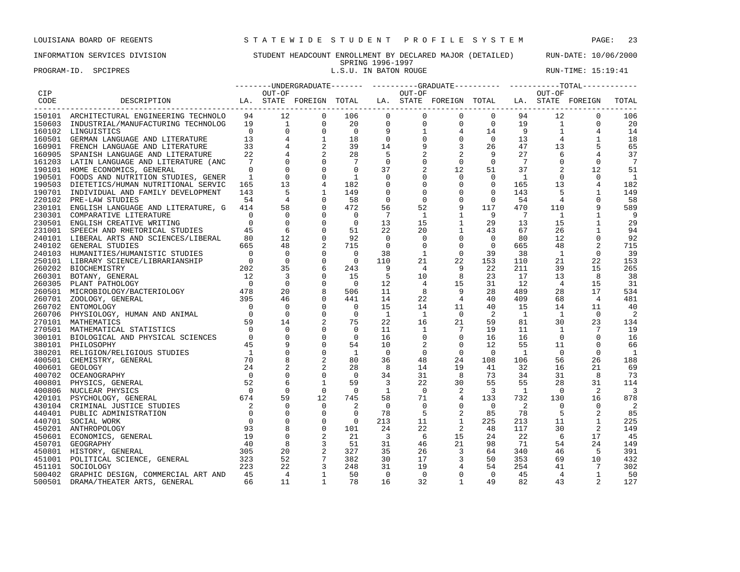LOUISIANA BOARD OF REGENTS — STATEWIDE STUDENT PROFILE SYSTEM

INFORMATION SERVICES DIVISION — STUDENT HEADCOUNT ENROLLMENT BY DECLARED MAJOR (DETAILED) — RUN-DATE: 10/06/2000

SPRING 1996-1997

PROGRAM-ID. SPCIPRES — L.S.U. IN BATON ROUGE — RUN-TIME: 15:19:41

| CIP CODE | DESCRIPTION | UNDERGRADUATE LA. | UNDERGRADUATE OUT-OF STATE | UNDERGRADUATE FOREIGN | UNDERGRADUATE TOTAL | GRADUATE LA. | GRADUATE OUT-OF STATE | GRADUATE FOREIGN | GRADUATE TOTAL | TOTAL LA. | TOTAL OUT-OF STATE | TOTAL FOREIGN | TOTAL |
|---|---|---|---|---|---|---|---|---|---|---|---|---|---|
| 150101 | ARCHITECTURAL ENGINEERING TECHNOLO | 94 | 12 | 0 | 106 | 0 | 0 | 0 | 0 | 94 | 12 | 0 | 106 |
| 150603 | INDUSTRIAL/MANUFACTURING TECHNOLOG | 19 | 1 | 0 | 20 | 0 | 0 | 0 | 0 | 19 | 1 | 0 | 20 |
| 160102 | LINGUISTICS | 0 | 0 | 0 | 0 | 9 | 1 | 4 | 14 | 9 | 1 | 4 | 14 |
| 160501 | GERMAN LANGUAGE AND LITERATURE | 13 | 4 | 1 | 18 | 0 | 0 | 0 | 0 | 13 | 4 | 1 | 18 |
| 160901 | FRENCH LANGUAGE AND LITERATURE | 33 | 4 | 2 | 39 | 14 | 9 | 3 | 26 | 47 | 13 | 5 | 65 |
| 160905 | SPANISH LANGUAGE AND LITERATURE | 22 | 4 | 2 | 28 | 5 | 2 | 2 | 9 | 27 | 6 | 4 | 37 |
| 161203 | LATIN LANGUAGE AND LITERATURE (ANC | 7 | 0 | 0 | 7 | 0 | 0 | 0 | 0 | 7 | 0 | 0 | 7 |
| 190101 | HOME ECONOMICS, GENERAL | 0 | 0 | 0 | 0 | 37 | 2 | 12 | 51 | 37 | 2 | 12 | 51 |
| 190501 | FOODS AND NUTRITION STUDIES, GENER | 1 | 0 | 0 | 1 | 0 | 0 | 0 | 0 | 1 | 0 | 0 | 1 |
| 190503 | DIETETICS/HUMAN NUTRITIONAL SERVIC | 165 | 13 | 4 | 182 | 0 | 0 | 0 | 0 | 165 | 13 | 4 | 182 |
| 190701 | INDIVIDUAL AND FAMILY DEVELOPMENT | 143 | 5 | 1 | 149 | 0 | 0 | 0 | 0 | 143 | 5 | 1 | 149 |
| 220102 | PRE-LAW STUDIES | 54 | 4 | 0 | 58 | 0 | 0 | 0 | 0 | 54 | 4 | 0 | 58 |
| 230101 | ENGLISH LANGUAGE AND LITERATURE, G | 414 | 58 | 0 | 472 | 56 | 52 | 9 | 117 | 470 | 110 | 9 | 589 |
| 230301 | COMPARATIVE LITERATURE | 0 | 0 | 0 | 0 | 7 | 1 | 1 | 9 | 7 | 1 | 1 | 9 |
| 230501 | ENGLISH CREATIVE WRITING | 0 | 0 | 0 | 0 | 13 | 15 | 1 | 29 | 13 | 15 | 1 | 29 |
| 231001 | SPEECH AND RHETORICAL STUDIES | 45 | 6 | 0 | 51 | 22 | 20 | 1 | 43 | 67 | 26 | 1 | 94 |
| 240101 | LIBERAL ARTS AND SCIENCES/LIBERAL | 80 | 12 | 0 | 92 | 0 | 0 | 0 | 0 | 80 | 12 | 0 | 92 |
| 240102 | GENERAL STUDIES | 665 | 48 | 2 | 715 | 0 | 0 | 0 | 0 | 665 | 48 | 2 | 715 |
| 240103 | HUMANITIES/HUMANISTIC STUDIES | 0 | 0 | 0 | 0 | 38 | 1 | 0 | 39 | 38 | 1 | 0 | 39 |
| 250101 | LIBRARY SCIENCE/LIBRARIANSHIP | 0 | 0 | 0 | 0 | 110 | 21 | 22 | 153 | 110 | 21 | 22 | 153 |
| 260202 | BIOCHEMISTRY | 202 | 35 | 6 | 243 | 9 | 4 | 9 | 22 | 211 | 39 | 15 | 265 |
| 260301 | BOTANY, GENERAL | 12 | 3 | 0 | 15 | 5 | 10 | 8 | 23 | 17 | 13 | 8 | 38 |
| 260305 | PLANT PATHOLOGY | 0 | 0 | 0 | 0 | 12 | 4 | 15 | 31 | 12 | 4 | 15 | 31 |
| 260501 | MICROBIOLOGY/BACTERIOLOGY | 478 | 20 | 8 | 506 | 11 | 8 | 9 | 28 | 489 | 28 | 17 | 534 |
| 260701 | ZOOLOGY, GENERAL | 395 | 46 | 0 | 441 | 14 | 22 | 4 | 40 | 409 | 68 | 4 | 481 |
| 260702 | ENTOMOLOGY | 0 | 0 | 0 | 0 | 15 | 14 | 11 | 40 | 15 | 14 | 11 | 40 |
| 260706 | PHYSIOLOGY, HUMAN AND ANIMAL | 0 | 0 | 0 | 0 | 1 | 1 | 0 | 2 | 1 | 1 | 0 | 2 |
| 270101 | MATHEMATICS | 59 | 14 | 2 | 75 | 22 | 16 | 21 | 59 | 81 | 30 | 23 | 134 |
| 270501 | MATHEMATICAL STATISTICS | 0 | 0 | 0 | 0 | 11 | 1 | 7 | 19 | 11 | 1 | 7 | 19 |
| 300101 | BIOLOGICAL AND PHYSICAL SCIENCES | 0 | 0 | 0 | 0 | 16 | 0 | 0 | 16 | 16 | 0 | 0 | 16 |
| 380101 | PHILOSOPHY | 45 | 9 | 0 | 54 | 10 | 2 | 0 | 12 | 55 | 11 | 0 | 66 |
| 380201 | RELIGION/RELIGIOUS STUDIES | 1 | 0 | 0 | 1 | 0 | 0 | 0 | 0 | 1 | 0 | 0 | 1 |
| 400501 | CHEMISTRY, GENERAL | 70 | 8 | 2 | 80 | 36 | 48 | 24 | 108 | 106 | 56 | 26 | 188 |
| 400601 | GEOLOGY | 24 | 2 | 2 | 28 | 8 | 14 | 19 | 41 | 32 | 16 | 21 | 69 |
| 400702 | OCEANOGRAPHY | 0 | 0 | 0 | 0 | 34 | 31 | 8 | 73 | 34 | 31 | 8 | 73 |
| 400801 | PHYSICS, GENERAL | 52 | 6 | 1 | 59 | 3 | 22 | 30 | 55 | 55 | 28 | 31 | 114 |
| 400806 | NUCLEAR PHYSICS | 0 | 0 | 0 | 0 | 1 | 0 | 2 | 3 | 1 | 0 | 2 | 3 |
| 420101 | PSYCHOLOGY, GENERAL | 674 | 59 | 12 | 745 | 58 | 71 | 4 | 133 | 732 | 130 | 16 | 878 |
| 430104 | CRIMINAL JUSTICE STUDIES | 2 | 0 | 0 | 2 | 0 | 0 | 0 | 0 | 2 | 0 | 0 | 2 |
| 440401 | PUBLIC ADMINISTRATION | 0 | 0 | 0 | 0 | 78 | 5 | 2 | 85 | 78 | 5 | 2 | 85 |
| 440701 | SOCIAL WORK | 0 | 0 | 0 | 0 | 213 | 11 | 1 | 225 | 213 | 11 | 1 | 225 |
| 450201 | ANTHROPOLOGY | 93 | 8 | 0 | 101 | 24 | 22 | 2 | 48 | 117 | 30 | 2 | 149 |
| 450601 | ECONOMICS, GENERAL | 19 | 0 | 2 | 21 | 3 | 6 | 15 | 24 | 22 | 6 | 17 | 45 |
| 450701 | GEOGRAPHY | 40 | 8 | 3 | 51 | 31 | 46 | 21 | 98 | 71 | 54 | 24 | 149 |
| 450801 | HISTORY, GENERAL | 305 | 20 | 2 | 327 | 35 | 26 | 3 | 64 | 340 | 46 | 5 | 391 |
| 451001 | POLITICAL SCIENCE, GENERAL | 323 | 52 | 7 | 382 | 30 | 17 | 3 | 50 | 353 | 69 | 10 | 432 |
| 451101 | SOCIOLOGY | 223 | 22 | 3 | 248 | 31 | 19 | 4 | 54 | 254 | 41 | 7 | 302 |
| 500402 | GRAPHIC DESIGN, COMMERCIAL ART AND | 45 | 4 | 1 | 50 | 0 | 0 | 0 | 0 | 45 | 4 | 1 | 50 |
| 500501 | DRAMA/THEATER ARTS, GENERAL | 66 | 11 | 1 | 78 | 16 | 32 | 1 | 49 | 82 | 43 | 2 | 127 |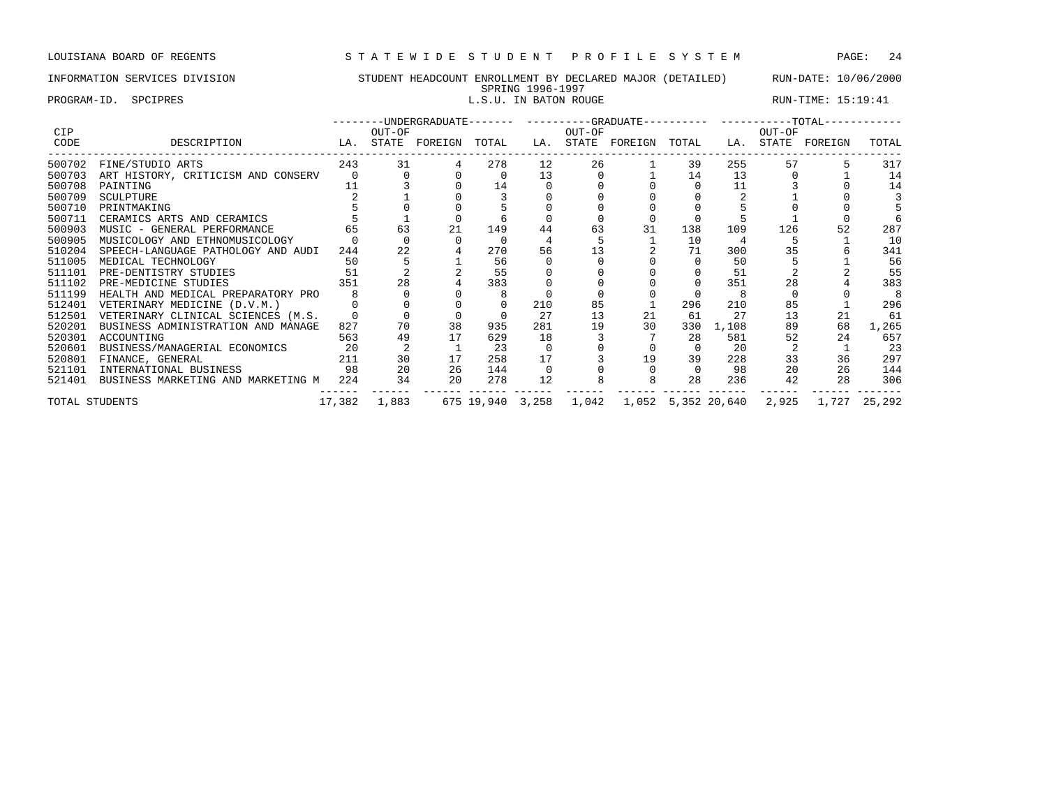LOUISIANA BOARD OF REGENTS — STATEWIDE STUDENT PROFILE SYSTEM

INFORMATION SERVICES DIVISION — STUDENT HEADCOUNT ENROLLMENT BY DECLARED MAJOR (DETAILED) — RUN-DATE: 10/06/2000

SPRING 1996-1997

PROGRAM-ID. SPCIPRES — L.S.U. IN BATON ROUGE — RUN-TIME: 15:19:41

| CIP CODE | DESCRIPTION | UNDERGRADUATE LA. | UNDERGRADUATE OUT-OF STATE | UNDERGRADUATE FOREIGN | UNDERGRADUATE TOTAL | GRADUATE LA. | GRADUATE OUT-OF STATE | GRADUATE FOREIGN | GRADUATE TOTAL | TOTAL LA. | TOTAL OUT-OF STATE | TOTAL FOREIGN | TOTAL |
|---|---|---|---|---|---|---|---|---|---|---|---|---|---|
| 500702 | FINE/STUDIO ARTS | 243 | 31 | 4 | 278 | 12 | 26 | 1 | 39 | 255 | 57 | 5 | 317 |
| 500703 | ART HISTORY, CRITICISM AND CONSERV | 0 | 0 | 0 | 0 | 13 | 0 | 1 | 14 | 13 | 0 | 1 | 14 |
| 500708 | PAINTING | 11 | 3 | 0 | 14 | 0 | 0 | 0 | 0 | 11 | 3 | 0 | 14 |
| 500709 | SCULPTURE | 2 | 1 | 0 | 3 | 0 | 0 | 0 | 0 | 2 | 1 | 0 | 3 |
| 500710 | PRINTMAKING | 5 | 0 | 0 | 5 | 0 | 0 | 0 | 0 | 5 | 0 | 0 | 5 |
| 500711 | CERAMICS ARTS AND CERAMICS | 5 | 1 | 0 | 6 | 0 | 0 | 0 | 0 | 5 | 1 | 0 | 6 |
| 500903 | MUSIC - GENERAL PERFORMANCE | 65 | 63 | 21 | 149 | 44 | 63 | 31 | 138 | 109 | 126 | 52 | 287 |
| 500905 | MUSICOLOGY AND ETHNOMUSICOLOGY | 0 | 0 | 0 | 0 | 4 | 5 | 1 | 10 | 4 | 5 | 1 | 10 |
| 510204 | SPEECH-LANGUAGE PATHOLOGY AND AUDI | 244 | 22 | 4 | 270 | 56 | 13 | 2 | 71 | 300 | 35 | 6 | 341 |
| 511005 | MEDICAL TECHNOLOGY | 50 | 5 | 1 | 56 | 0 | 0 | 0 | 0 | 50 | 5 | 1 | 56 |
| 511101 | PRE-DENTISTRY STUDIES | 51 | 2 | 2 | 55 | 0 | 0 | 0 | 0 | 51 | 2 | 2 | 55 |
| 511102 | PRE-MEDICINE STUDIES | 351 | 28 | 4 | 383 | 0 | 0 | 0 | 0 | 351 | 28 | 4 | 383 |
| 511199 | HEALTH AND MEDICAL PREPARATORY PRO | 8 | 0 | 0 | 8 | 0 | 0 | 0 | 0 | 8 | 0 | 0 | 8 |
| 512401 | VETERINARY MEDICINE (D.V.M.) | 0 | 0 | 0 | 0 | 210 | 85 | 1 | 296 | 210 | 85 | 1 | 296 |
| 512501 | VETERINARY CLINICAL SCIENCES (M.S. | 0 | 0 | 0 | 0 | 27 | 13 | 21 | 61 | 27 | 13 | 21 | 61 |
| 520201 | BUSINESS ADMINISTRATION AND MANAGE | 827 | 70 | 38 | 935 | 281 | 19 | 30 | 330 | 1,108 | 89 | 68 | 1,265 |
| 520301 | ACCOUNTING | 563 | 49 | 17 | 629 | 18 | 3 | 7 | 28 | 581 | 52 | 24 | 657 |
| 520601 | BUSINESS/MANAGERIAL ECONOMICS | 20 | 2 | 1 | 23 | 0 | 0 | 0 | 0 | 20 | 2 | 1 | 23 |
| 520801 | FINANCE, GENERAL | 211 | 30 | 17 | 258 | 17 | 3 | 19 | 39 | 228 | 33 | 36 | 297 |
| 521101 | INTERNATIONAL BUSINESS | 98 | 20 | 26 | 144 | 0 | 0 | 0 | 0 | 98 | 20 | 26 | 144 |
| 521401 | BUSINESS MARKETING AND MARKETING M | 224 | 34 | 20 | 278 | 12 | 8 | 8 | 28 | 236 | 42 | 28 | 306 |
| TOTAL STUDENTS | | 17,382 | 1,883 | 675 | 19,940 | 3,258 | 1,042 | 1,052 | 5,352 | 20,640 | 2,925 | 1,727 | 25,292 |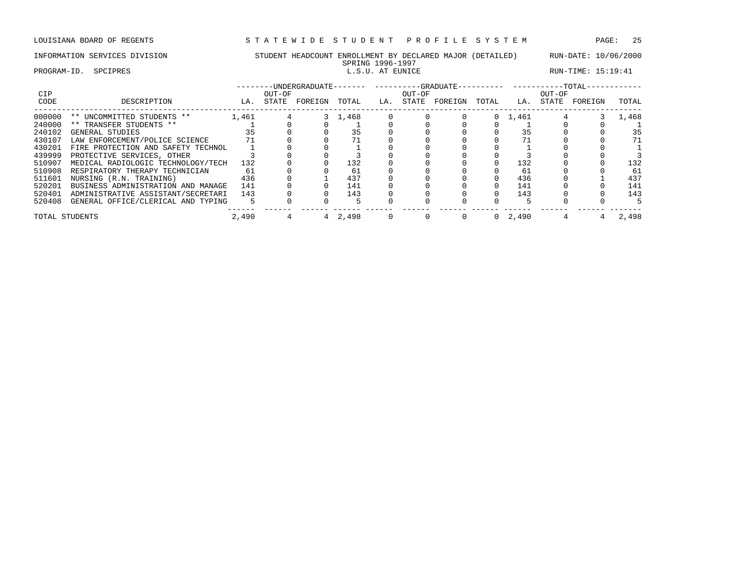LOUISIANA BOARD OF REGENTS — STATEWIDE STUDENT PROFILE SYSTEM

INFORMATION SERVICES DIVISION — STUDENT HEADCOUNT ENROLLMENT BY DECLARED MAJOR (DETAILED) — RUN-DATE: 10/06/2000

SPRING 1996-1997

PROGRAM-ID. SPCIPRES — L.S.U. AT EUNICE — RUN-TIME: 15:19:41

| CIP | | UNDERGRADUATE | | | | GRADUATE | | | | TOTAL | | | |
|---|---|---|---|---|---|---|---|---|---|---|---|---|---|
| CODE | DESCRIPTION | LA. | OUT-OF STATE | FOREIGN | TOTAL | LA. | OUT-OF STATE | FOREIGN | TOTAL | LA. | OUT-OF STATE | FOREIGN | TOTAL |
| 000000 | ** UNCOMMITTED STUDENTS ** | 1,461 | 4 | 3 | 1,468 | 0 | 0 | 0 | 0 | 1,461 | 4 | 3 | 1,468 |
| 240000 | ** TRANSFER STUDENTS ** | 1 | 0 | 0 | 1 | 0 | 0 | 0 | 0 | 1 | 0 | 0 | 1 |
| 240102 | GENERAL STUDIES | 35 | 0 | 0 | 35 | 0 | 0 | 0 | 0 | 35 | 0 | 0 | 35 |
| 430107 | LAW ENFORCEMENT/POLICE SCIENCE | 71 | 0 | 0 | 71 | 0 | 0 | 0 | 0 | 71 | 0 | 0 | 71 |
| 430201 | FIRE PROTECTION AND SAFETY TECHNOL | 1 | 0 | 0 | 1 | 0 | 0 | 0 | 0 | 1 | 0 | 0 | 1 |
| 439999 | PROTECTIVE SERVICES, OTHER | 3 | 0 | 0 | 3 | 0 | 0 | 0 | 0 | 3 | 0 | 0 | 3 |
| 510907 | MEDICAL RADIOLOGIC TECHNOLOGY/TECH | 132 | 0 | 0 | 132 | 0 | 0 | 0 | 0 | 132 | 0 | 0 | 132 |
| 510908 | RESPIRATORY THERAPY TECHNICIAN | 61 | 0 | 0 | 61 | 0 | 0 | 0 | 0 | 61 | 0 | 0 | 61 |
| 511601 | NURSING (R.N. TRAINING) | 436 | 0 | 1 | 437 | 0 | 0 | 0 | 0 | 436 | 0 | 1 | 437 |
| 520201 | BUSINESS ADMINISTRATION AND MANAGE | 141 | 0 | 0 | 141 | 0 | 0 | 0 | 0 | 141 | 0 | 0 | 141 |
| 520401 | ADMINISTRATIVE ASSISTANT/SECRETARI | 143 | 0 | 0 | 143 | 0 | 0 | 0 | 0 | 143 | 0 | 0 | 143 |
| 520408 | GENERAL OFFICE/CLERICAL AND TYPING | 5 | 0 | 0 | 5 | 0 | 0 | 0 | 0 | 5 | 0 | 0 | 5 |
| TOTAL STUDENTS | | 2,490 | 4 | 4 | 2,498 | 0 | 0 | 0 | 0 | 2,490 | 4 | 4 | 2,498 |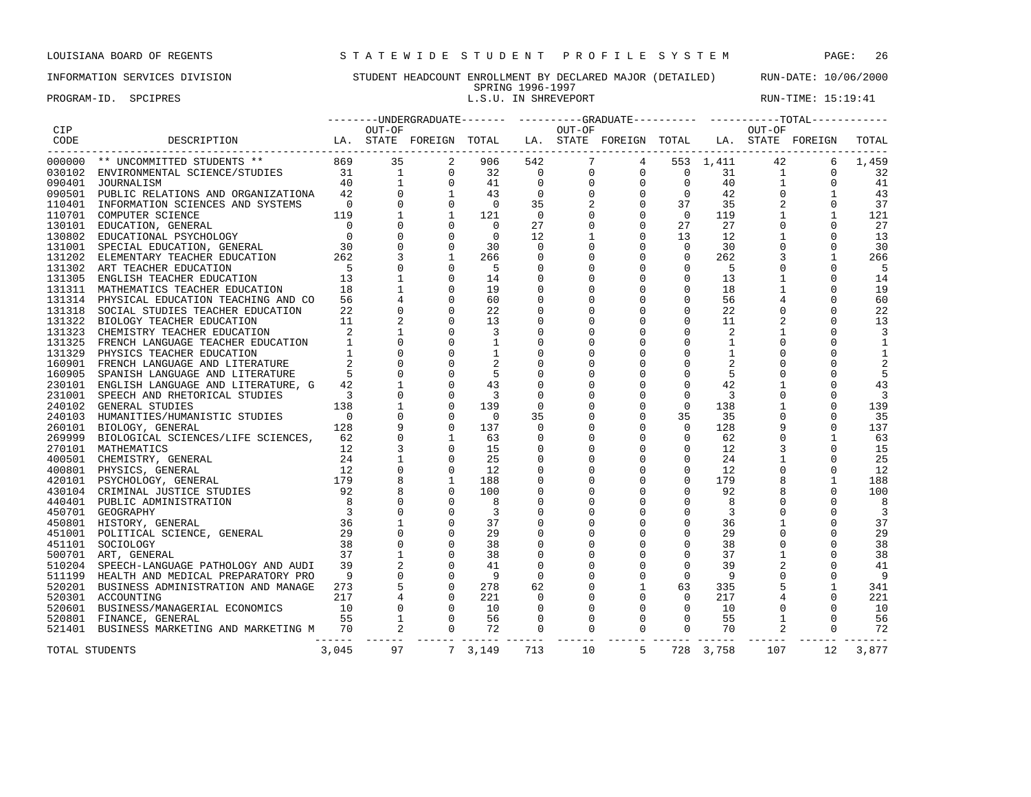LOUISIANA BOARD OF REGENTS — STATEWIDE STUDENT PROFILE SYSTEM

INFORMATION SERVICES DIVISION — STUDENT HEADCOUNT ENROLLMENT BY DECLARED MAJOR (DETAILED) — RUN-DATE: 10/06/2000

SPRING 1996-1997

PROGRAM-ID. SPCIPRES — L.S.U. IN SHREVEPORT — RUN-TIME: 15:19:41

| CIP CODE | DESCRIPTION | UNDERGRADUATE LA. | UNDERGRADUATE OUT-OF STATE | UNDERGRADUATE FOREIGN | UNDERGRADUATE TOTAL | GRADUATE LA. | GRADUATE OUT-OF STATE | GRADUATE FOREIGN | GRADUATE TOTAL | TOTAL LA. | TOTAL OUT-OF STATE | TOTAL FOREIGN | TOTAL |
|---|---|---|---|---|---|---|---|---|---|---|---|---|---|
| 000000 | ** UNCOMMITTED STUDENTS ** | 869 | 35 | 2 | 906 | 542 | 7 | 4 | 553 | 1,411 | 42 | 6 | 1,459 |
| 030102 | ENVIRONMENTAL SCIENCE/STUDIES | 31 | 1 | 0 | 32 | 0 | 0 | 0 | 0 | 31 | 1 | 0 | 32 |
| 090401 | JOURNALISM | 40 | 1 | 0 | 41 | 0 | 0 | 0 | 0 | 40 | 1 | 0 | 41 |
| 090501 | PUBLIC RELATIONS AND ORGANIZATIONA | 42 | 0 | 1 | 43 | 0 | 0 | 0 | 0 | 42 | 0 | 1 | 43 |
| 110401 | INFORMATION SCIENCES AND SYSTEMS | 0 | 0 | 0 | 0 | 35 | 2 | 0 | 37 | 35 | 2 | 0 | 37 |
| 110701 | COMPUTER SCIENCE | 119 | 1 | 1 | 121 | 0 | 0 | 0 | 0 | 119 | 1 | 1 | 121 |
| 130101 | EDUCATION, GENERAL | 0 | 0 | 0 | 0 | 27 | 0 | 0 | 27 | 27 | 0 | 0 | 27 |
| 130802 | EDUCATIONAL PSYCHOLOGY | 0 | 0 | 0 | 0 | 12 | 1 | 0 | 13 | 12 | 1 | 0 | 13 |
| 131001 | SPECIAL EDUCATION, GENERAL | 30 | 0 | 0 | 30 | 0 | 0 | 0 | 0 | 30 | 0 | 0 | 30 |
| 131202 | ELEMENTARY TEACHER EDUCATION | 262 | 3 | 1 | 266 | 0 | 0 | 0 | 0 | 262 | 3 | 1 | 266 |
| 131302 | ART TEACHER EDUCATION | 5 | 0 | 0 | 5 | 0 | 0 | 0 | 0 | 5 | 0 | 0 | 5 |
| 131305 | ENGLISH TEACHER EDUCATION | 13 | 1 | 0 | 14 | 0 | 0 | 0 | 0 | 13 | 1 | 0 | 14 |
| 131311 | MATHEMATICS TEACHER EDUCATION | 18 | 1 | 0 | 19 | 0 | 0 | 0 | 0 | 18 | 1 | 0 | 19 |
| 131314 | PHYSICAL EDUCATION TEACHING AND CO | 56 | 4 | 0 | 60 | 0 | 0 | 0 | 0 | 56 | 4 | 0 | 60 |
| 131318 | SOCIAL STUDIES TEACHER EDUCATION | 22 | 0 | 0 | 22 | 0 | 0 | 0 | 0 | 22 | 0 | 0 | 22 |
| 131322 | BIOLOGY TEACHER EDUCATION | 11 | 2 | 0 | 13 | 0 | 0 | 0 | 0 | 11 | 2 | 0 | 13 |
| 131323 | CHEMISTRY TEACHER EDUCATION | 2 | 1 | 0 | 3 | 0 | 0 | 0 | 0 | 2 | 1 | 0 | 3 |
| 131325 | FRENCH LANGUAGE TEACHER EDUCATION | 1 | 0 | 0 | 1 | 0 | 0 | 0 | 0 | 1 | 0 | 0 | 1 |
| 131329 | PHYSICS TEACHER EDUCATION | 1 | 0 | 0 | 1 | 0 | 0 | 0 | 0 | 1 | 0 | 0 | 1 |
| 160901 | FRENCH LANGUAGE AND LITERATURE | 2 | 0 | 0 | 2 | 0 | 0 | 0 | 0 | 2 | 0 | 0 | 2 |
| 160905 | SPANISH LANGUAGE AND LITERATURE | 5 | 0 | 0 | 5 | 0 | 0 | 0 | 0 | 5 | 0 | 0 | 5 |
| 230101 | ENGLISH LANGUAGE AND LITERATURE, G | 42 | 1 | 0 | 43 | 0 | 0 | 0 | 0 | 42 | 1 | 0 | 43 |
| 231001 | SPEECH AND RHETORICAL STUDIES | 3 | 0 | 0 | 3 | 0 | 0 | 0 | 0 | 3 | 0 | 0 | 3 |
| 240102 | GENERAL STUDIES | 138 | 1 | 0 | 139 | 0 | 0 | 0 | 0 | 138 | 1 | 0 | 139 |
| 240103 | HUMANITIES/HUMANISTIC STUDIES | 0 | 0 | 0 | 0 | 35 | 0 | 0 | 35 | 35 | 0 | 0 | 35 |
| 260101 | BIOLOGY, GENERAL | 128 | 9 | 0 | 137 | 0 | 0 | 0 | 0 | 128 | 9 | 0 | 137 |
| 269999 | BIOLOGICAL SCIENCES/LIFE SCIENCES, | 62 | 0 | 1 | 63 | 0 | 0 | 0 | 0 | 62 | 0 | 1 | 63 |
| 270101 | MATHEMATICS | 12 | 3 | 0 | 15 | 0 | 0 | 0 | 0 | 12 | 3 | 0 | 15 |
| 400501 | CHEMISTRY, GENERAL | 24 | 1 | 0 | 25 | 0 | 0 | 0 | 0 | 24 | 1 | 0 | 25 |
| 400801 | PHYSICS, GENERAL | 12 | 0 | 0 | 12 | 0 | 0 | 0 | 0 | 12 | 0 | 0 | 12 |
| 420101 | PSYCHOLOGY, GENERAL | 179 | 8 | 1 | 188 | 0 | 0 | 0 | 0 | 179 | 8 | 1 | 188 |
| 430104 | CRIMINAL JUSTICE STUDIES | 92 | 8 | 0 | 100 | 0 | 0 | 0 | 0 | 92 | 8 | 0 | 100 |
| 440401 | PUBLIC ADMINISTRATION | 8 | 0 | 0 | 8 | 0 | 0 | 0 | 0 | 8 | 0 | 0 | 8 |
| 450701 | GEOGRAPHY | 3 | 0 | 0 | 3 | 0 | 0 | 0 | 0 | 3 | 0 | 0 | 3 |
| 450801 | HISTORY, GENERAL | 36 | 1 | 0 | 37 | 0 | 0 | 0 | 0 | 36 | 1 | 0 | 37 |
| 451001 | POLITICAL SCIENCE, GENERAL | 29 | 0 | 0 | 29 | 0 | 0 | 0 | 0 | 29 | 0 | 0 | 29 |
| 451101 | SOCIOLOGY | 38 | 0 | 0 | 38 | 0 | 0 | 0 | 0 | 38 | 0 | 0 | 38 |
| 500701 | ART, GENERAL | 37 | 1 | 0 | 38 | 0 | 0 | 0 | 0 | 37 | 1 | 0 | 38 |
| 510204 | SPEECH-LANGUAGE PATHOLOGY AND AUDI | 39 | 2 | 0 | 41 | 0 | 0 | 0 | 0 | 39 | 2 | 0 | 41 |
| 511199 | HEALTH AND MEDICAL PREPARATORY PRO | 9 | 0 | 0 | 9 | 0 | 0 | 0 | 0 | 9 | 0 | 0 | 9 |
| 520201 | BUSINESS ADMINISTRATION AND MANAGE | 273 | 5 | 0 | 278 | 62 | 0 | 1 | 63 | 335 | 5 | 1 | 341 |
| 520301 | ACCOUNTING | 217 | 4 | 0 | 221 | 0 | 0 | 0 | 0 | 217 | 4 | 0 | 221 |
| 520601 | BUSINESS/MANAGERIAL ECONOMICS | 10 | 0 | 0 | 10 | 0 | 0 | 0 | 0 | 10 | 0 | 0 | 10 |
| 520801 | FINANCE, GENERAL | 55 | 1 | 0 | 56 | 0 | 0 | 0 | 0 | 55 | 1 | 0 | 56 |
| 521401 | BUSINESS MARKETING AND MARKETING M | 70 | 2 | 0 | 72 | 0 | 0 | 0 | 0 | 70 | 2 | 0 | 72 |
| TOTAL STUDENTS | | 3,045 | 97 | 7 | 3,149 | 713 | 10 | 5 | 728 | 3,758 | 107 | 12 | 3,877 |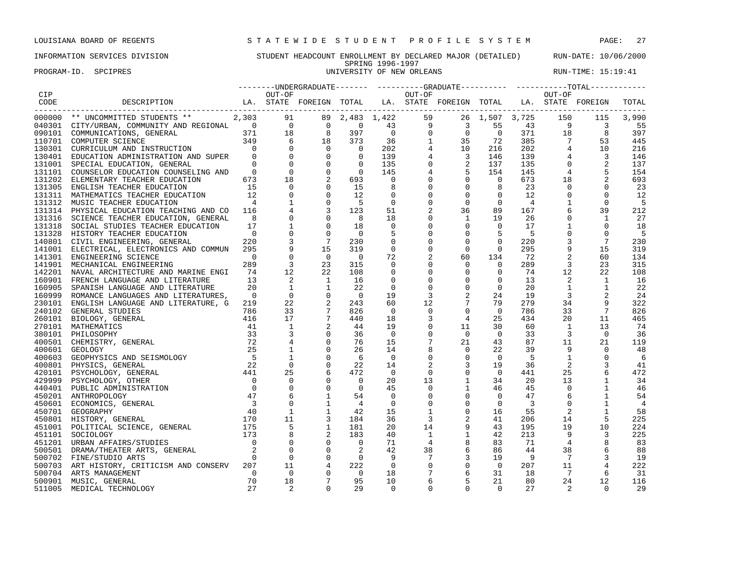LOUISIANA BOARD OF REGENTS — STATEWIDE STUDENT PROFILE SYSTEM

INFORMATION SERVICES DIVISION — STUDENT HEADCOUNT ENROLLMENT BY DECLARED MAJOR (DETAILED) — RUN-DATE: 10/06/2000

SPRING 1996-1997

PROGRAM-ID. SPCIPRES — UNIVERSITY OF NEW ORLEANS — RUN-TIME: 15:19:41

| CIP CODE | DESCRIPTION | UNDERGRADUATE LA. | UNDERGRADUATE OUT-OF STATE | UNDERGRADUATE FOREIGN | UNDERGRADUATE TOTAL | GRADUATE LA. | GRADUATE OUT-OF STATE | GRADUATE FOREIGN | GRADUATE TOTAL | TOTAL LA. | TOTAL OUT-OF STATE | TOTAL FOREIGN | TOTAL |
|---|---|---|---|---|---|---|---|---|---|---|---|---|---|
| 000000 | ** UNCOMMITTED STUDENTS ** | 2,303 | 91 | 89 | 2,483 | 1,422 | 59 | 26 | 1,507 | 3,725 | 150 | 115 | 3,990 |
| 040301 | CITY/URBAN, COMMUNITY AND REGIONAL | 0 | 0 | 0 | 0 | 43 | 9 | 3 | 55 | 43 | 9 | 3 | 55 |
| 090101 | COMMUNICATIONS, GENERAL | 371 | 18 | 8 | 397 | 0 | 0 | 0 | 0 | 371 | 18 | 8 | 397 |
| 110701 | COMPUTER SCIENCE | 349 | 6 | 18 | 373 | 36 | 1 | 35 | 72 | 385 | 7 | 53 | 445 |
| 130301 | CURRICULUM AND INSTRUCTION | 0 | 0 | 0 | 0 | 202 | 4 | 10 | 216 | 202 | 4 | 10 | 216 |
| 130401 | EDUCATION ADMINISTRATION AND SUPER | 0 | 0 | 0 | 0 | 139 | 4 | 3 | 146 | 139 | 4 | 3 | 146 |
| 131001 | SPECIAL EDUCATION, GENERAL | 0 | 0 | 0 | 0 | 135 | 0 | 2 | 137 | 135 | 0 | 2 | 137 |
| 131101 | COUNSELOR EDUCATION COUNSELING AND | 0 | 0 | 0 | 0 | 145 | 4 | 5 | 154 | 145 | 4 | 5 | 154 |
| 131202 | ELEMENTARY TEACHER EDUCATION | 673 | 18 | 2 | 693 | 0 | 0 | 0 | 0 | 673 | 18 | 2 | 693 |
| 131305 | ENGLISH TEACHER EDUCATION | 15 | 0 | 0 | 15 | 8 | 0 | 0 | 8 | 23 | 0 | 0 | 23 |
| 131311 | MATHEMATICS TEACHER EDUCATION | 12 | 0 | 0 | 12 | 0 | 0 | 0 | 0 | 12 | 0 | 0 | 12 |
| 131312 | MUSIC TEACHER EDUCATION | 4 | 1 | 0 | 5 | 0 | 0 | 0 | 0 | 4 | 1 | 0 | 5 |
| 131314 | PHYSICAL EDUCATION TEACHING AND CO | 116 | 4 | 3 | 123 | 51 | 2 | 36 | 89 | 167 | 6 | 39 | 212 |
| 131316 | SCIENCE TEACHER EDUCATION, GENERAL | 8 | 0 | 0 | 8 | 18 | 0 | 1 | 19 | 26 | 0 | 1 | 27 |
| 131318 | SOCIAL STUDIES TEACHER EDUCATION | 17 | 1 | 0 | 18 | 0 | 0 | 0 | 0 | 17 | 1 | 0 | 18 |
| 131328 | HISTORY TEACHER EDUCATION | 0 | 0 | 0 | 0 | 5 | 0 | 0 | 5 | 5 | 0 | 0 | 5 |
| 140801 | CIVIL ENGINEERING, GENERAL | 220 | 3 | 7 | 230 | 0 | 0 | 0 | 0 | 220 | 3 | 7 | 230 |
| 141001 | ELECTRICAL, ELECTRONICS AND COMMUN | 295 | 9 | 15 | 319 | 0 | 0 | 0 | 0 | 295 | 9 | 15 | 319 |
| 141301 | ENGINEERING SCIENCE | 0 | 0 | 0 | 0 | 72 | 2 | 60 | 134 | 72 | 2 | 60 | 134 |
| 141901 | MECHANICAL ENGINEERING | 289 | 3 | 23 | 315 | 0 | 0 | 0 | 0 | 289 | 3 | 23 | 315 |
| 142201 | NAVAL ARCHITECTURE AND MARINE ENGI | 74 | 12 | 22 | 108 | 0 | 0 | 0 | 0 | 74 | 12 | 22 | 108 |
| 160901 | FRENCH LANGUAGE AND LITERATURE | 13 | 2 | 1 | 16 | 0 | 0 | 0 | 0 | 13 | 2 | 1 | 16 |
| 160905 | SPANISH LANGUAGE AND LITERATURE | 20 | 1 | 1 | 22 | 0 | 0 | 0 | 0 | 20 | 1 | 1 | 22 |
| 160999 | ROMANCE LANGUAGES AND LITERATURES, | 0 | 0 | 0 | 0 | 19 | 3 | 2 | 24 | 19 | 3 | 2 | 24 |
| 230101 | ENGLISH LANGUAGE AND LITERATURE, G | 219 | 22 | 2 | 243 | 60 | 12 | 7 | 79 | 279 | 34 | 9 | 322 |
| 240102 | GENERAL STUDIES | 786 | 33 | 7 | 826 | 0 | 0 | 0 | 0 | 786 | 33 | 7 | 826 |
| 260101 | BIOLOGY, GENERAL | 416 | 17 | 7 | 440 | 18 | 3 | 4 | 25 | 434 | 20 | 11 | 465 |
| 270101 | MATHEMATICS | 41 | 1 | 2 | 44 | 19 | 0 | 11 | 30 | 60 | 1 | 13 | 74 |
| 380101 | PHILOSOPHY | 33 | 3 | 0 | 36 | 0 | 0 | 0 | 0 | 33 | 3 | 0 | 36 |
| 400501 | CHEMISTRY, GENERAL | 72 | 4 | 0 | 76 | 15 | 7 | 21 | 43 | 87 | 11 | 21 | 119 |
| 400601 | GEOLOGY | 25 | 1 | 0 | 26 | 14 | 8 | 0 | 22 | 39 | 9 | 0 | 48 |
| 400603 | GEOPHYSICS AND SEISMOLOGY | 5 | 1 | 0 | 6 | 0 | 0 | 0 | 0 | 5 | 1 | 0 | 6 |
| 400801 | PHYSICS, GENERAL | 22 | 0 | 0 | 22 | 14 | 2 | 3 | 19 | 36 | 2 | 3 | 41 |
| 420101 | PSYCHOLOGY, GENERAL | 441 | 25 | 6 | 472 | 0 | 0 | 0 | 0 | 441 | 25 | 6 | 472 |
| 429999 | PSYCHOLOGY, OTHER | 0 | 0 | 0 | 0 | 20 | 13 | 1 | 34 | 20 | 13 | 1 | 34 |
| 440401 | PUBLIC ADMINISTRATION | 0 | 0 | 0 | 0 | 45 | 0 | 1 | 46 | 45 | 0 | 1 | 46 |
| 450201 | ANTHROPOLOGY | 47 | 6 | 1 | 54 | 0 | 0 | 0 | 0 | 47 | 6 | 1 | 54 |
| 450601 | ECONOMICS, GENERAL | 3 | 0 | 1 | 4 | 0 | 0 | 0 | 0 | 3 | 0 | 1 | 4 |
| 450701 | GEOGRAPHY | 40 | 1 | 1 | 42 | 15 | 1 | 0 | 16 | 55 | 2 | 1 | 58 |
| 450801 | HISTORY, GENERAL | 170 | 11 | 3 | 184 | 36 | 3 | 2 | 41 | 206 | 14 | 5 | 225 |
| 451001 | POLITICAL SCIENCE, GENERAL | 175 | 5 | 1 | 181 | 20 | 14 | 9 | 43 | 195 | 19 | 10 | 224 |
| 451101 | SOCIOLOGY | 173 | 8 | 2 | 183 | 40 | 1 | 1 | 42 | 213 | 9 | 3 | 225 |
| 451201 | URBAN AFFAIRS/STUDIES | 0 | 0 | 0 | 0 | 71 | 4 | 8 | 83 | 71 | 4 | 8 | 83 |
| 500501 | DRAMA/THEATER ARTS, GENERAL | 2 | 0 | 0 | 2 | 42 | 38 | 6 | 86 | 44 | 38 | 6 | 88 |
| 500702 | FINE/STUDIO ARTS | 0 | 0 | 0 | 0 | 9 | 7 | 3 | 19 | 9 | 7 | 3 | 19 |
| 500703 | ART HISTORY, CRITICISM AND CONSERV | 207 | 11 | 4 | 222 | 0 | 0 | 0 | 0 | 207 | 11 | 4 | 222 |
| 500704 | ARTS MANAGEMENT | 0 | 0 | 0 | 0 | 18 | 7 | 6 | 31 | 18 | 7 | 6 | 31 |
| 500901 | MUSIC, GENERAL | 70 | 18 | 7 | 95 | 10 | 6 | 5 | 21 | 80 | 24 | 12 | 116 |
| 511005 | MEDICAL TECHNOLOGY | 27 | 2 | 0 | 29 | 0 | 0 | 0 | 0 | 27 | 2 | 0 | 29 |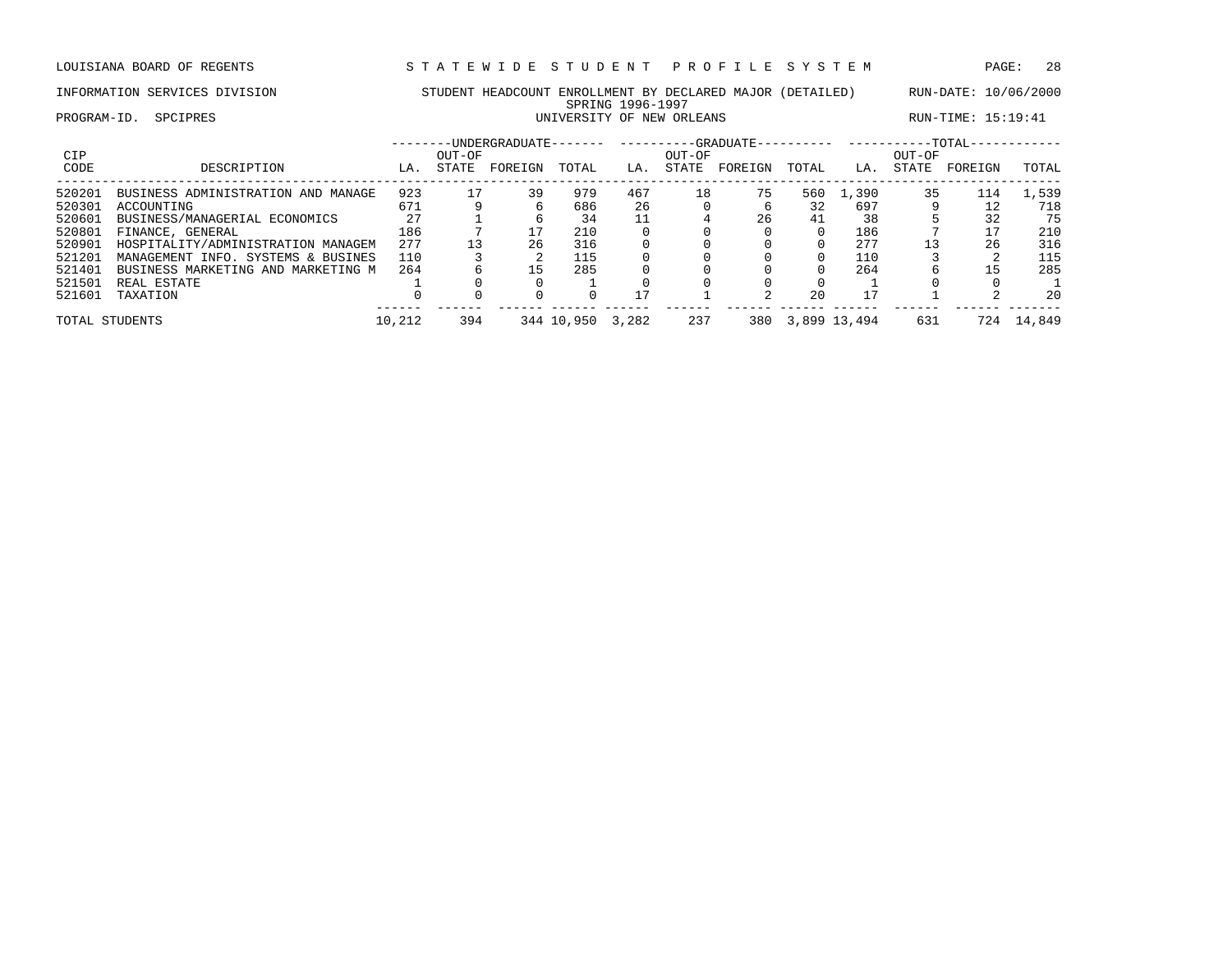LOUISIANA BOARD OF REGENTS — STATEWIDE STUDENT PROFILE SYSTEM

INFORMATION SERVICES DIVISION — STUDENT HEADCOUNT ENROLLMENT BY DECLARED MAJOR (DETAILED) — RUN-DATE: 10/06/2000

SPRING 1996-1997

PROGRAM-ID. SPCIPRES — UNIVERSITY OF NEW ORLEANS — RUN-TIME: 15:19:41

| CIP | | UNDERGRADUATE | | | | GRADUATE | | | | TOTAL | | | |
|---|---|---|---|---|---|---|---|---|---|---|---|---|---|
| CODE | DESCRIPTION | LA. | OUT-OF STATE | FOREIGN | TOTAL | LA. | OUT-OF STATE | FOREIGN | TOTAL | LA. | OUT-OF STATE | FOREIGN | TOTAL |
| 520201 | BUSINESS ADMINISTRATION AND MANAGE | 923 | 17 | 39 | 979 | 467 | 18 | 75 | 560 | 1,390 | 35 | 114 | 1,539 |
| 520301 | ACCOUNTING | 671 | 9 | 6 | 686 | 26 | 0 | 6 | 32 | 697 | 9 | 12 | 718 |
| 520601 | BUSINESS/MANAGERIAL ECONOMICS | 27 | 1 | 6 | 34 | 11 | 4 | 26 | 41 | 38 | 5 | 32 | 75 |
| 520801 | FINANCE, GENERAL | 186 | 7 | 17 | 210 | 0 | 0 | 0 | 0 | 186 | 7 | 17 | 210 |
| 520901 | HOSPITALITY/ADMINISTRATION MANAGEM | 277 | 13 | 26 | 316 | 0 | 0 | 0 | 0 | 277 | 13 | 26 | 316 |
| 521201 | MANAGEMENT INFO. SYSTEMS & BUSINES | 110 | 3 | 2 | 115 | 0 | 0 | 0 | 0 | 110 | 3 | 2 | 115 |
| 521401 | BUSINESS MARKETING AND MARKETING M | 264 | 6 | 15 | 285 | 0 | 0 | 0 | 0 | 264 | 6 | 15 | 285 |
| 521501 | REAL ESTATE | 1 | 0 | 0 | 1 | 0 | 0 | 0 | 0 | 1 | 0 | 0 | 1 |
| 521601 | TAXATION | 0 | 0 | 0 | 0 | 17 | 1 | 2 | 20 | 17 | 1 | 2 | 20 |
| TOTAL STUDENTS | | 10,212 | 394 | 344 | 10,950 | 3,282 | 237 | 380 | 3,899 | 13,494 | 631 | 724 | 14,849 |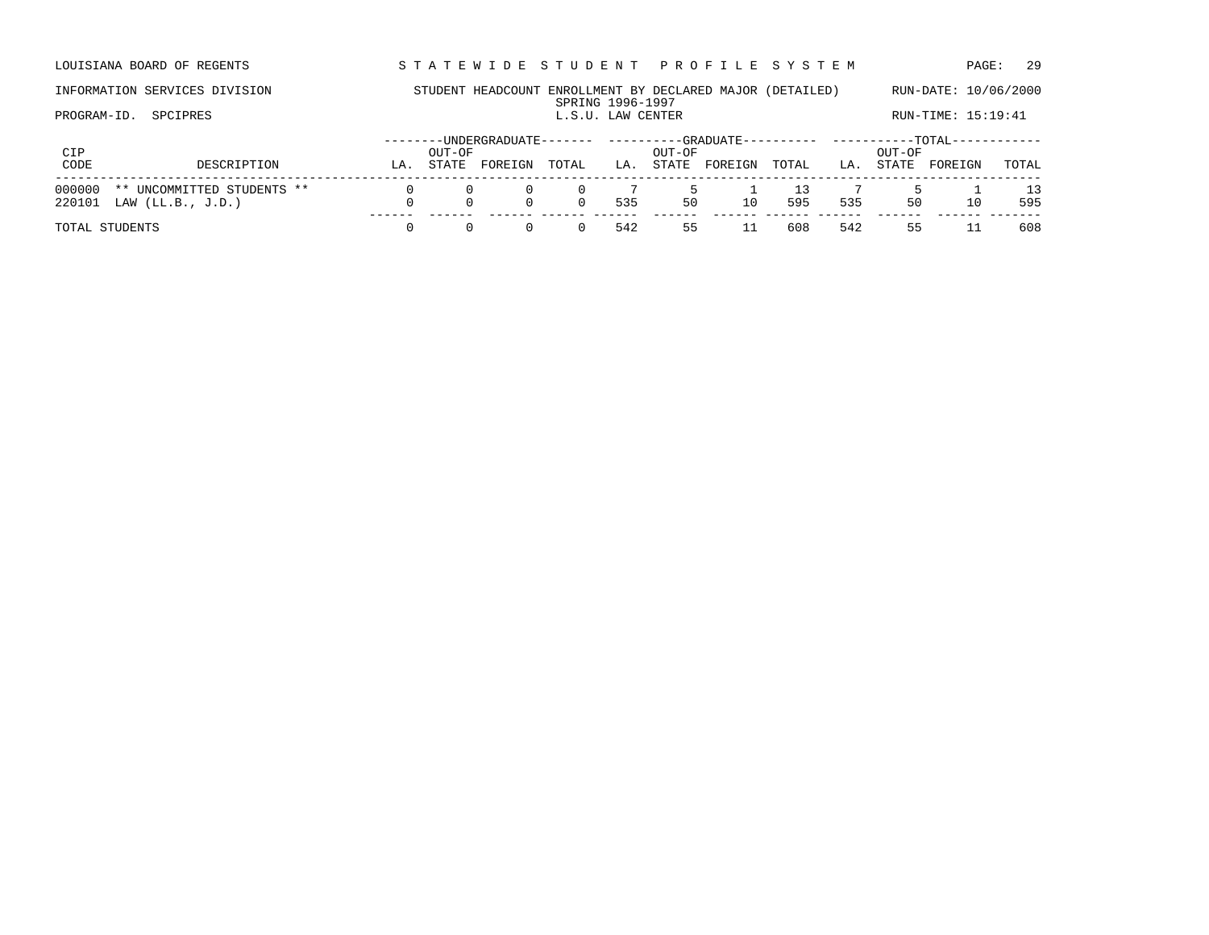LOUISIANA BOARD OF REGENTS — S T A T E W I D E   S T U D E N T   P R O F I L E   S Y S T E M

INFORMATION SERVICES DIVISION — STUDENT HEADCOUNT ENROLLMENT BY DECLARED MAJOR (DETAILED) — RUN-DATE: 10/06/2000

SPRING 1996-1997

PROGRAM-ID. SPCIPRES — L.S.U. LAW CENTER — RUN-TIME: 15:19:41

| CIP CODE | DESCRIPTION | UNDERGRADUATE | | | | GRADUATE | | | | TOTAL | | | |
|---|---|---|---|---|---|---|---|---|---|---|---|---|---|
| | | LA. | OUT-OF STATE | FOREIGN | TOTAL | LA. | OUT-OF STATE | FOREIGN | TOTAL | LA. | OUT-OF STATE | FOREIGN | TOTAL |
| 000000 | ** UNCOMMITTED STUDENTS ** | 0 | 0 | 0 | 0 | 7 | 5 | 1 | 13 | 7 | 5 | 1 | 13 |
| 220101 | LAW (LL.B., J.D.) | 0 | 0 | 0 | 0 | 535 | 50 | 10 | 595 | 535 | 50 | 10 | 595 |
| TOTAL STUDENTS | | 0 | 0 | 0 | 0 | 542 | 55 | 11 | 608 | 542 | 55 | 11 | 608 |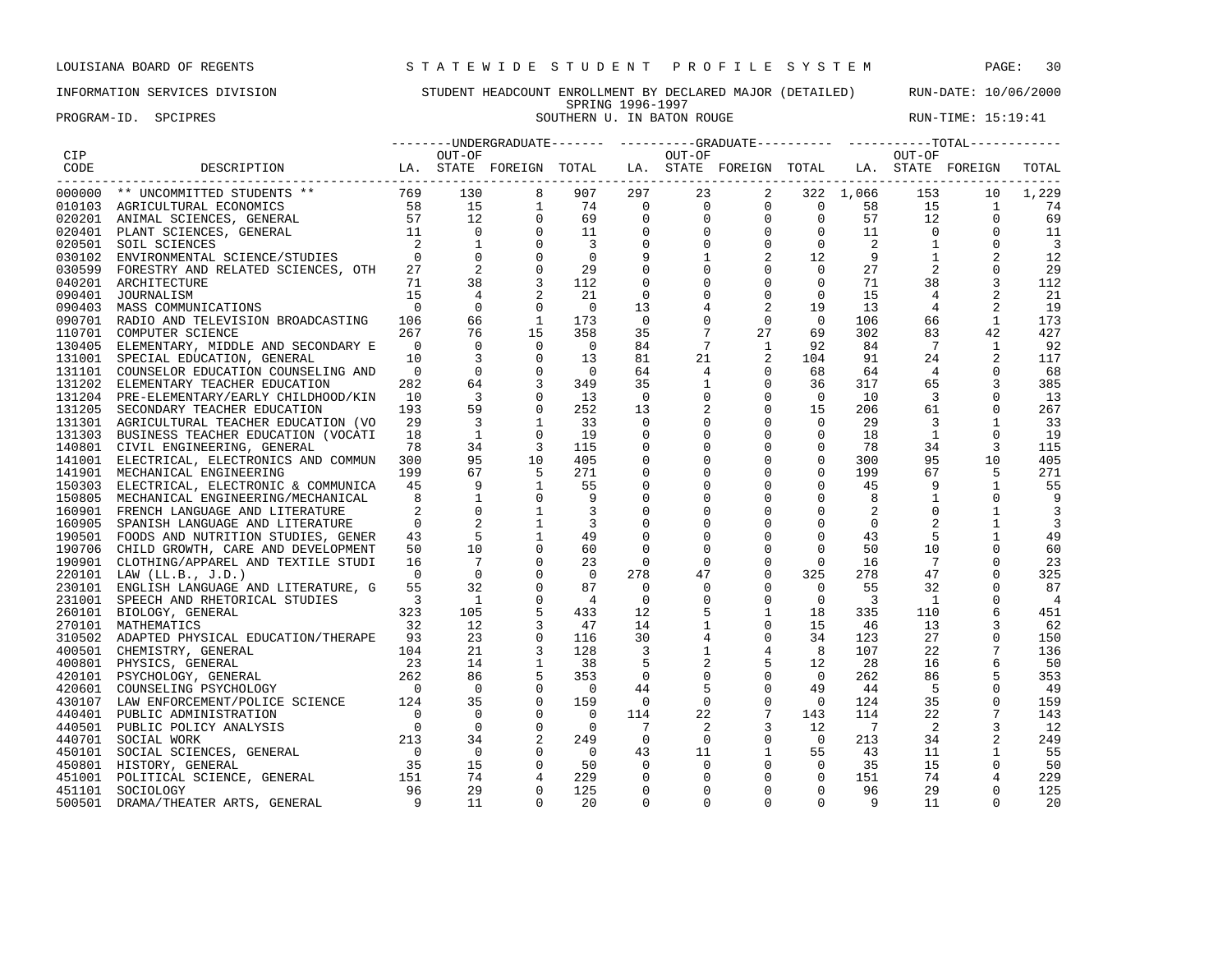LOUISIANA BOARD OF REGENTS — STATEWIDE STUDENT PROFILE SYSTEM

INFORMATION SERVICES DIVISION — STUDENT HEADCOUNT ENROLLMENT BY DECLARED MAJOR (DETAILED) — RUN-DATE: 10/06/2000

SPRING 1996-1997

PROGRAM-ID. SPCIPRES — SOUTHERN U. IN BATON ROUGE — RUN-TIME: 15:19:41

| CIP CODE | DESCRIPTION | UNDERGRADUATE LA. | UNDERGRADUATE OUT-OF STATE | UNDERGRADUATE FOREIGN | UNDERGRADUATE TOTAL | GRADUATE LA. | GRADUATE OUT-OF STATE | GRADUATE FOREIGN | GRADUATE TOTAL | TOTAL LA. | TOTAL OUT-OF STATE | TOTAL FOREIGN | TOTAL |
|---|---|---|---|---|---|---|---|---|---|---|---|---|---|
| 000000 | ** UNCOMMITTED STUDENTS ** | 769 | 130 | 8 | 907 | 297 | 23 | 2 | 322 | 1,066 | 153 | 10 | 1,229 |
| 010103 | AGRICULTURAL ECONOMICS | 58 | 15 | 1 | 74 | 0 | 0 | 0 | 0 | 58 | 15 | 1 | 74 |
| 020201 | ANIMAL SCIENCES, GENERAL | 57 | 12 | 0 | 69 | 0 | 0 | 0 | 0 | 57 | 12 | 0 | 69 |
| 020401 | PLANT SCIENCES, GENERAL | 11 | 0 | 0 | 11 | 0 | 0 | 0 | 0 | 11 | 0 | 0 | 11 |
| 020501 | SOIL SCIENCES | 2 | 1 | 0 | 3 | 0 | 0 | 0 | 0 | 2 | 1 | 0 | 3 |
| 030102 | ENVIRONMENTAL SCIENCE/STUDIES | 0 | 0 | 0 | 0 | 9 | 1 | 2 | 12 | 9 | 1 | 2 | 12 |
| 030599 | FORESTRY AND RELATED SCIENCES, OTH | 27 | 2 | 0 | 29 | 0 | 0 | 0 | 0 | 27 | 2 | 0 | 29 |
| 040201 | ARCHITECTURE | 71 | 38 | 3 | 112 | 0 | 0 | 0 | 0 | 71 | 38 | 3 | 112 |
| 090401 | JOURNALISM | 15 | 4 | 2 | 21 | 0 | 0 | 0 | 0 | 15 | 4 | 2 | 21 |
| 090403 | MASS COMMUNICATIONS | 0 | 0 | 0 | 0 | 13 | 4 | 2 | 19 | 13 | 4 | 2 | 19 |
| 090701 | RADIO AND TELEVISION BROADCASTING | 106 | 66 | 1 | 173 | 0 | 0 | 0 | 0 | 106 | 66 | 1 | 173 |
| 110701 | COMPUTER SCIENCE | 267 | 76 | 15 | 358 | 35 | 7 | 27 | 69 | 302 | 83 | 42 | 427 |
| 130405 | ELEMENTARY, MIDDLE AND SECONDARY E | 0 | 0 | 0 | 0 | 84 | 7 | 1 | 92 | 84 | 7 | 1 | 92 |
| 131001 | SPECIAL EDUCATION, GENERAL | 10 | 3 | 0 | 13 | 81 | 21 | 2 | 104 | 91 | 24 | 2 | 117 |
| 131101 | COUNSELOR EDUCATION COUNSELING AND | 0 | 0 | 0 | 0 | 64 | 4 | 0 | 68 | 64 | 4 | 0 | 68 |
| 131202 | ELEMENTARY TEACHER EDUCATION | 282 | 64 | 3 | 349 | 35 | 1 | 0 | 36 | 317 | 65 | 3 | 385 |
| 131204 | PRE-ELEMENTARY/EARLY CHILDHOOD/KIN | 10 | 3 | 0 | 13 | 0 | 0 | 0 | 0 | 10 | 3 | 0 | 13 |
| 131205 | SECONDARY TEACHER EDUCATION | 193 | 59 | 0 | 252 | 13 | 2 | 0 | 15 | 206 | 61 | 0 | 267 |
| 131301 | AGRICULTURAL TEACHER EDUCATION (VO | 29 | 3 | 1 | 33 | 0 | 0 | 0 | 0 | 29 | 3 | 1 | 33 |
| 131303 | BUSINESS TEACHER EDUCATION (VOCATI | 18 | 1 | 0 | 19 | 0 | 0 | 0 | 0 | 18 | 1 | 0 | 19 |
| 140801 | CIVIL ENGINEERING, GENERAL | 78 | 34 | 3 | 115 | 0 | 0 | 0 | 0 | 78 | 34 | 3 | 115 |
| 141001 | ELECTRICAL, ELECTRONICS AND COMMUN | 300 | 95 | 10 | 405 | 0 | 0 | 0 | 0 | 300 | 95 | 10 | 405 |
| 141901 | MECHANICAL ENGINEERING | 199 | 67 | 5 | 271 | 0 | 0 | 0 | 0 | 199 | 67 | 5 | 271 |
| 150303 | ELECTRICAL, ELECTRONIC & COMMUNICA | 45 | 9 | 1 | 55 | 0 | 0 | 0 | 0 | 45 | 9 | 1 | 55 |
| 150805 | MECHANICAL ENGINEERING/MECHANICAL | 8 | 1 | 0 | 9 | 0 | 0 | 0 | 0 | 8 | 1 | 0 | 9 |
| 160901 | FRENCH LANGUAGE AND LITERATURE | 2 | 0 | 1 | 3 | 0 | 0 | 0 | 0 | 2 | 0 | 1 | 3 |
| 160905 | SPANISH LANGUAGE AND LITERATURE | 0 | 2 | 1 | 3 | 0 | 0 | 0 | 0 | 0 | 2 | 1 | 3 |
| 190501 | FOODS AND NUTRITION STUDIES, GENER | 43 | 5 | 1 | 49 | 0 | 0 | 0 | 0 | 43 | 5 | 1 | 49 |
| 190706 | CHILD GROWTH, CARE AND DEVELOPMENT | 50 | 10 | 0 | 60 | 0 | 0 | 0 | 0 | 50 | 10 | 0 | 60 |
| 190901 | CLOTHING/APPAREL AND TEXTILE STUDI | 16 | 7 | 0 | 23 | 0 | 0 | 0 | 0 | 16 | 7 | 0 | 23 |
| 220101 | LAW (LL.B., J.D.) | 0 | 0 | 0 | 0 | 278 | 47 | 0 | 325 | 278 | 47 | 0 | 325 |
| 230101 | ENGLISH LANGUAGE AND LITERATURE, G | 55 | 32 | 0 | 87 | 0 | 0 | 0 | 0 | 55 | 32 | 0 | 87 |
| 231001 | SPEECH AND RHETORICAL STUDIES | 3 | 1 | 0 | 4 | 0 | 0 | 0 | 0 | 3 | 1 | 0 | 4 |
| 260101 | BIOLOGY, GENERAL | 323 | 105 | 5 | 433 | 12 | 5 | 1 | 18 | 335 | 110 | 6 | 451 |
| 270101 | MATHEMATICS | 32 | 12 | 3 | 47 | 14 | 1 | 0 | 15 | 46 | 13 | 3 | 62 |
| 310502 | ADAPTED PHYSICAL EDUCATION/THERAPE | 93 | 23 | 0 | 116 | 30 | 4 | 0 | 34 | 123 | 27 | 0 | 150 |
| 400501 | CHEMISTRY, GENERAL | 104 | 21 | 3 | 128 | 3 | 1 | 4 | 8 | 107 | 22 | 7 | 136 |
| 400801 | PHYSICS, GENERAL | 23 | 14 | 1 | 38 | 5 | 2 | 5 | 12 | 28 | 16 | 6 | 50 |
| 420101 | PSYCHOLOGY, GENERAL | 262 | 86 | 5 | 353 | 0 | 0 | 0 | 0 | 262 | 86 | 5 | 353 |
| 420601 | COUNSELING PSYCHOLOGY | 0 | 0 | 0 | 0 | 44 | 5 | 0 | 49 | 44 | 5 | 0 | 49 |
| 430107 | LAW ENFORCEMENT/POLICE SCIENCE | 124 | 35 | 0 | 159 | 0 | 0 | 0 | 0 | 124 | 35 | 0 | 159 |
| 440401 | PUBLIC ADMINISTRATION | 0 | 0 | 0 | 0 | 114 | 22 | 7 | 143 | 114 | 22 | 7 | 143 |
| 440501 | PUBLIC POLICY ANALYSIS | 0 | 0 | 0 | 0 | 7 | 2 | 3 | 12 | 7 | 2 | 3 | 12 |
| 440701 | SOCIAL WORK | 213 | 34 | 2 | 249 | 0 | 0 | 0 | 0 | 213 | 34 | 2 | 249 |
| 450101 | SOCIAL SCIENCES, GENERAL | 0 | 0 | 0 | 0 | 43 | 11 | 1 | 55 | 43 | 11 | 1 | 55 |
| 450801 | HISTORY, GENERAL | 35 | 15 | 0 | 50 | 0 | 0 | 0 | 0 | 35 | 15 | 0 | 50 |
| 451001 | POLITICAL SCIENCE, GENERAL | 151 | 74 | 4 | 229 | 0 | 0 | 0 | 0 | 151 | 74 | 4 | 229 |
| 451101 | SOCIOLOGY | 96 | 29 | 0 | 125 | 0 | 0 | 0 | 0 | 96 | 29 | 0 | 125 |
| 500501 | DRAMA/THEATER ARTS, GENERAL | 9 | 11 | 0 | 20 | 0 | 0 | 0 | 0 | 9 | 11 | 0 | 20 |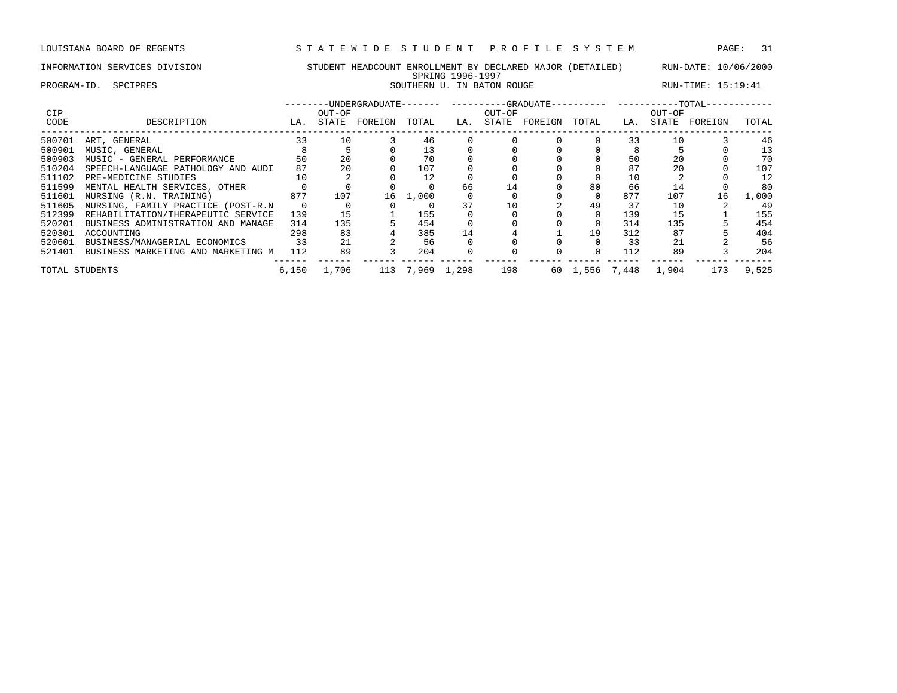LOUISIANA BOARD OF REGENTS — STATEWIDE STUDENT PROFILE SYSTEM

INFORMATION SERVICES DIVISION — STUDENT HEADCOUNT ENROLLMENT BY DECLARED MAJOR (DETAILED) — RUN-DATE: 10/06/2000

SPRING 1996-1997

PROGRAM-ID. SPCIPRES — SOUTHERN U. IN BATON ROUGE — RUN-TIME: 15:19:41

| CIP | | UNDERGRADUATE | | | | GRADUATE | | | | TOTAL | | | |
|---|---|---|---|---|---|---|---|---|---|---|---|---|---|
| CODE | DESCRIPTION | LA. | OUT-OF STATE | FOREIGN | TOTAL | LA. | OUT-OF STATE | FOREIGN | TOTAL | LA. | OUT-OF STATE | FOREIGN | TOTAL |
| 500701 | ART, GENERAL | 33 | 10 | 3 | 46 | 0 | 0 | 0 | 0 | 33 | 10 | 3 | 46 |
| 500901 | MUSIC, GENERAL | 8 | 5 | 0 | 13 | 0 | 0 | 0 | 0 | 8 | 5 | 0 | 13 |
| 500903 | MUSIC - GENERAL PERFORMANCE | 50 | 20 | 0 | 70 | 0 | 0 | 0 | 0 | 50 | 20 | 0 | 70 |
| 510204 | SPEECH-LANGUAGE PATHOLOGY AND AUDI | 87 | 20 | 0 | 107 | 0 | 0 | 0 | 0 | 87 | 20 | 0 | 107 |
| 511102 | PRE-MEDICINE STUDIES | 10 | 2 | 0 | 12 | 0 | 0 | 0 | 0 | 10 | 2 | 0 | 12 |
| 511599 | MENTAL HEALTH SERVICES, OTHER | 0 | 0 | 0 | 0 | 66 | 14 | 0 | 80 | 66 | 14 | 0 | 80 |
| 511601 | NURSING (R.N. TRAINING) | 877 | 107 | 16 | 1,000 | 0 | 0 | 0 | 0 | 877 | 107 | 16 | 1,000 |
| 511605 | NURSING, FAMILY PRACTICE (POST-R.N | 0 | 0 | 0 | 0 | 37 | 10 | 2 | 49 | 37 | 10 | 2 | 49 |
| 512399 | REHABILITATION/THERAPEUTIC SERVICE | 139 | 15 | 1 | 155 | 0 | 0 | 0 | 0 | 139 | 15 | 1 | 155 |
| 520201 | BUSINESS ADMINISTRATION AND MANAGE | 314 | 135 | 5 | 454 | 0 | 0 | 0 | 0 | 314 | 135 | 5 | 454 |
| 520301 | ACCOUNTING | 298 | 83 | 4 | 385 | 14 | 4 | 1 | 19 | 312 | 87 | 5 | 404 |
| 520601 | BUSINESS/MANAGERIAL ECONOMICS | 33 | 21 | 2 | 56 | 0 | 0 | 0 | 0 | 33 | 21 | 2 | 56 |
| 521401 | BUSINESS MARKETING AND MARKETING M | 112 | 89 | 3 | 204 | 0 | 0 | 0 | 0 | 112 | 89 | 3 | 204 |
| TOTAL STUDENTS | | 6,150 | 1,706 | 113 | 7,969 | 1,298 | 198 | 60 | 1,556 | 7,448 | 1,904 | 173 | 9,525 |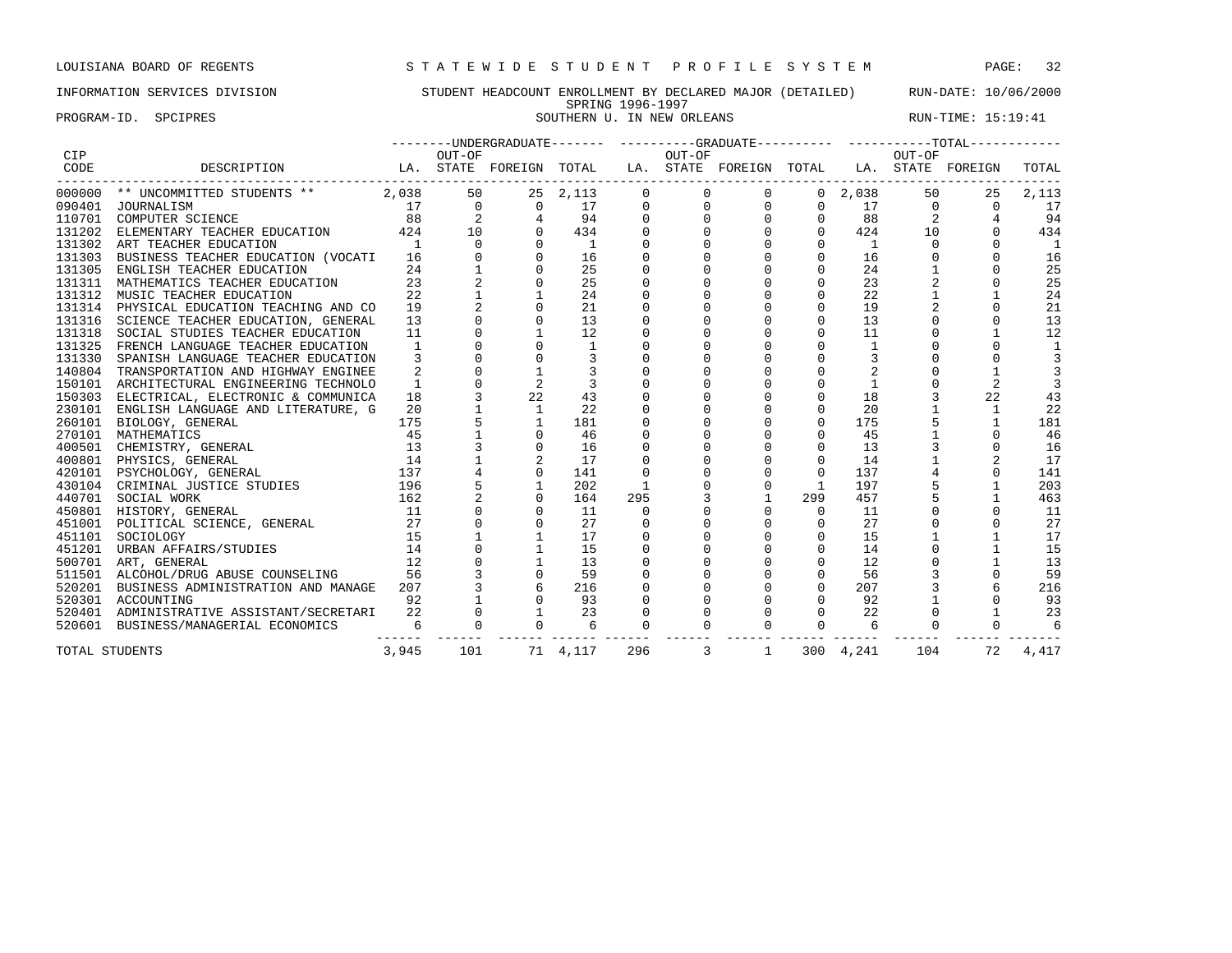LOUISIANA BOARD OF REGENTS — STATEWIDE STUDENT PROFILE SYSTEM

INFORMATION SERVICES DIVISION — STUDENT HEADCOUNT ENROLLMENT BY DECLARED MAJOR (DETAILED) — RUN-DATE: 10/06/2000

SPRING 1996-1997

PROGRAM-ID. SPCIPRES — SOUTHERN U. IN NEW ORLEANS — RUN-TIME: 15:19:41

| CIP CODE | DESCRIPTION | UNDERGRADUATE LA. | UNDERGRADUATE OUT-OF STATE | UNDERGRADUATE FOREIGN | UNDERGRADUATE TOTAL | GRADUATE LA. | GRADUATE OUT-OF STATE | GRADUATE FOREIGN | GRADUATE TOTAL | TOTAL LA. | TOTAL OUT-OF STATE | TOTAL FOREIGN | TOTAL |
|---|---|---|---|---|---|---|---|---|---|---|---|---|---|
| 000000 | ** UNCOMMITTED STUDENTS ** | 2,038 | 50 | 25 | 2,113 | 0 | 0 | 0 | 0 | 2,038 | 50 | 25 | 2,113 |
| 090401 | JOURNALISM | 17 | 0 | 0 | 17 | 0 | 0 | 0 | 0 | 17 | 0 | 0 | 17 |
| 110701 | COMPUTER SCIENCE | 88 | 2 | 4 | 94 | 0 | 0 | 0 | 0 | 88 | 2 | 4 | 94 |
| 131202 | ELEMENTARY TEACHER EDUCATION | 424 | 10 | 0 | 434 | 0 | 0 | 0 | 0 | 424 | 10 | 0 | 434 |
| 131302 | ART TEACHER EDUCATION | 1 | 0 | 0 | 1 | 0 | 0 | 0 | 0 | 1 | 0 | 0 | 1 |
| 131303 | BUSINESS TEACHER EDUCATION (VOCATI | 16 | 0 | 0 | 16 | 0 | 0 | 0 | 0 | 16 | 0 | 0 | 16 |
| 131305 | ENGLISH TEACHER EDUCATION | 24 | 1 | 0 | 25 | 0 | 0 | 0 | 0 | 24 | 1 | 0 | 25 |
| 131311 | MATHEMATICS TEACHER EDUCATION | 23 | 2 | 0 | 25 | 0 | 0 | 0 | 0 | 23 | 2 | 0 | 25 |
| 131312 | MUSIC TEACHER EDUCATION | 22 | 1 | 1 | 24 | 0 | 0 | 0 | 0 | 22 | 1 | 1 | 24 |
| 131314 | PHYSICAL EDUCATION TEACHING AND CO | 19 | 2 | 0 | 21 | 0 | 0 | 0 | 0 | 19 | 2 | 0 | 21 |
| 131316 | SCIENCE TEACHER EDUCATION, GENERAL | 13 | 0 | 0 | 13 | 0 | 0 | 0 | 0 | 13 | 0 | 0 | 13 |
| 131318 | SOCIAL STUDIES TEACHER EDUCATION | 11 | 0 | 1 | 12 | 0 | 0 | 0 | 0 | 11 | 0 | 1 | 12 |
| 131325 | FRENCH LANGUAGE TEACHER EDUCATION | 1 | 0 | 0 | 1 | 0 | 0 | 0 | 0 | 1 | 0 | 0 | 1 |
| 131330 | SPANISH LANGUAGE TEACHER EDUCATION | 3 | 0 | 0 | 3 | 0 | 0 | 0 | 0 | 3 | 0 | 0 | 3 |
| 140804 | TRANSPORTATION AND HIGHWAY ENGINEE | 2 | 0 | 1 | 3 | 0 | 0 | 0 | 0 | 2 | 0 | 1 | 3 |
| 150101 | ARCHITECTURAL ENGINEERING TECHNOLO | 1 | 0 | 2 | 3 | 0 | 0 | 0 | 0 | 1 | 0 | 2 | 3 |
| 150303 | ELECTRICAL, ELECTRONIC & COMMUNICA | 18 | 3 | 22 | 43 | 0 | 0 | 0 | 0 | 18 | 3 | 22 | 43 |
| 230101 | ENGLISH LANGUAGE AND LITERATURE, G | 20 | 1 | 1 | 22 | 0 | 0 | 0 | 0 | 20 | 1 | 1 | 22 |
| 260101 | BIOLOGY, GENERAL | 175 | 5 | 1 | 181 | 0 | 0 | 0 | 0 | 175 | 5 | 1 | 181 |
| 270101 | MATHEMATICS | 45 | 1 | 0 | 46 | 0 | 0 | 0 | 0 | 45 | 1 | 0 | 46 |
| 400501 | CHEMISTRY, GENERAL | 13 | 3 | 0 | 16 | 0 | 0 | 0 | 0 | 13 | 3 | 0 | 16 |
| 400801 | PHYSICS, GENERAL | 14 | 1 | 2 | 17 | 0 | 0 | 0 | 0 | 14 | 1 | 2 | 17 |
| 420101 | PSYCHOLOGY, GENERAL | 137 | 4 | 0 | 141 | 0 | 0 | 0 | 0 | 137 | 4 | 0 | 141 |
| 430104 | CRIMINAL JUSTICE STUDIES | 196 | 5 | 1 | 202 | 1 | 0 | 0 | 1 | 197 | 5 | 1 | 203 |
| 440701 | SOCIAL WORK | 162 | 2 | 0 | 164 | 295 | 3 | 1 | 299 | 457 | 5 | 1 | 463 |
| 450801 | HISTORY, GENERAL | 11 | 0 | 0 | 11 | 0 | 0 | 0 | 0 | 11 | 0 | 0 | 11 |
| 451001 | POLITICAL SCIENCE, GENERAL | 27 | 0 | 0 | 27 | 0 | 0 | 0 | 0 | 27 | 0 | 0 | 27 |
| 451101 | SOCIOLOGY | 15 | 1 | 1 | 17 | 0 | 0 | 0 | 0 | 15 | 1 | 1 | 17 |
| 451201 | URBAN AFFAIRS/STUDIES | 14 | 0 | 1 | 15 | 0 | 0 | 0 | 0 | 14 | 0 | 1 | 15 |
| 500701 | ART, GENERAL | 12 | 0 | 1 | 13 | 0 | 0 | 0 | 0 | 12 | 0 | 1 | 13 |
| 511501 | ALCOHOL/DRUG ABUSE COUNSELING | 56 | 3 | 0 | 59 | 0 | 0 | 0 | 0 | 56 | 3 | 0 | 59 |
| 520201 | BUSINESS ADMINISTRATION AND MANAGE | 207 | 3 | 6 | 216 | 0 | 0 | 0 | 0 | 207 | 3 | 6 | 216 |
| 520301 | ACCOUNTING | 92 | 1 | 0 | 93 | 0 | 0 | 0 | 0 | 92 | 1 | 0 | 93 |
| 520401 | ADMINISTRATIVE ASSISTANT/SECRETARI | 22 | 0 | 1 | 23 | 0 | 0 | 0 | 0 | 22 | 0 | 1 | 23 |
| 520601 | BUSINESS/MANAGERIAL ECONOMICS | 6 | 0 | 0 | 6 | 0 | 0 | 0 | 0 | 6 | 0 | 0 | 6 |
| TOTAL STUDENTS | | 3,945 | 101 | 71 | 4,117 | 296 | 3 | 1 | 300 | 4,241 | 104 | 72 | 4,417 |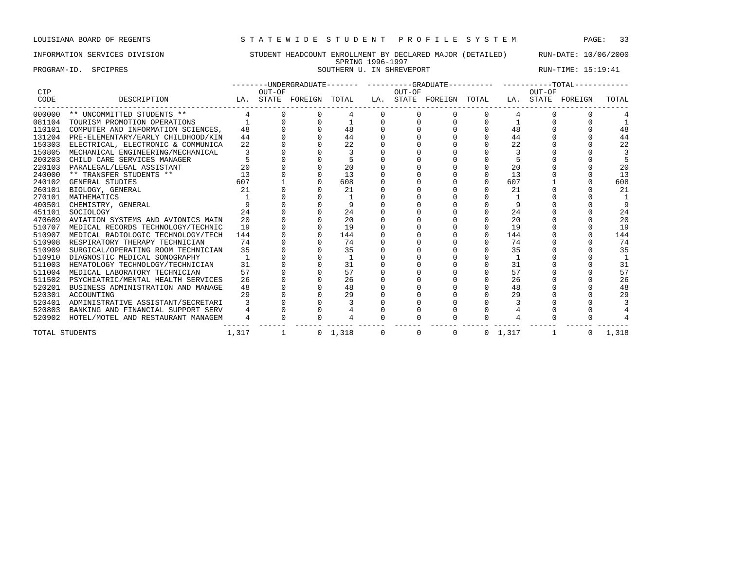LOUISIANA BOARD OF REGENTS — STATEWIDE STUDENT PROFILE SYSTEM

INFORMATION SERVICES DIVISION — STUDENT HEADCOUNT ENROLLMENT BY DECLARED MAJOR (DETAILED) — RUN-DATE: 10/06/2000

SPRING 1996-1997

PROGRAM-ID. SPCIPRES — SOUTHERN U. IN SHREVEPORT — RUN-TIME: 15:19:41

| CIP | | UNDERGRADUATE | | | | GRADUATE | | | | TOTAL | | | |
|---|---|---|---|---|---|---|---|---|---|---|---|---|---|
| CODE | DESCRIPTION | LA. | OUT-OF STATE | FOREIGN | TOTAL | LA. | OUT-OF STATE | FOREIGN | TOTAL | LA. | OUT-OF STATE | FOREIGN | TOTAL |
| 000000 | ** UNCOMMITTED STUDENTS ** | 4 | 0 | 0 | 4 | 0 | 0 | 0 | 0 | 4 | 0 | 0 | 4 |
| 081104 | TOURISM PROMOTION OPERATIONS | 1 | 0 | 0 | 1 | 0 | 0 | 0 | 0 | 1 | 0 | 0 | 1 |
| 110101 | COMPUTER AND INFORMATION SCIENCES, | 48 | 0 | 0 | 48 | 0 | 0 | 0 | 0 | 48 | 0 | 0 | 48 |
| 131204 | PRE-ELEMENTARY/EARLY CHILDHOOD/KIN | 44 | 0 | 0 | 44 | 0 | 0 | 0 | 0 | 44 | 0 | 0 | 44 |
| 150303 | ELECTRICAL, ELECTRONIC & COMMUNICA | 22 | 0 | 0 | 22 | 0 | 0 | 0 | 0 | 22 | 0 | 0 | 22 |
| 150805 | MECHANICAL ENGINEERING/MECHANICAL | 3 | 0 | 0 | 3 | 0 | 0 | 0 | 0 | 3 | 0 | 0 | 3 |
| 200203 | CHILD CARE SERVICES MANAGER | 5 | 0 | 0 | 5 | 0 | 0 | 0 | 0 | 5 | 0 | 0 | 5 |
| 220103 | PARALEGAL/LEGAL ASSISTANT | 20 | 0 | 0 | 20 | 0 | 0 | 0 | 0 | 20 | 0 | 0 | 20 |
| 240000 | ** TRANSFER STUDENTS ** | 13 | 0 | 0 | 13 | 0 | 0 | 0 | 0 | 13 | 0 | 0 | 13 |
| 240102 | GENERAL STUDIES | 607 | 1 | 0 | 608 | 0 | 0 | 0 | 0 | 607 | 1 | 0 | 608 |
| 260101 | BIOLOGY, GENERAL | 21 | 0 | 0 | 21 | 0 | 0 | 0 | 0 | 21 | 0 | 0 | 21 |
| 270101 | MATHEMATICS | 1 | 0 | 0 | 1 | 0 | 0 | 0 | 0 | 1 | 0 | 0 | 1 |
| 400501 | CHEMISTRY, GENERAL | 9 | 0 | 0 | 9 | 0 | 0 | 0 | 0 | 9 | 0 | 0 | 9 |
| 451101 | SOCIOLOGY | 24 | 0 | 0 | 24 | 0 | 0 | 0 | 0 | 24 | 0 | 0 | 24 |
| 470609 | AVIATION SYSTEMS AND AVIONICS MAIN | 20 | 0 | 0 | 20 | 0 | 0 | 0 | 0 | 20 | 0 | 0 | 20 |
| 510707 | MEDICAL RECORDS TECHNOLOGY/TECHNIC | 19 | 0 | 0 | 19 | 0 | 0 | 0 | 0 | 19 | 0 | 0 | 19 |
| 510907 | MEDICAL RADIOLOGIC TECHNOLOGY/TECH | 144 | 0 | 0 | 144 | 0 | 0 | 0 | 0 | 144 | 0 | 0 | 144 |
| 510908 | RESPIRATORY THERAPY TECHNICIAN | 74 | 0 | 0 | 74 | 0 | 0 | 0 | 0 | 74 | 0 | 0 | 74 |
| 510909 | SURGICAL/OPERATING ROOM TECHNICIAN | 35 | 0 | 0 | 35 | 0 | 0 | 0 | 0 | 35 | 0 | 0 | 35 |
| 510910 | DIAGNOSTIC MEDICAL SONOGRAPHY | 1 | 0 | 0 | 1 | 0 | 0 | 0 | 0 | 1 | 0 | 0 | 1 |
| 511003 | HEMATOLOGY TECHNOLOGY/TECHNICIAN | 31 | 0 | 0 | 31 | 0 | 0 | 0 | 0 | 31 | 0 | 0 | 31 |
| 511004 | MEDICAL LABORATORY TECHNICIAN | 57 | 0 | 0 | 57 | 0 | 0 | 0 | 0 | 57 | 0 | 0 | 57 |
| 511502 | PSYCHIATRIC/MENTAL HEALTH SERVICES | 26 | 0 | 0 | 26 | 0 | 0 | 0 | 0 | 26 | 0 | 0 | 26 |
| 520201 | BUSINESS ADMINISTRATION AND MANAGE | 48 | 0 | 0 | 48 | 0 | 0 | 0 | 0 | 48 | 0 | 0 | 48 |
| 520301 | ACCOUNTING | 29 | 0 | 0 | 29 | 0 | 0 | 0 | 0 | 29 | 0 | 0 | 29 |
| 520401 | ADMINISTRATIVE ASSISTANT/SECRETARI | 3 | 0 | 0 | 3 | 0 | 0 | 0 | 0 | 3 | 0 | 0 | 3 |
| 520803 | BANKING AND FINANCIAL SUPPORT SERV | 4 | 0 | 0 | 4 | 0 | 0 | 0 | 0 | 4 | 0 | 0 | 4 |
| 520902 | HOTEL/MOTEL AND RESTAURANT MANAGEM | 4 | 0 | 0 | 4 | 0 | 0 | 0 | 0 | 4 | 0 | 0 | 4 |
| TOTAL STUDENTS | | 1,317 | 1 | 0 | 1,318 | 0 | 0 | 0 | 0 | 1,317 | 1 | 0 | 1,318 |